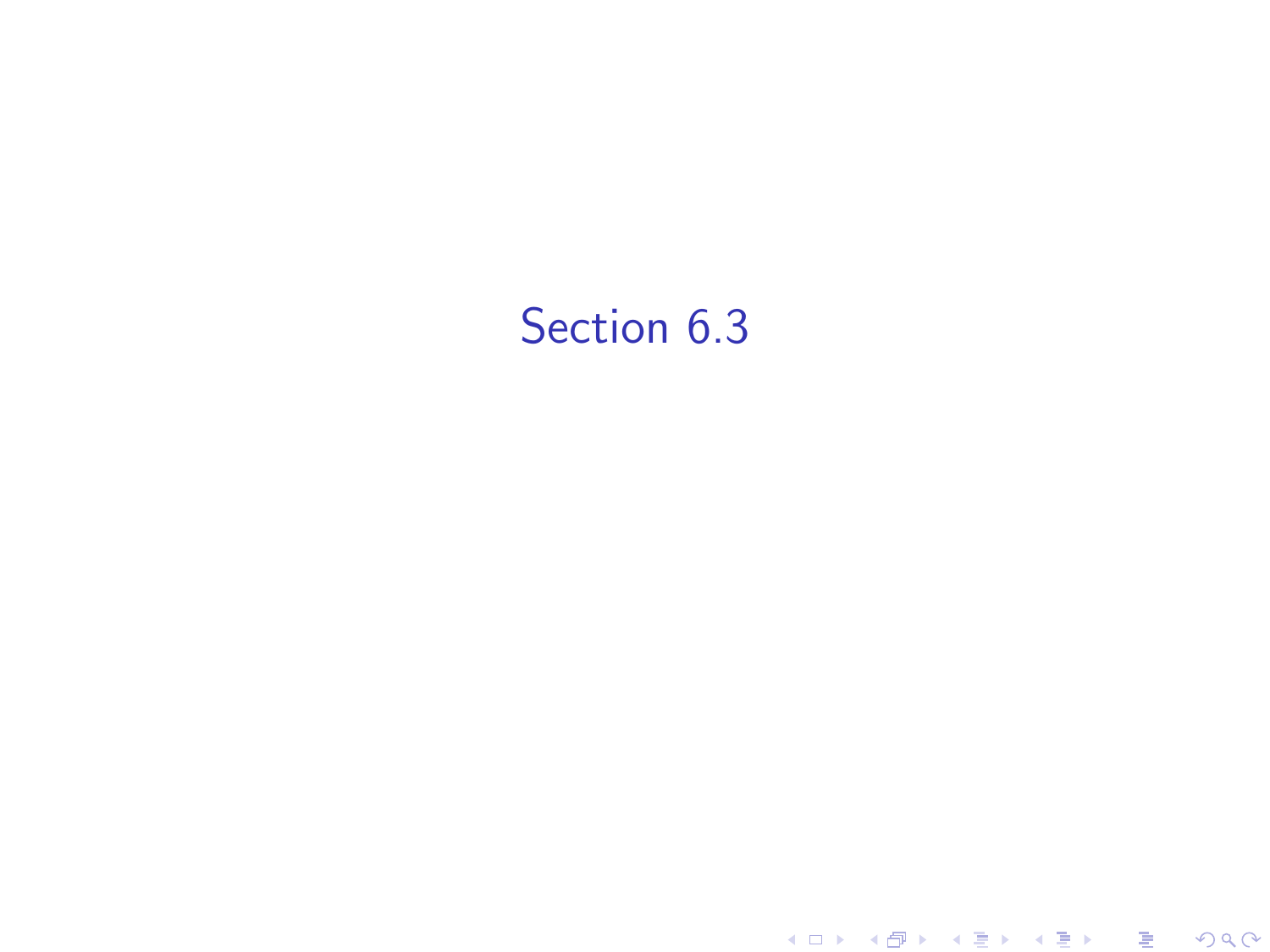# Section 6.3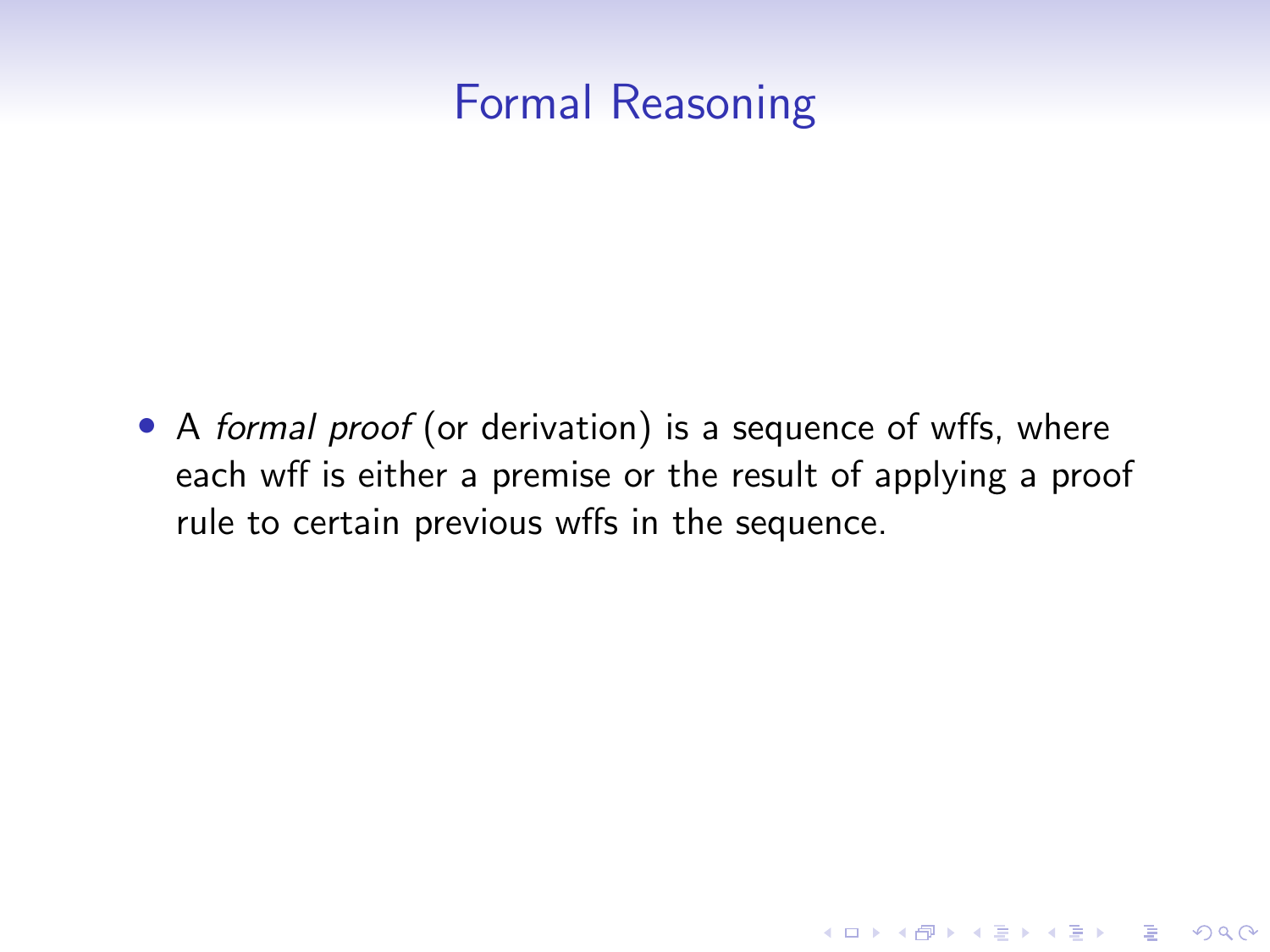# Formal Reasoning

- A *formal proof* (or derivation) is a sequence of wffs, where each wff is either a premise or the result of applying a proof rule to certain previous wffs in the sequence.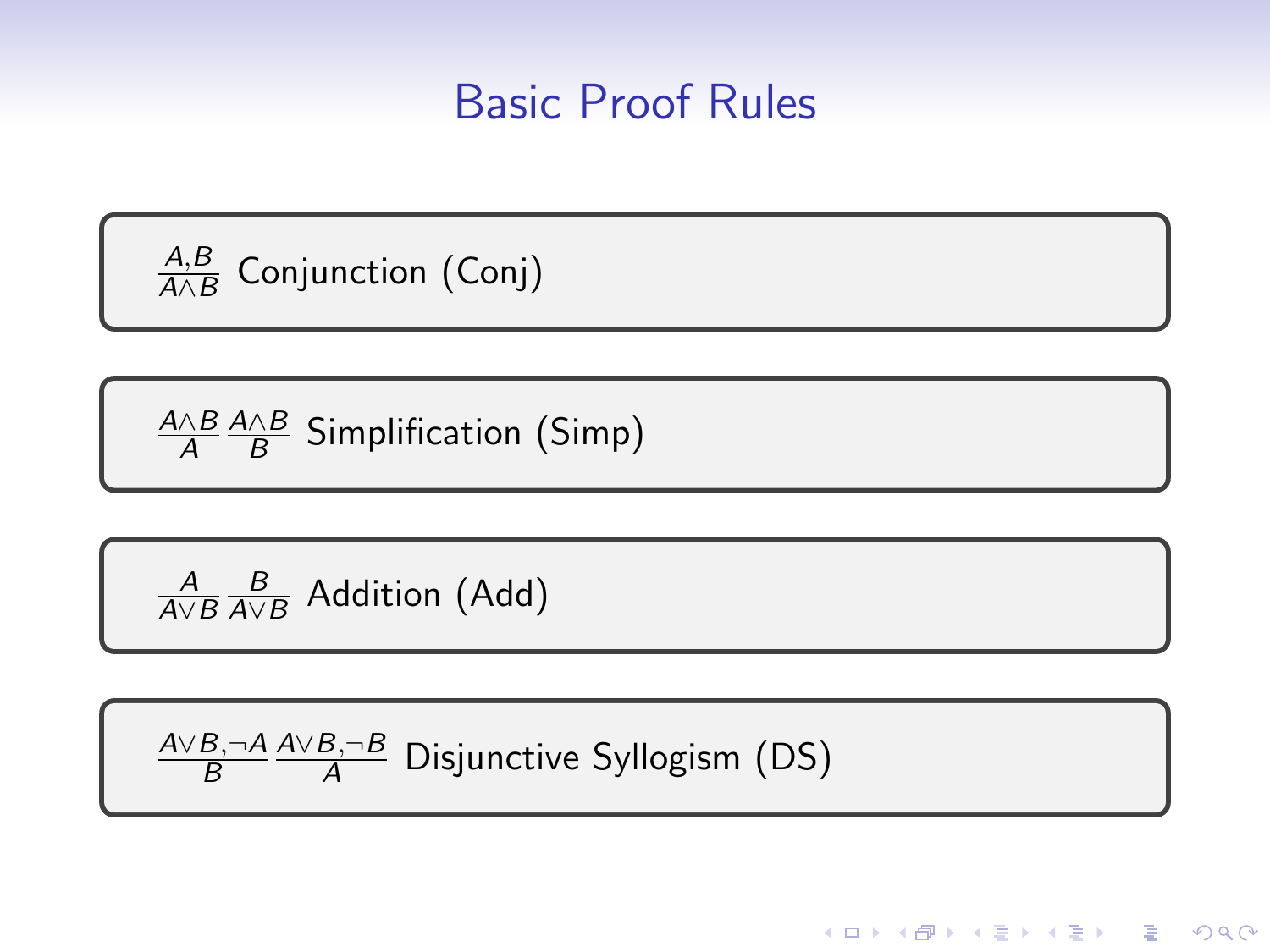# Basic Proof Rules

$\frac{A, B}{A \wedge B}$ Conjunction (Conj)

$\frac{A \wedge B}{A}$ $\frac{A \wedge B}{B}$ Simplification (Simp)

$\frac{A}{A \vee B}$ $\frac{B}{A \vee B}$ Addition (Add)

$\frac{A \vee B, \neg A}{B}$ $\frac{A \vee B, \neg B}{A}$ Disjunctive Syllogism (DS)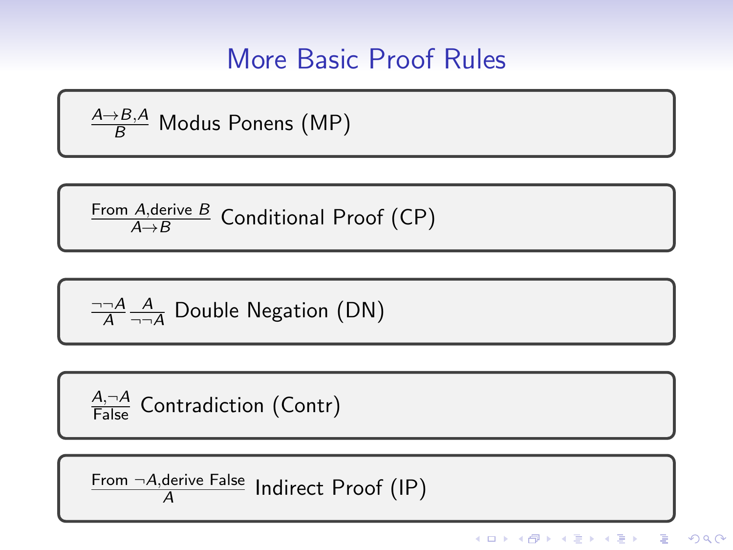# More Basic Proof Rules

$\frac{A \to B, A}{B}$ Modus Ponens (MP)

$\frac{\text{From } A\text{, derive } B}{A \to B}$ Conditional Proof (CP)

$\frac{\neg\neg A}{A} \frac{A}{\neg\neg A}$ Double Negation (DN)

$\frac{A, \neg A}{\text{False}}$ Contradiction (Contr)

$\frac{\text{From } \neg A\text{, derive False}}{A}$ Indirect Proof (IP)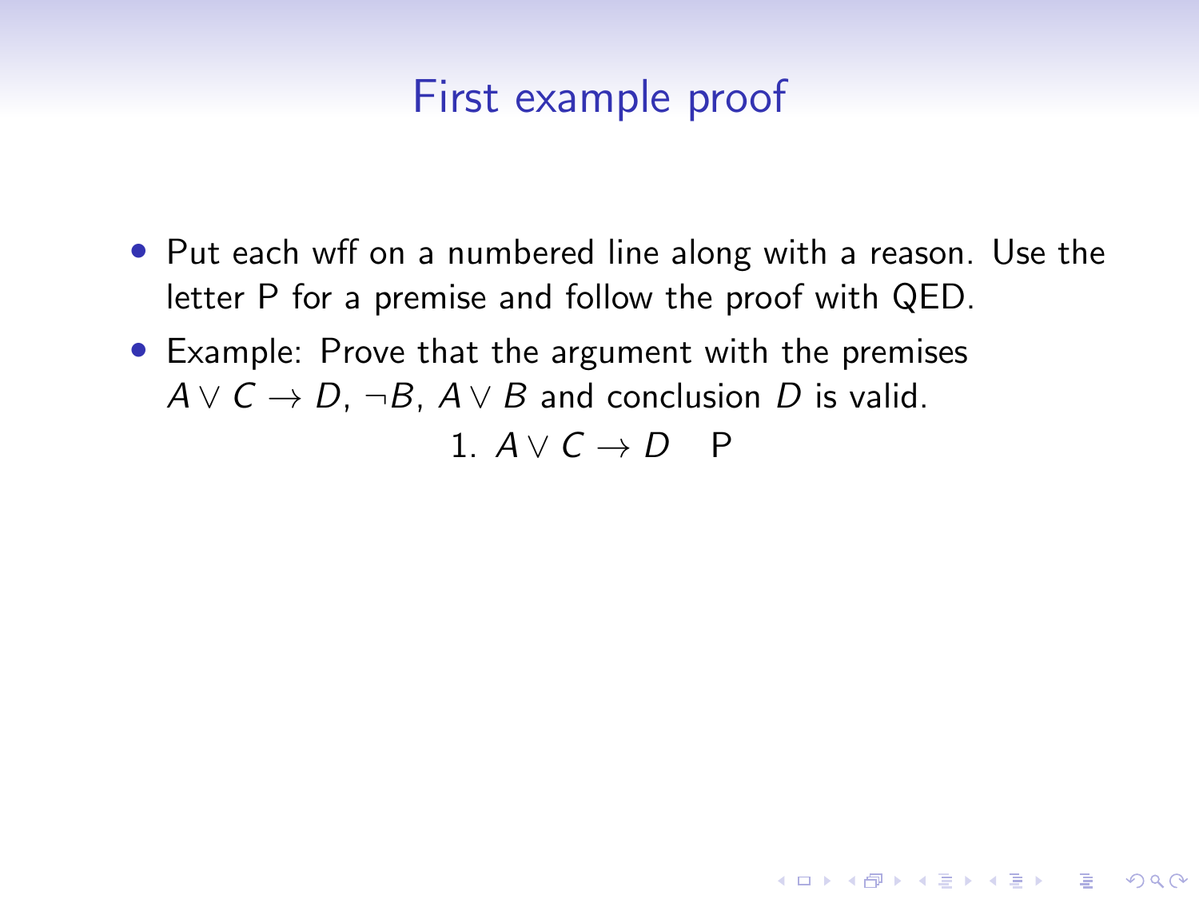## First example proof

- Put each wff on a numbered line along with a reason. Use the letter P for a premise and follow the proof with QED.
- Example: Prove that the argument with the premises $A \vee C \to D$, $\neg B$, $A \vee B$ and conclusion $D$ is valid.

  1. $A \vee C \to D$ &nbsp;&nbsp; P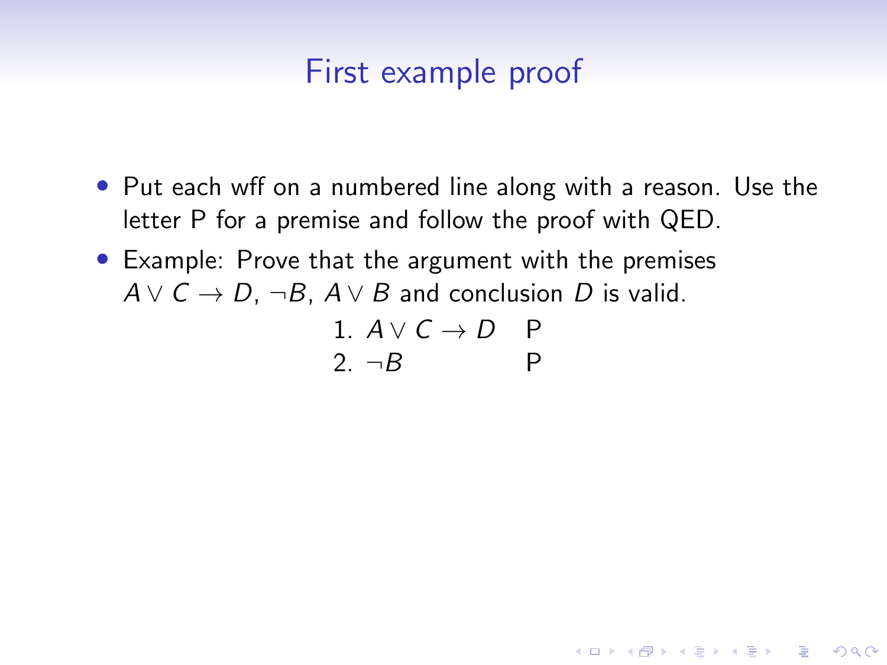## First example proof

- Put each wff on a numbered line along with a reason. Use the letter P for a premise and follow the proof with QED.
- Example: Prove that the argument with the premises $A \vee C \to D$, $\neg B$, $A \vee B$ and conclusion $D$ is valid.

| | | |
|---|---|---|
| 1. | $A \vee C \to D$ | P |
| 2. | $\neg B$ | P |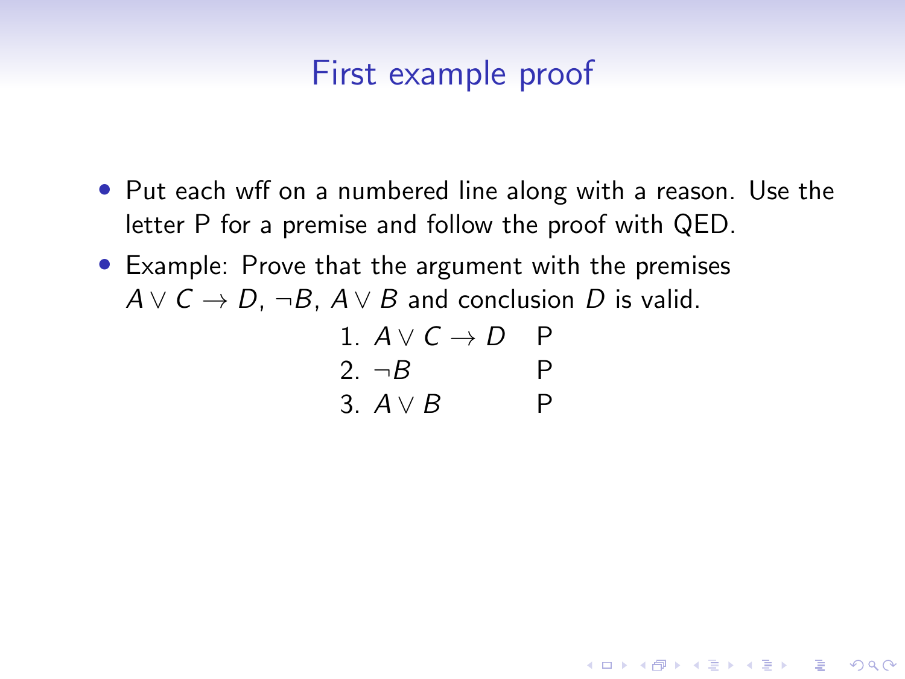# First example proof

- Put each wff on a numbered line along with a reason. Use the letter P for a premise and follow the proof with QED.
- Example: Prove that the argument with the premises $A \vee C \rightarrow D$, $\neg B$, $A \vee B$ and conclusion $D$ is valid.

| | | |
|---|---|---|
| 1. | $A \vee C \rightarrow D$ | P |
| 2. | $\neg B$ | P |
| 3. | $A \vee B$ | P |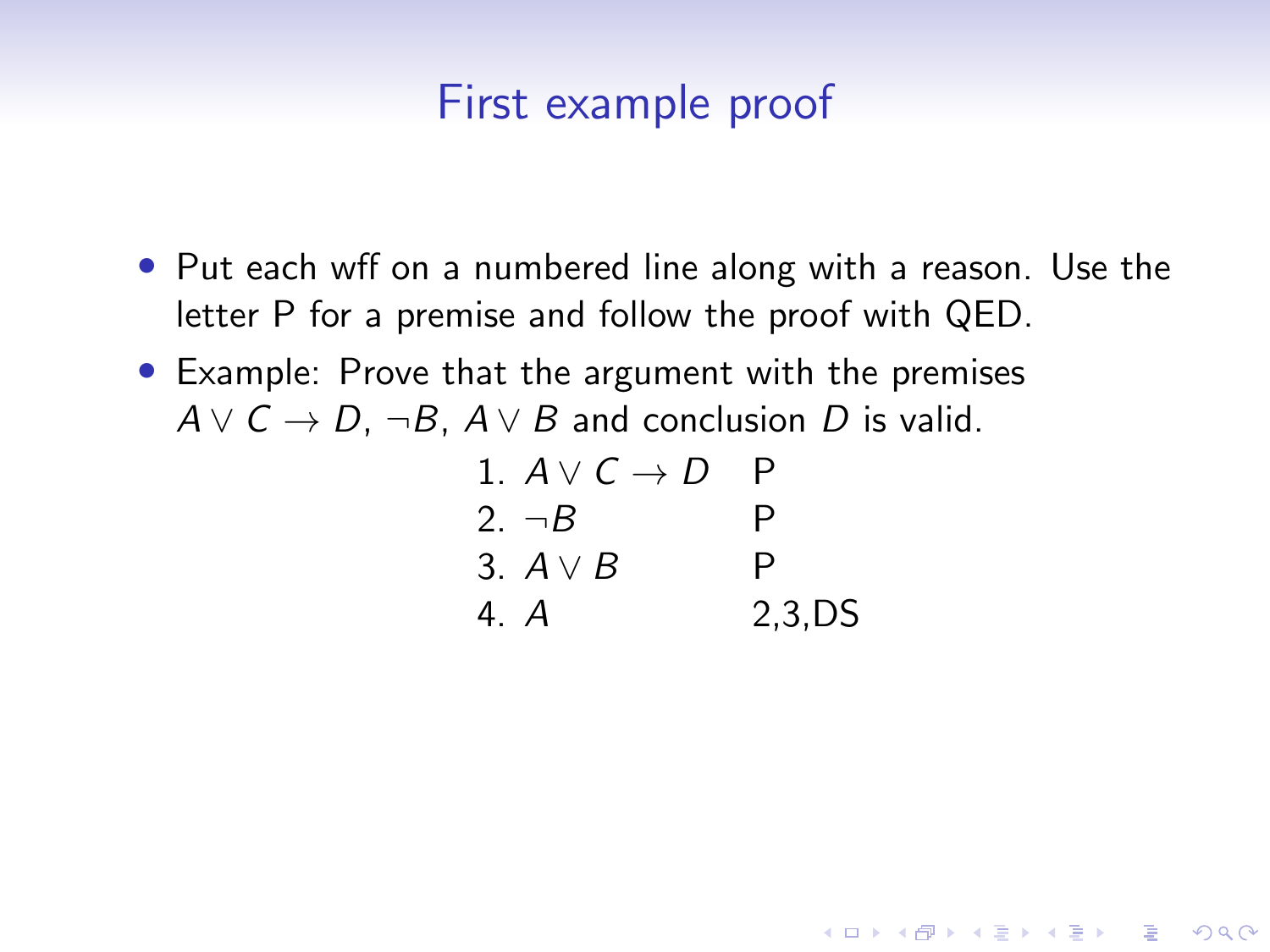# First example proof

- Put each wff on a numbered line along with a reason. Use the letter P for a premise and follow the proof with QED.
- Example: Prove that the argument with the premises $A \vee C \rightarrow D$, $\neg B$, $A \vee B$ and conclusion $D$ is valid.

| | | |
|---|---|---|
| 1. | $A \vee C \rightarrow D$ | P |
| 2. | $\neg B$ | P |
| 3. | $A \vee B$ | P |
| 4. | $A$ | 2,3,DS |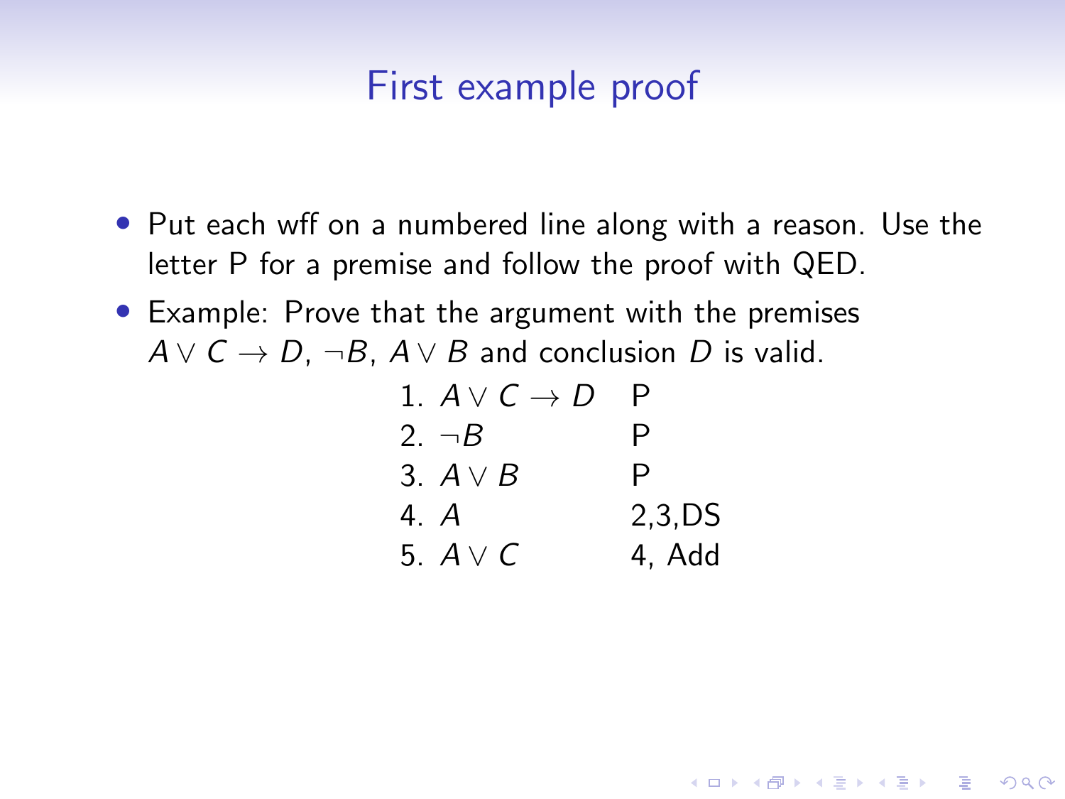# First example proof

- Put each wff on a numbered line along with a reason. Use the letter P for a premise and follow the proof with QED.
- Example: Prove that the argument with the premises $A \vee C \to D$, $\neg B$, $A \vee B$ and conclusion $D$ is valid.

| | | |
|---|---|---|
| 1. | $A \vee C \to D$ | P |
| 2. | $\neg B$ | P |
| 3. | $A \vee B$ | P |
| 4. | $A$ | 2,3,DS |
| 5. | $A \vee C$ | 4, Add |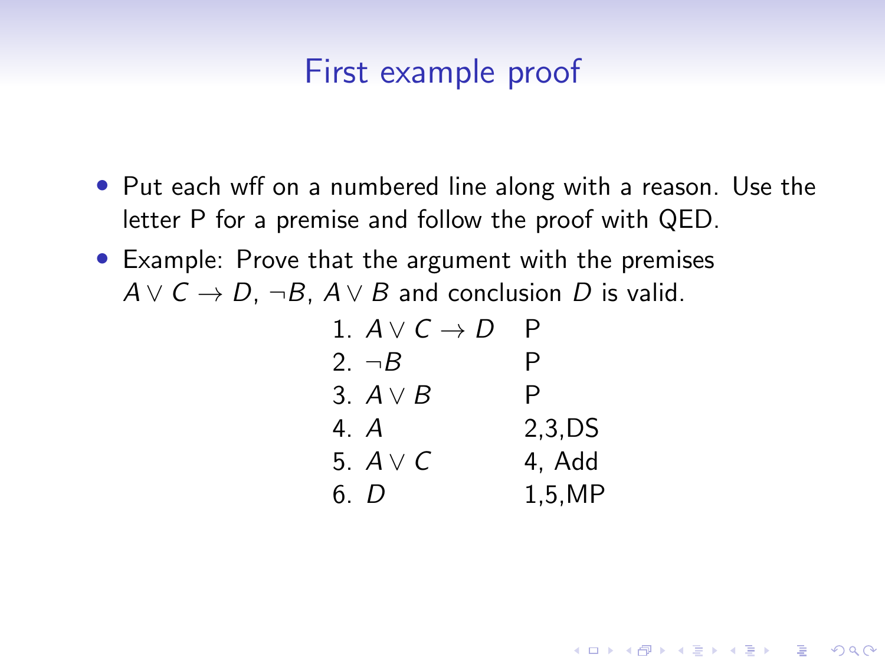# First example proof

- Put each wff on a numbered line along with a reason. Use the letter P for a premise and follow the proof with QED.
- Example: Prove that the argument with the premises $A \vee C \rightarrow D$, $\neg B$, $A \vee B$ and conclusion $D$ is valid.

| | |
|---|---|
| 1. $A \vee C \rightarrow D$ | P |
| 2. $\neg B$ | P |
| 3. $A \vee B$ | P |
| 4. $A$ | 2,3,DS |
| 5. $A \vee C$ | 4, Add |
| 6. $D$ | 1,5,MP |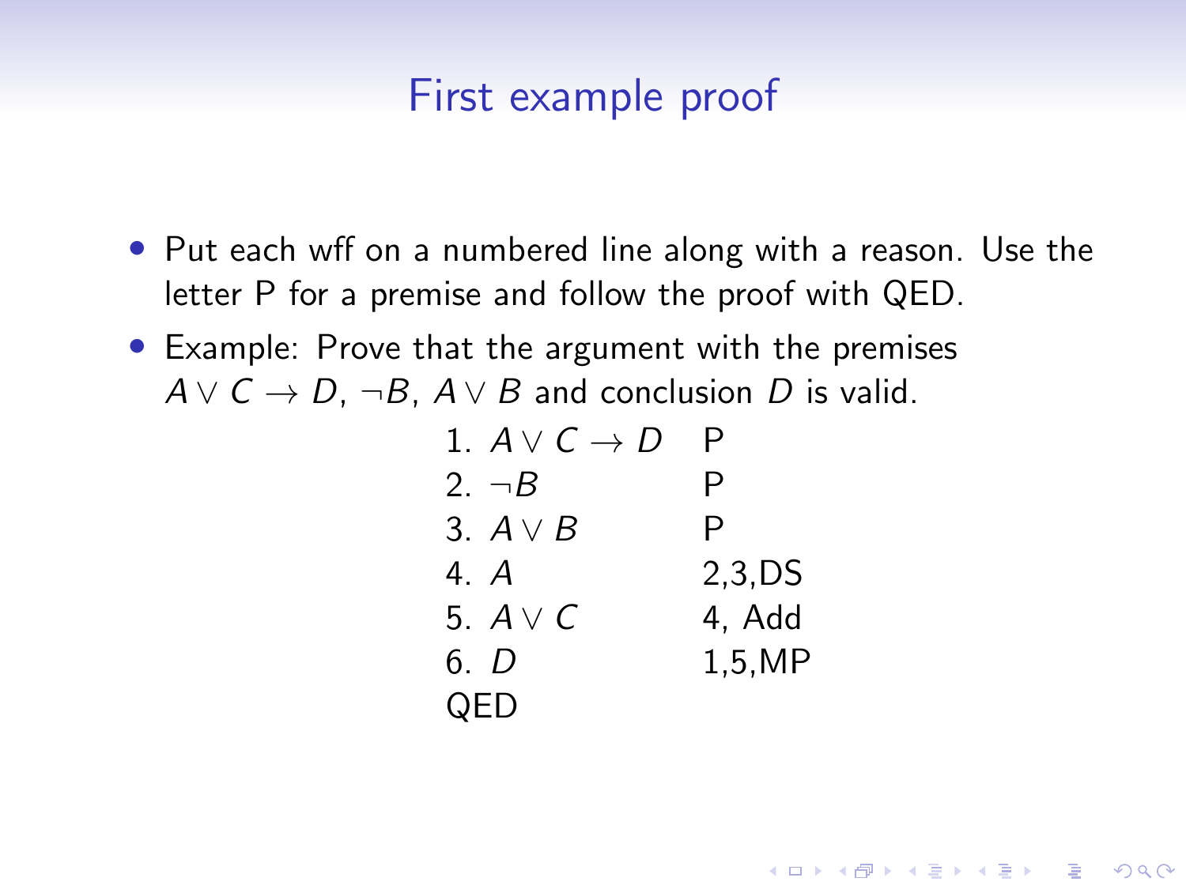# First example proof

- Put each wff on a numbered line along with a reason. Use the letter P for a premise and follow the proof with QED.
- Example: Prove that the argument with the premises $A \vee C \rightarrow D$, $\neg B$, $A \vee B$ and conclusion $D$ is valid.

| | |
|---|---|
| 1. $A \vee C \rightarrow D$ | P |
| 2. $\neg B$ | P |
| 3. $A \vee B$ | P |
| 4. $A$ | 2,3,DS |
| 5. $A \vee C$ | 4, Add |
| 6. $D$ | 1,5,MP |

QED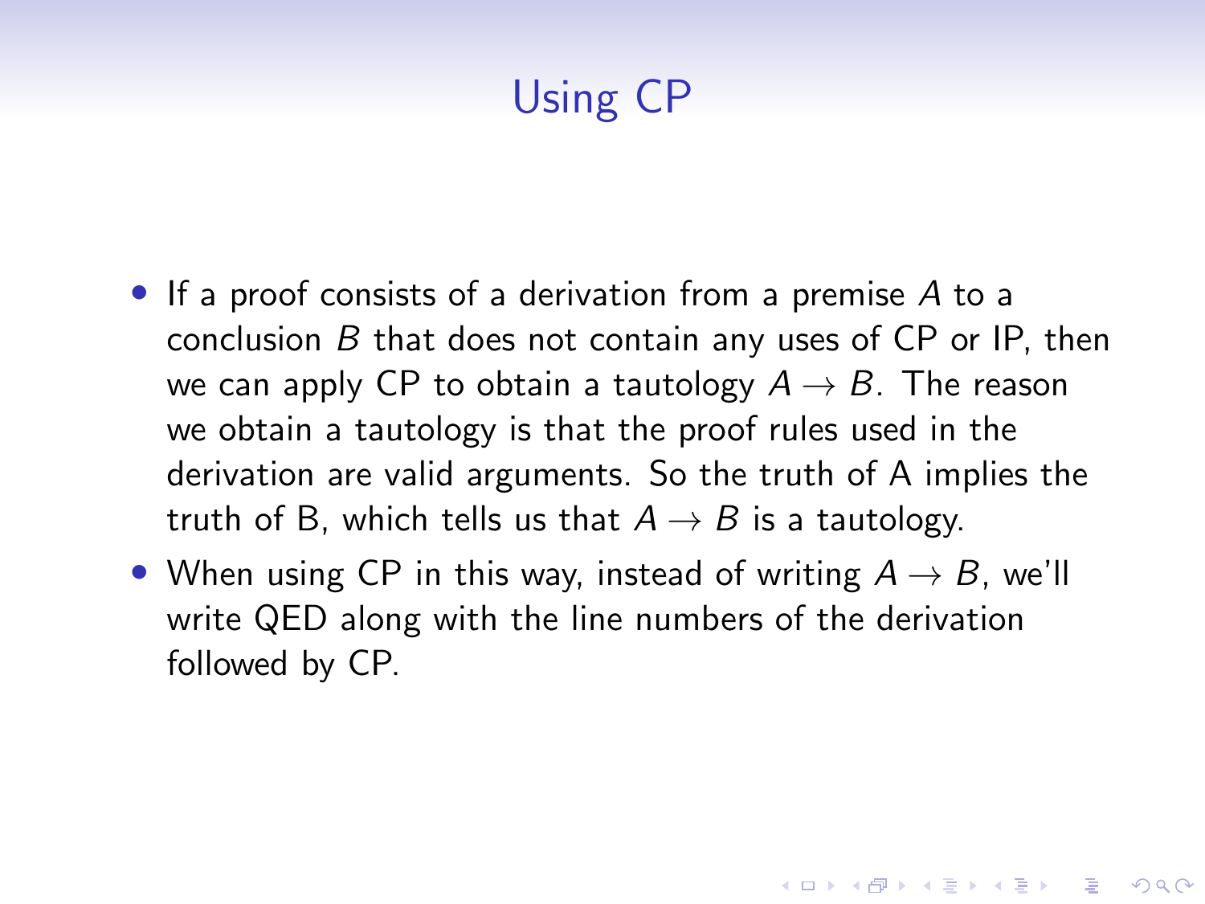# Using CP

- If a proof consists of a derivation from a premise $A$ to a conclusion $B$ that does not contain any uses of CP or IP, then we can apply CP to obtain a tautology $A \to B$. The reason we obtain a tautology is that the proof rules used in the derivation are valid arguments. So the truth of A implies the truth of B, which tells us that $A \to B$ is a tautology.
- When using CP in this way, instead of writing $A \to B$, we'll write QED along with the line numbers of the derivation followed by CP.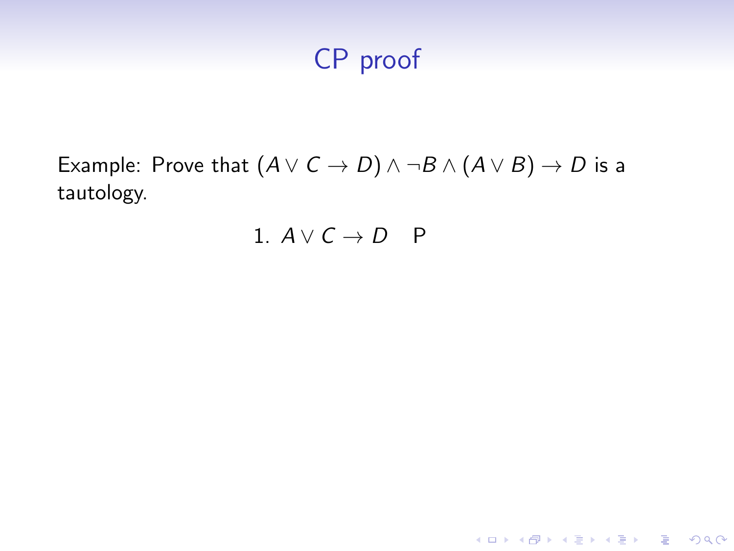# CP proof

Example: Prove that $(A \vee C \to D) \wedge \neg B \wedge (A \vee B) \to D$ is a tautology.

1. $A \vee C \to D$ P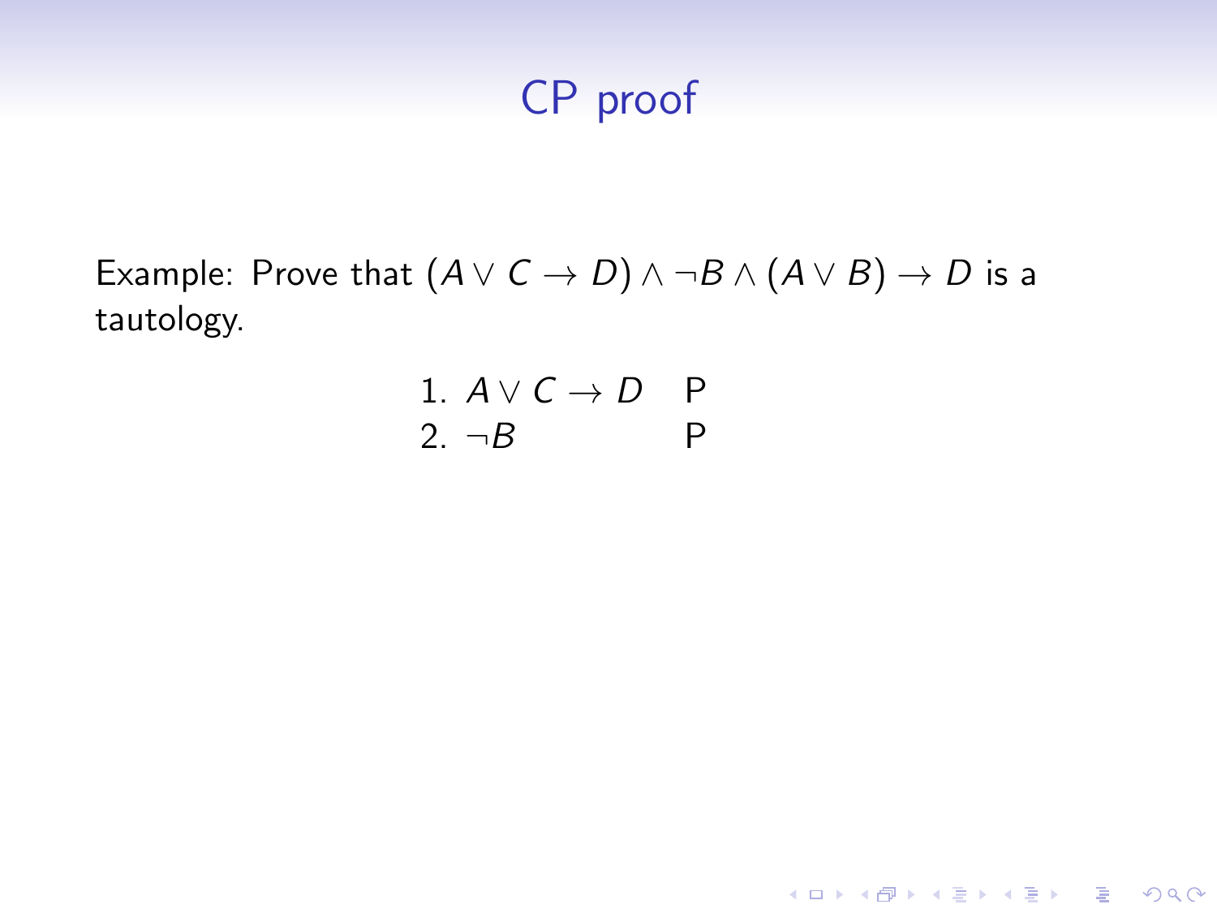# CP proof

Example: Prove that $(A \vee C \rightarrow D) \wedge \neg B \wedge (A \vee B) \rightarrow D$ is a tautology.

| | | |
|---|---|---|
| 1. | $A \vee C \rightarrow D$ | P |
| 2. | $\neg B$ | P |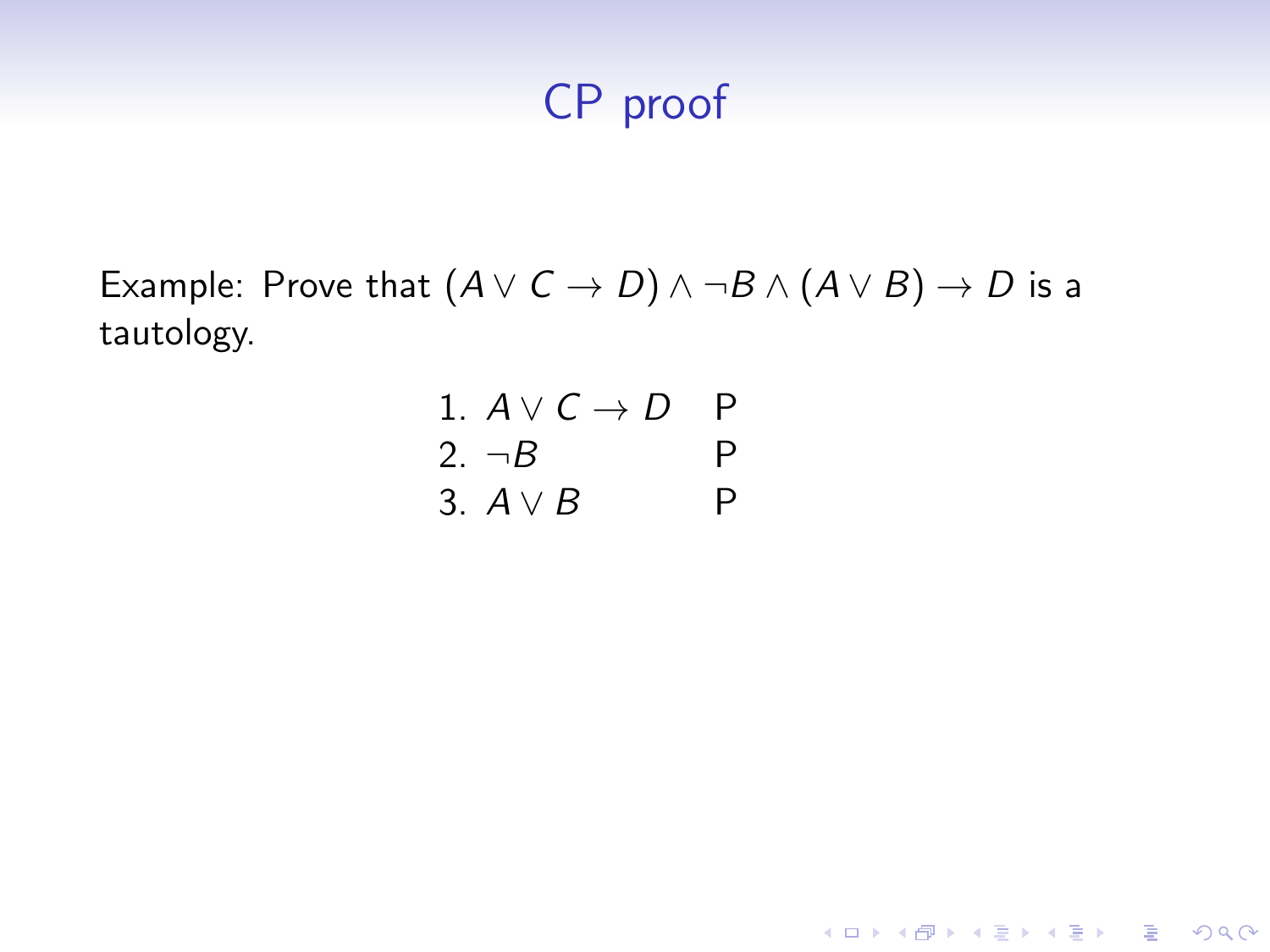# CP proof

Example: Prove that $(A \vee C \rightarrow D) \wedge \neg B \wedge (A \vee B) \rightarrow D$ is a tautology.

| | | |
|---|---|---|
| 1. | $A \vee C \rightarrow D$ | P |
| 2. | $\neg B$ | P |
| 3. | $A \vee B$ | P |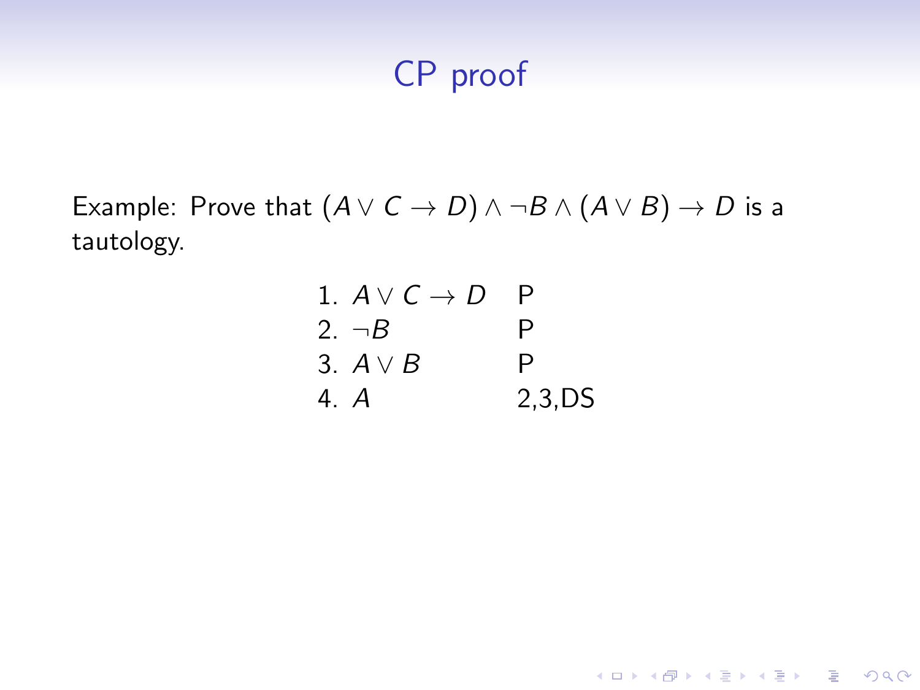# CP proof

Example: Prove that $(A \vee C \to D) \wedge \neg B \wedge (A \vee B) \to D$ is a tautology.

| | | |
|---|---|---|
| 1. | $A \vee C \to D$ | P |
| 2. | $\neg B$ | P |
| 3. | $A \vee B$ | P |
| 4. | $A$ | 2,3,DS |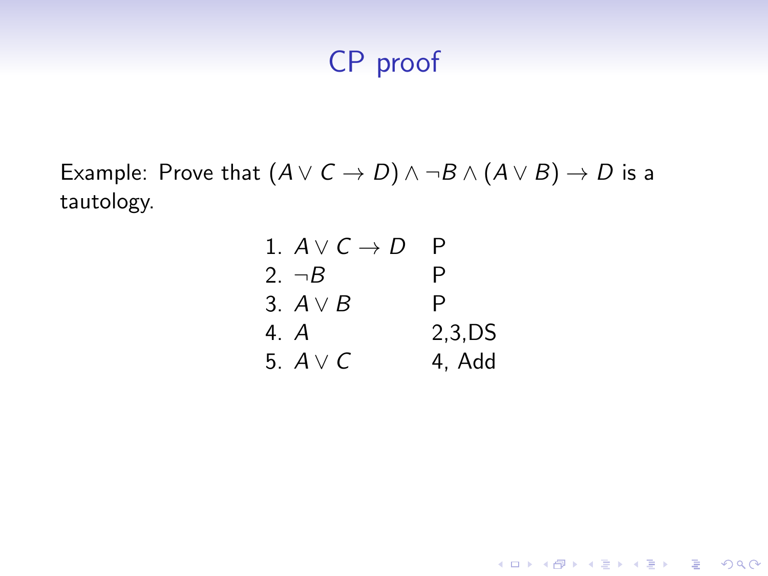# CP proof

Example: Prove that $(A \vee C \to D) \wedge \neg B \wedge (A \vee B) \to D$ is a tautology.

| | |
|---|---|
| 1. $A \vee C \to D$ | P |
| 2. $\neg B$ | P |
| 3. $A \vee B$ | P |
| 4. $A$ | 2,3,DS |
| 5. $A \vee C$ | 4, Add |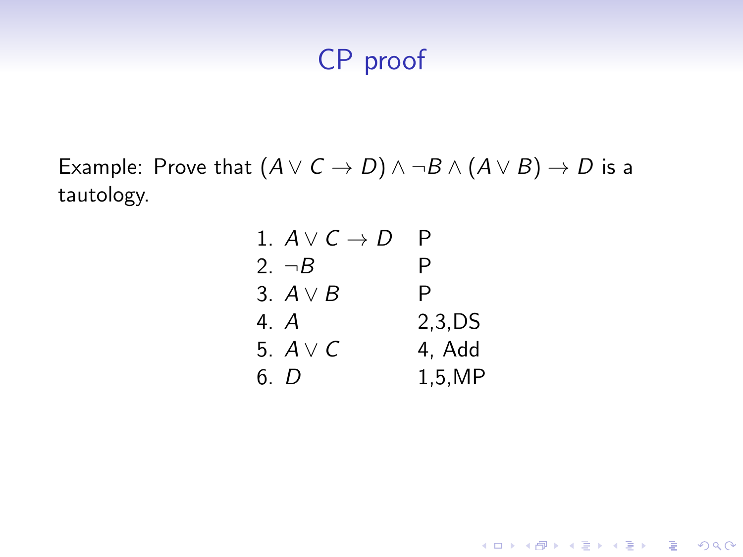# CP proof

Example: Prove that $(A \vee C \to D) \wedge \neg B \wedge (A \vee B) \to D$ is a tautology.

| | |
|---|---|
| 1. $A \vee C \to D$ | P |
| 2. $\neg B$ | P |
| 3. $A \vee B$ | P |
| 4. $A$ | 2,3,DS |
| 5. $A \vee C$ | 4, Add |
| 6. $D$ | 1,5,MP |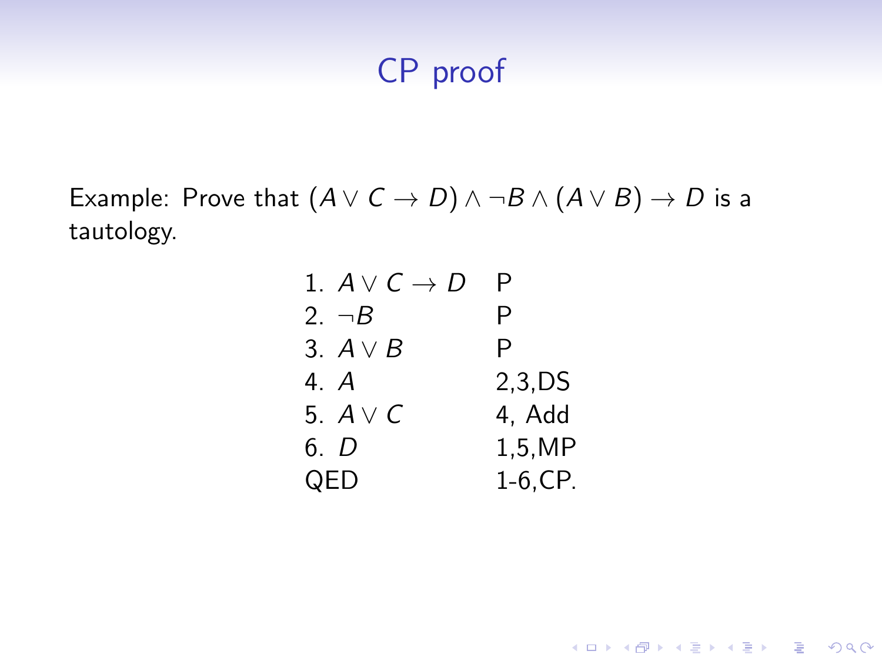# CP proof

Example: Prove that $(A \vee C \to D) \wedge \neg B \wedge (A \vee B) \to D$ is a tautology.

| | |
|---|---|
| 1. $A \vee C \to D$ | P |
| 2. $\neg B$ | P |
| 3. $A \vee B$ | P |
| 4. $A$ | 2,3,DS |
| 5. $A \vee C$ | 4, Add |
| 6. $D$ | 1,5,MP |
| QED | 1-6,CP. |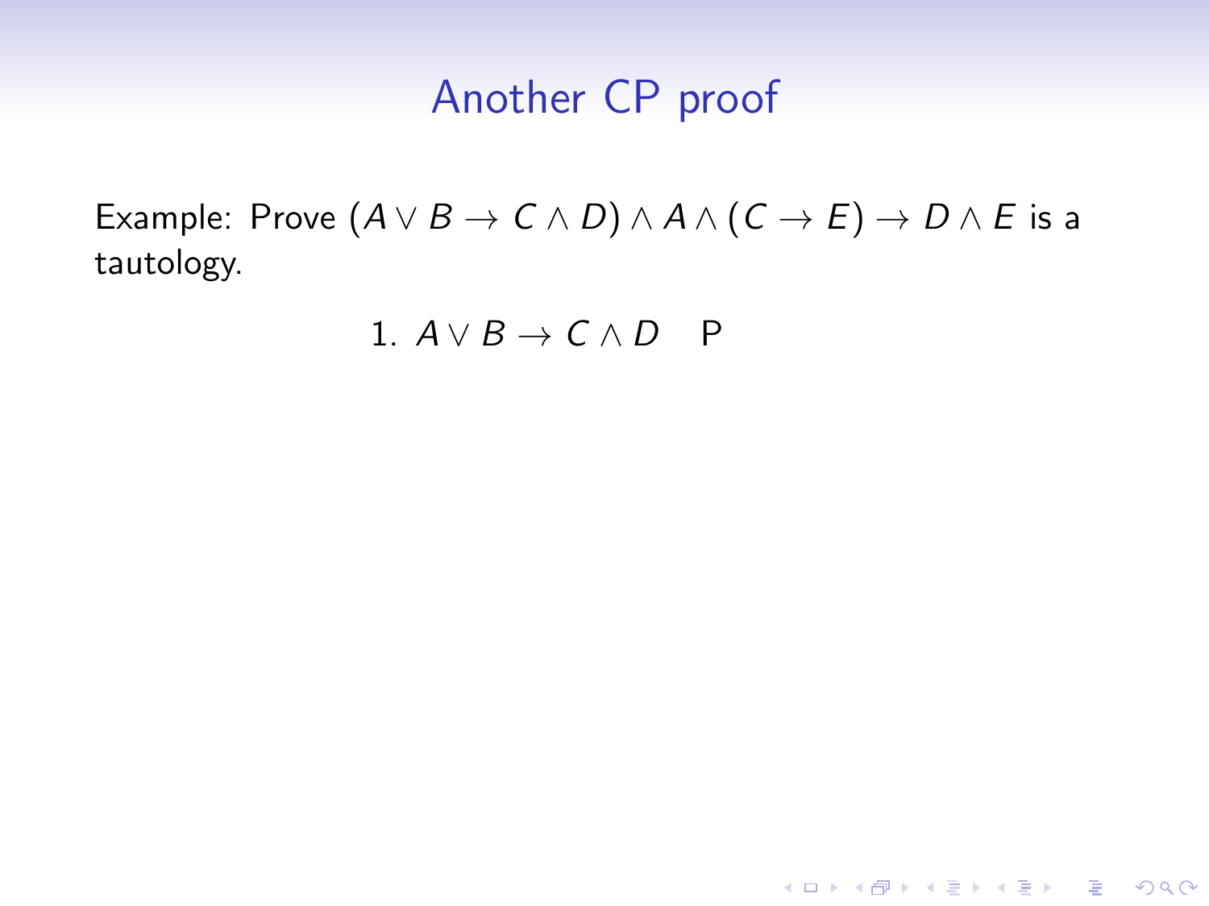# Another CP proof

Example: Prove $(A \vee B \rightarrow C \wedge D) \wedge A \wedge (C \rightarrow E) \rightarrow D \wedge E$ is a tautology.

1. $A \vee B \rightarrow C \wedge D$ P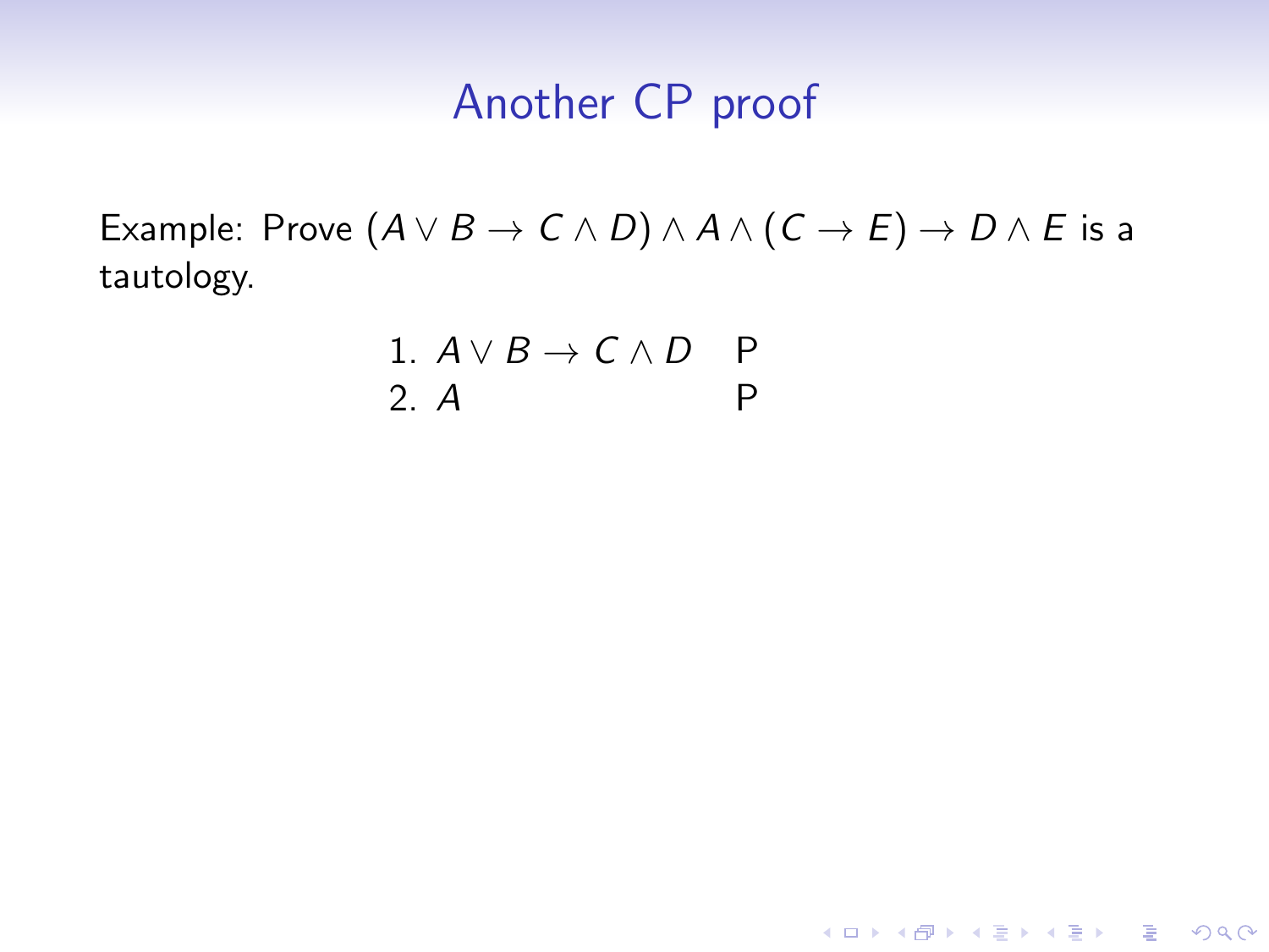# Another CP proof

Example: Prove $(A \vee B \to C \wedge D) \wedge A \wedge (C \to E) \to D \wedge E$ is a tautology.

| | | |
|---|---|---|
| 1. | $A \vee B \to C \wedge D$ | P |
| 2. | $A$ | P |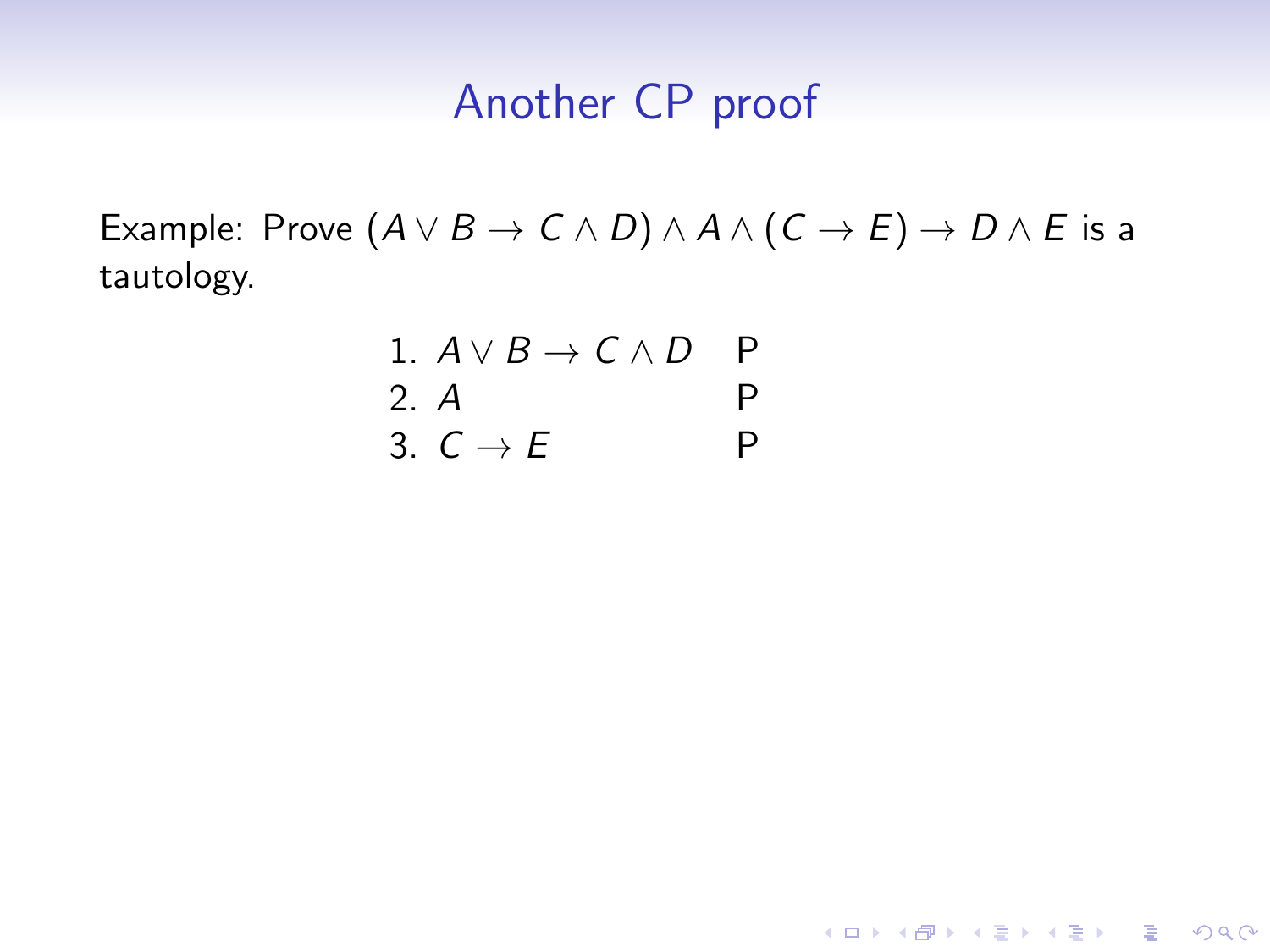# Another CP proof

Example: Prove $(A \vee B \to C \wedge D) \wedge A \wedge (C \to E) \to D \wedge E$ is a tautology.

| | | |
|---|---|---|
| 1. | $A \vee B \to C \wedge D$ | P |
| 2. | $A$ | P |
| 3. | $C \to E$ | P |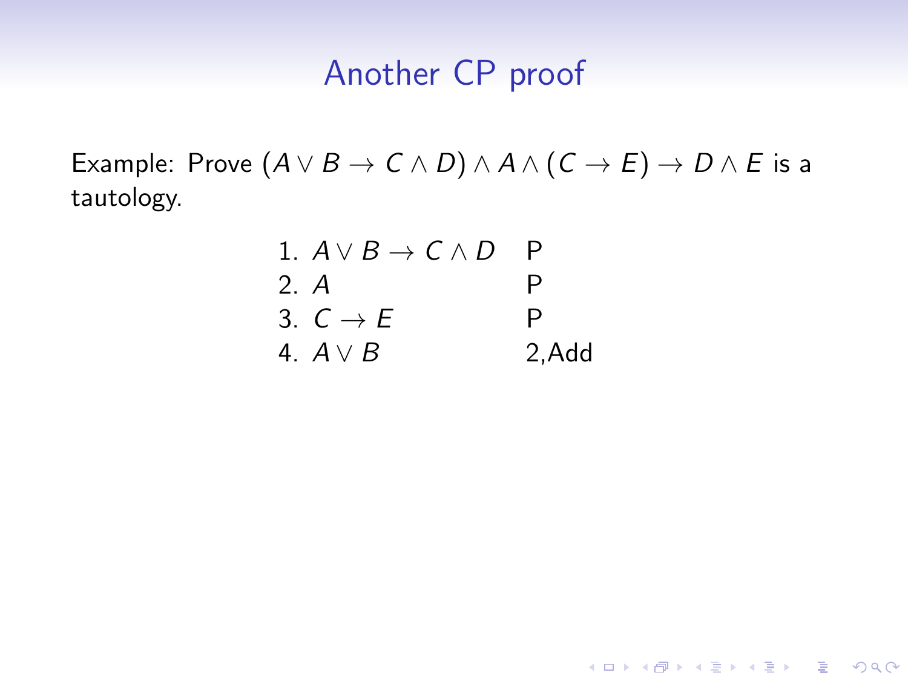## Another CP proof

Example: Prove $(A \vee B \to C \wedge D) \wedge A \wedge (C \to E) \to D \wedge E$ is a tautology.

| | | |
|---|---|---|
| 1. | $A \vee B \to C \wedge D$ | P |
| 2. | $A$ | P |
| 3. | $C \to E$ | P |
| 4. | $A \vee B$ | 2,Add |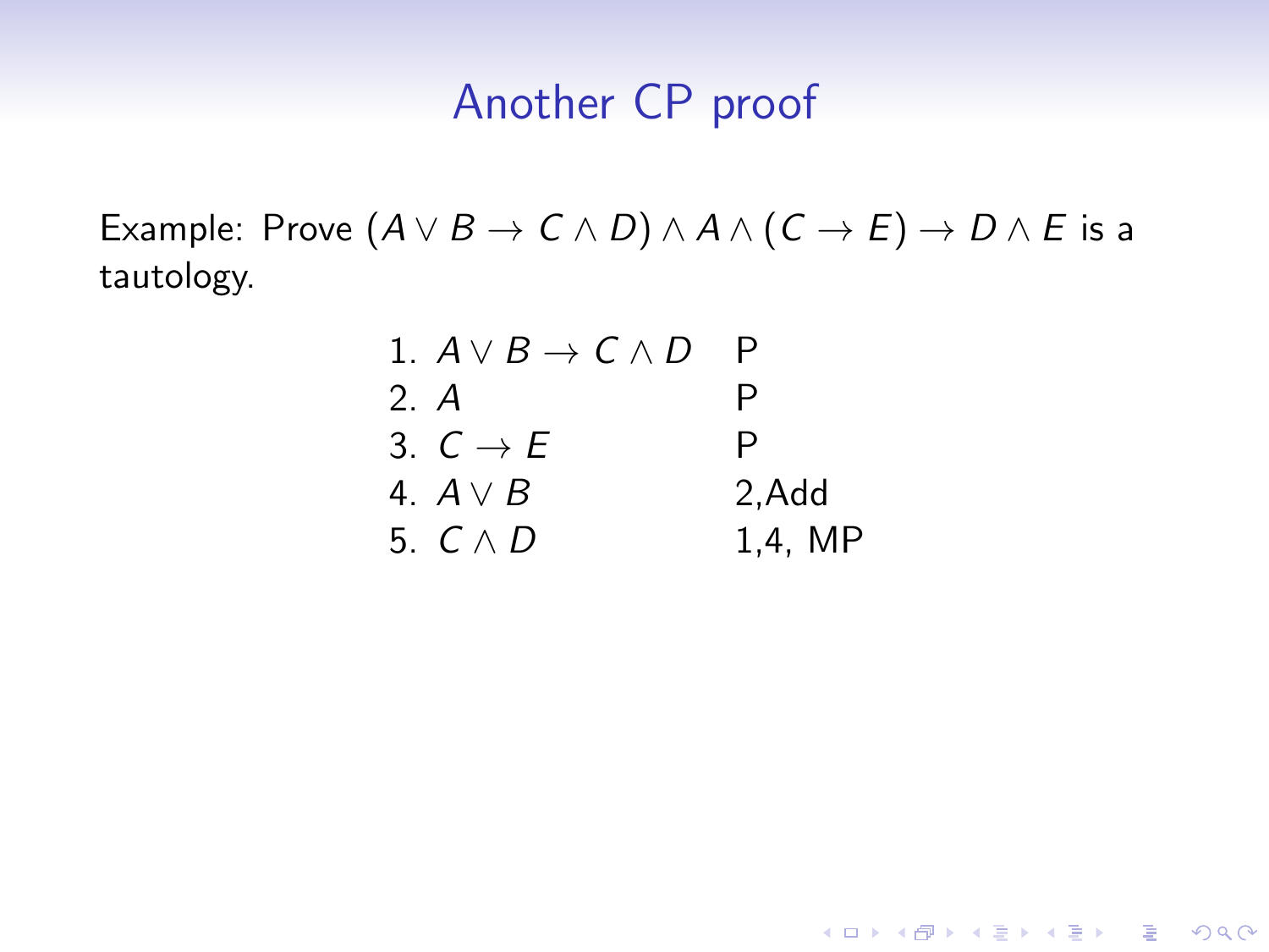# Another CP proof

Example: Prove $(A \vee B \rightarrow C \wedge D) \wedge A \wedge (C \rightarrow E) \rightarrow D \wedge E$ is a tautology.

| | |
|---|---|
| 1. $A \vee B \rightarrow C \wedge D$ | P |
| 2. $A$ | P |
| 3. $C \rightarrow E$ | P |
| 4. $A \vee B$ | 2,Add |
| 5. $C \wedge D$ | 1,4, MP |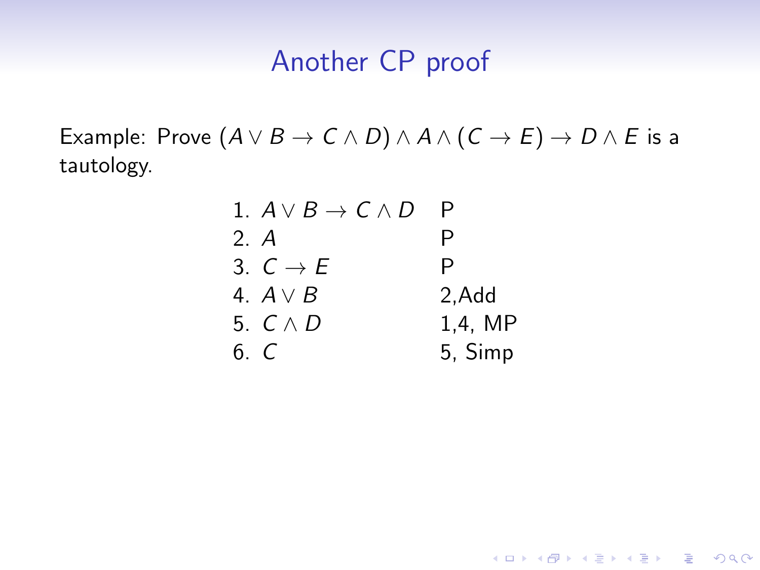# Another CP proof

Example: Prove $(A \vee B \rightarrow C \wedge D) \wedge A \wedge (C \rightarrow E) \rightarrow D \wedge E$ is a tautology.

| | |
|---|---|
| 1. $A \vee B \rightarrow C \wedge D$ | P |
| 2. $A$ | P |
| 3. $C \rightarrow E$ | P |
| 4. $A \vee B$ | 2,Add |
| 5. $C \wedge D$ | 1,4, MP |
| 6. $C$ | 5, Simp |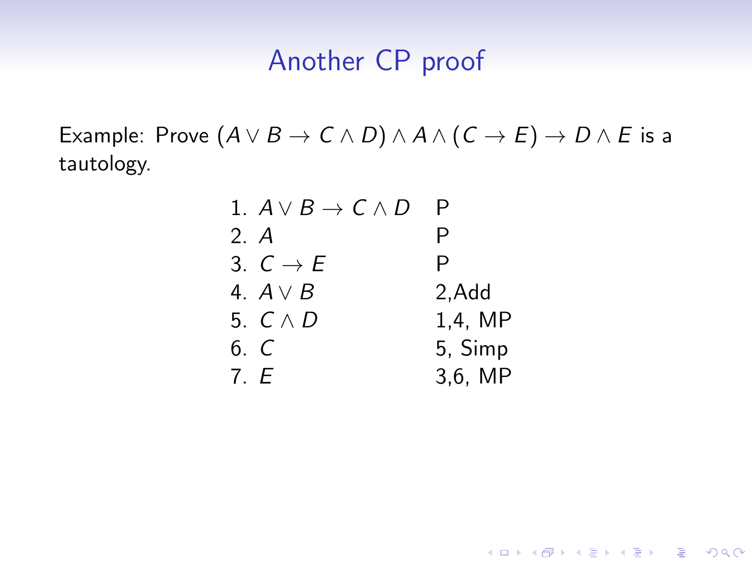# Another CP proof

Example: Prove $(A \vee B \to C \wedge D) \wedge A \wedge (C \to E) \to D \wedge E$ is a tautology.

| | | |
|---|---|---|
| 1. | $A \vee B \to C \wedge D$ | P |
| 2. | $A$ | P |
| 3. | $C \to E$ | P |
| 4. | $A \vee B$ | 2,Add |
| 5. | $C \wedge D$ | 1,4, MP |
| 6. | $C$ | 5, Simp |
| 7. | $E$ | 3,6, MP |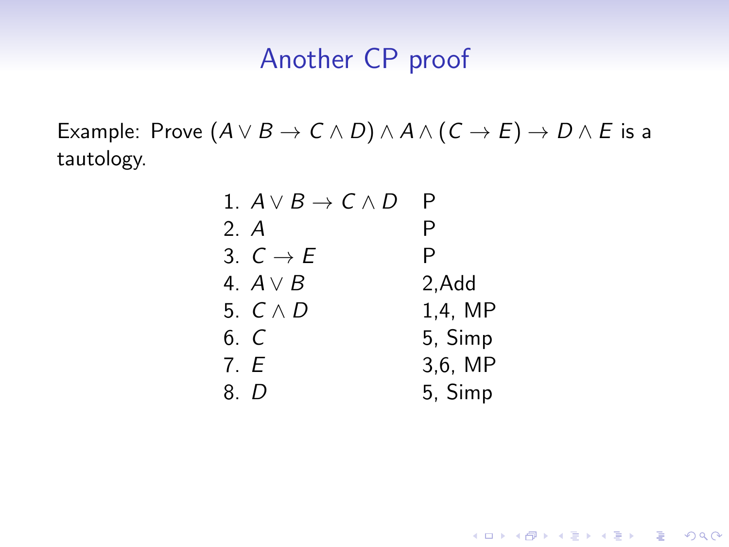# Another CP proof

Example: Prove $(A \vee B \rightarrow C \wedge D) \wedge A \wedge (C \rightarrow E) \rightarrow D \wedge E$ is a tautology.

| | | |
|---|---|---|
| 1. | $A \vee B \rightarrow C \wedge D$ | P |
| 2. | $A$ | P |
| 3. | $C \rightarrow E$ | P |
| 4. | $A \vee B$ | 2,Add |
| 5. | $C \wedge D$ | 1,4, MP |
| 6. | $C$ | 5, Simp |
| 7. | $E$ | 3,6, MP |
| 8. | $D$ | 5, Simp |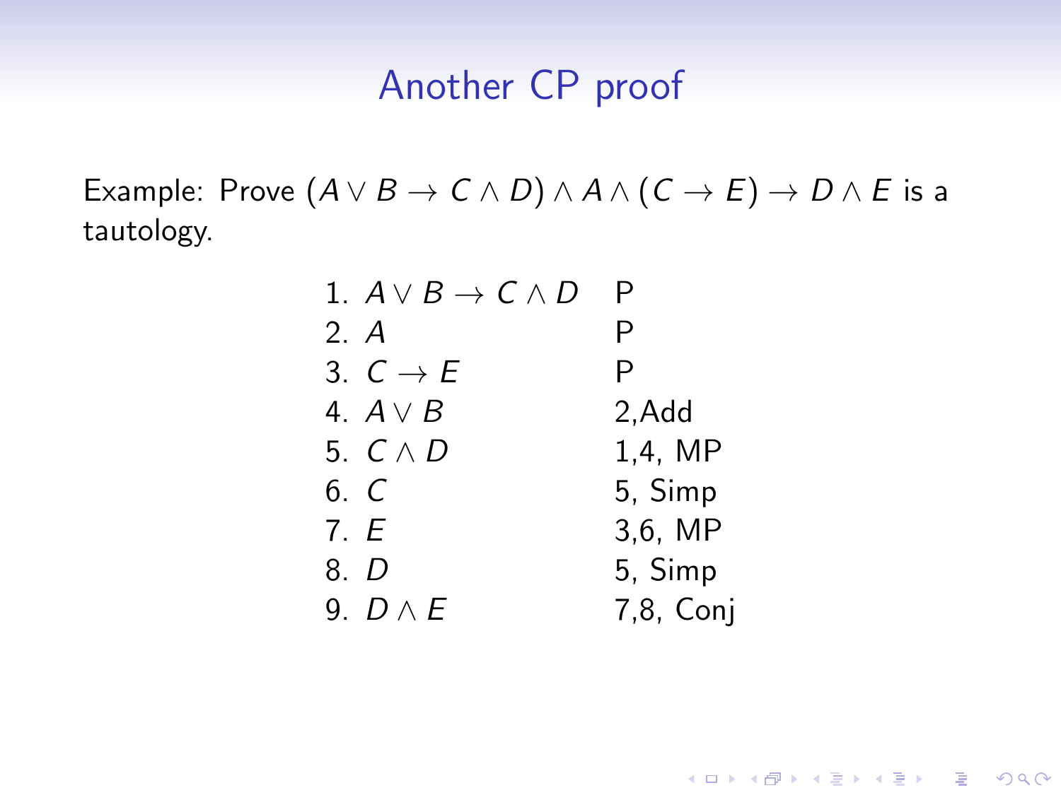# Another CP proof

Example: Prove $(A \vee B \to C \wedge D) \wedge A \wedge (C \to E) \to D \wedge E$ is a tautology.

| | | |
|---|---|---|
| 1. | $A \vee B \to C \wedge D$ | P |
| 2. | $A$ | P |
| 3. | $C \to E$ | P |
| 4. | $A \vee B$ | 2,Add |
| 5. | $C \wedge D$ | 1,4, MP |
| 6. | $C$ | 5, Simp |
| 7. | $E$ | 3,6, MP |
| 8. | $D$ | 5, Simp |
| 9. | $D \wedge E$ | 7,8, Conj |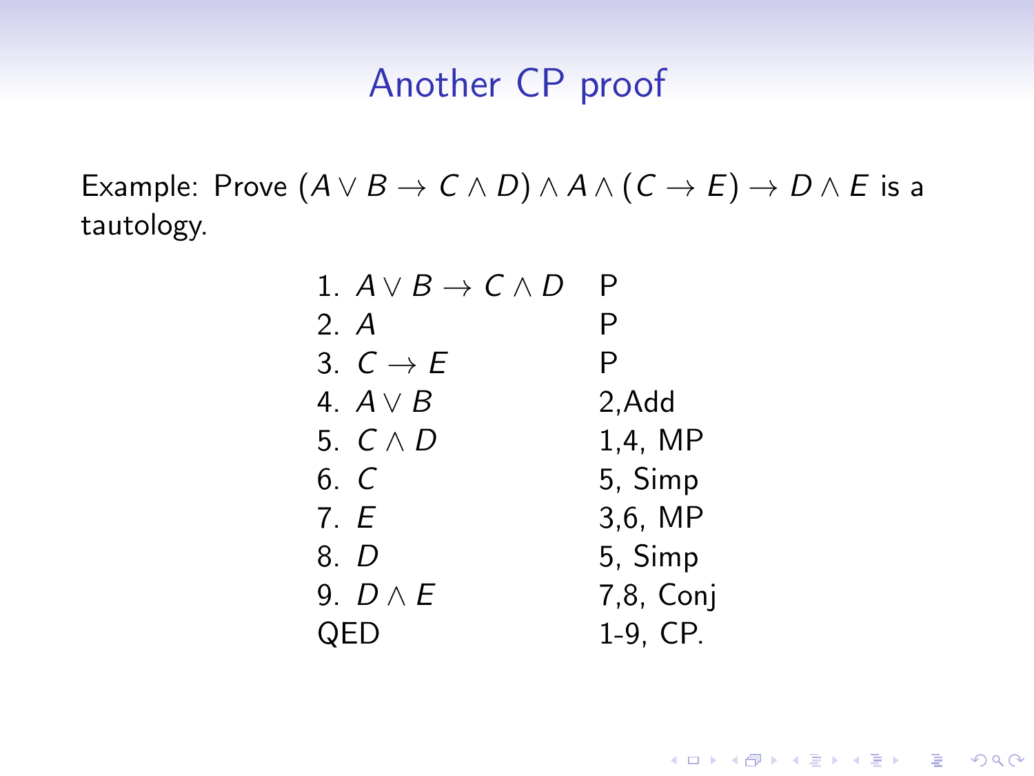## Another CP proof

Example: Prove $(A \vee B \to C \wedge D) \wedge A \wedge (C \to E) \to D \wedge E$ is a tautology.

| | |
|---|---|
| 1. $A \vee B \to C \wedge D$ | P |
| 2. $A$ | P |
| 3. $C \to E$ | P |
| 4. $A \vee B$ | 2,Add |
| 5. $C \wedge D$ | 1,4, MP |
| 6. $C$ | 5, Simp |
| 7. $E$ | 3,6, MP |
| 8. $D$ | 5, Simp |
| 9. $D \wedge E$ | 7,8, Conj |
| QED | 1-9, CP. |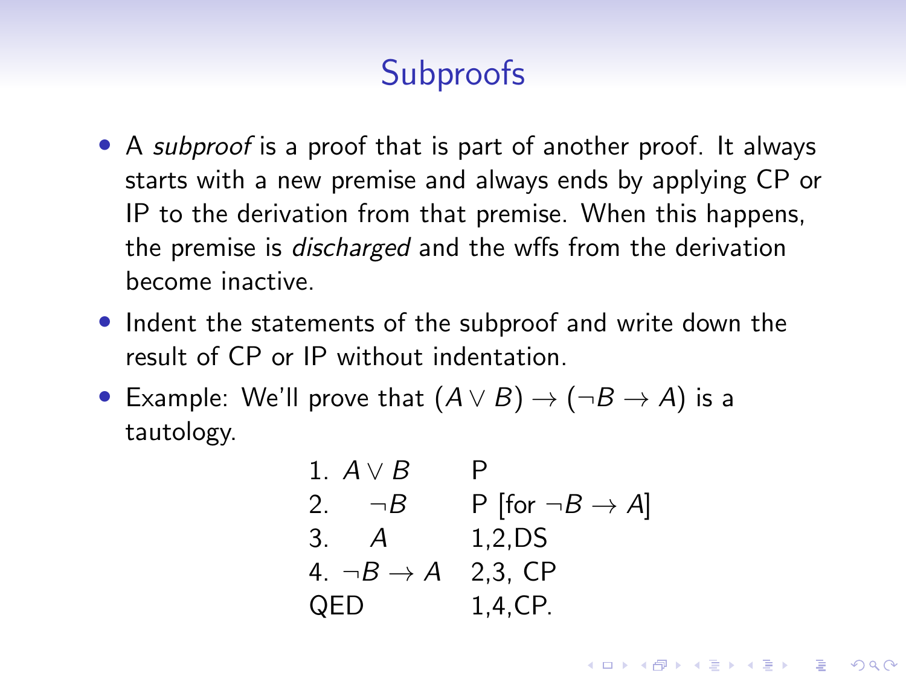# Subproofs

- A *subproof* is a proof that is part of another proof. It always starts with a new premise and always ends by applying CP or IP to the derivation from that premise. When this happens, the premise is *discharged* and the wffs from the derivation become inactive.
- Indent the statements of the subproof and write down the result of CP or IP without indentation.
- Example: We'll prove that $(A \vee B) \to (\neg B \to A)$ is a tautology.

| | |
|---|---|
| 1. $A \vee B$ | P |
| 2. &nbsp;&nbsp;&nbsp;&nbsp;$\neg B$ | P [for $\neg B \to A$] |
| 3. &nbsp;&nbsp;&nbsp;&nbsp;$A$ | 1,2,DS |
| 4. $\neg B \to A$ | 2,3, CP |
| QED | 1,4,CP. |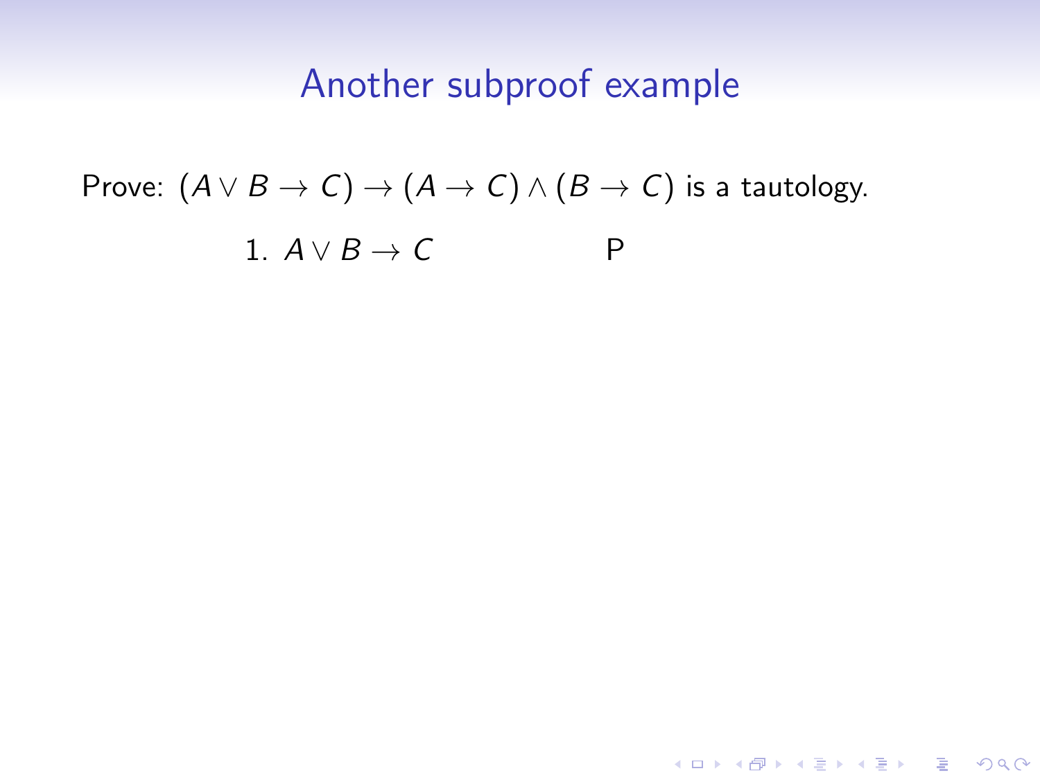# Another subproof example

Prove: $(A \lor B \to C) \to (A \to C) \land (B \to C)$ is a tautology.

| | | |
|---|---|---|
| 1. | $A \lor B \to C$ | P |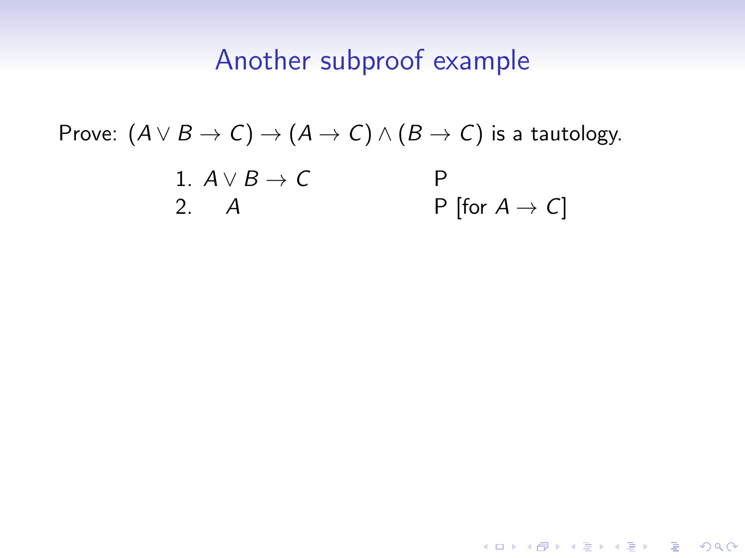# Another subproof example

Prove: $(A \vee B \to C) \to (A \to C) \wedge (B \to C)$ is a tautology.

| | | |
|---|---|---|
| 1. | $A \vee B \to C$ | P |
| 2. | $\quad A$ | P [for $A \to C$] |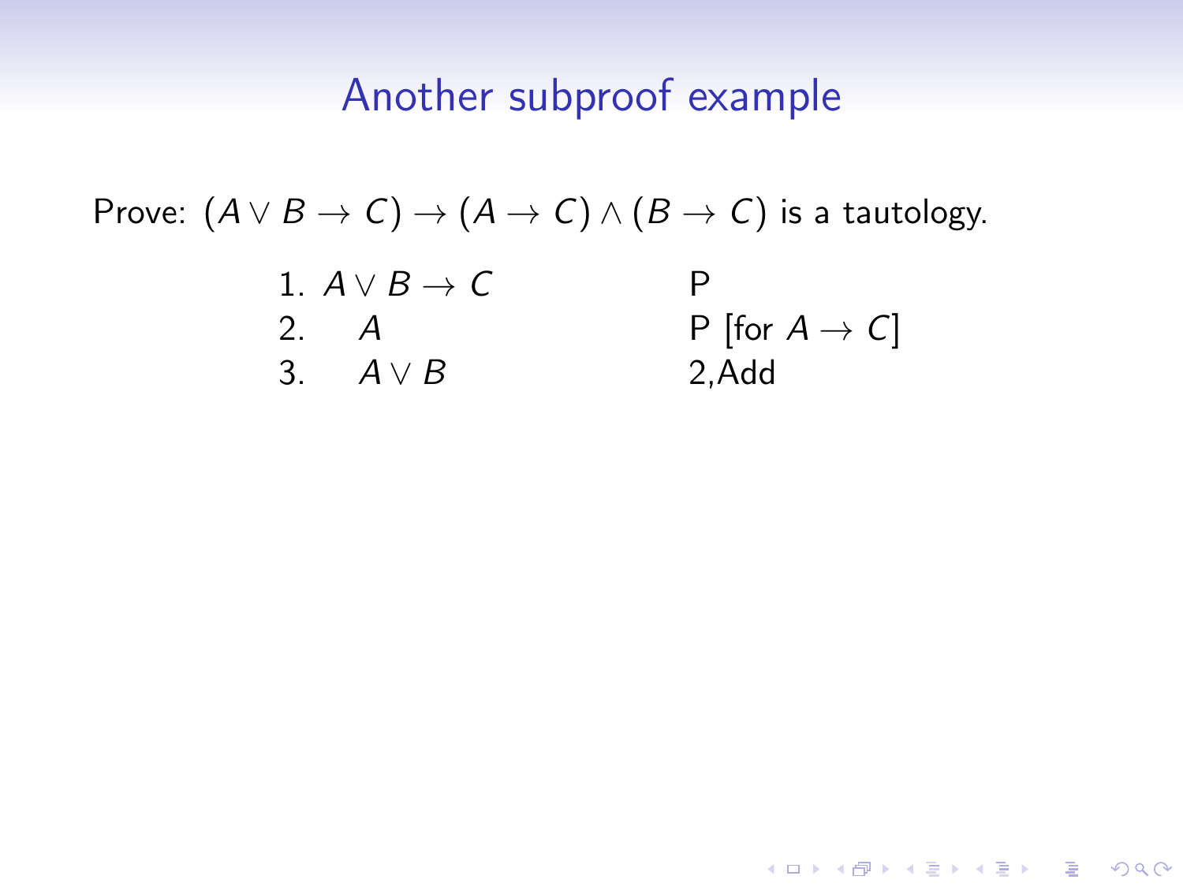# Another subproof example

Prove: $(A \vee B \to C) \to (A \to C) \wedge (B \to C)$ is a tautology.

| | | |
|---|---|---|
| 1. | $A \vee B \to C$ | P |
| 2. | $\quad A$ | P [for $A \to C$] |
| 3. | $\quad A \vee B$ | 2,Add |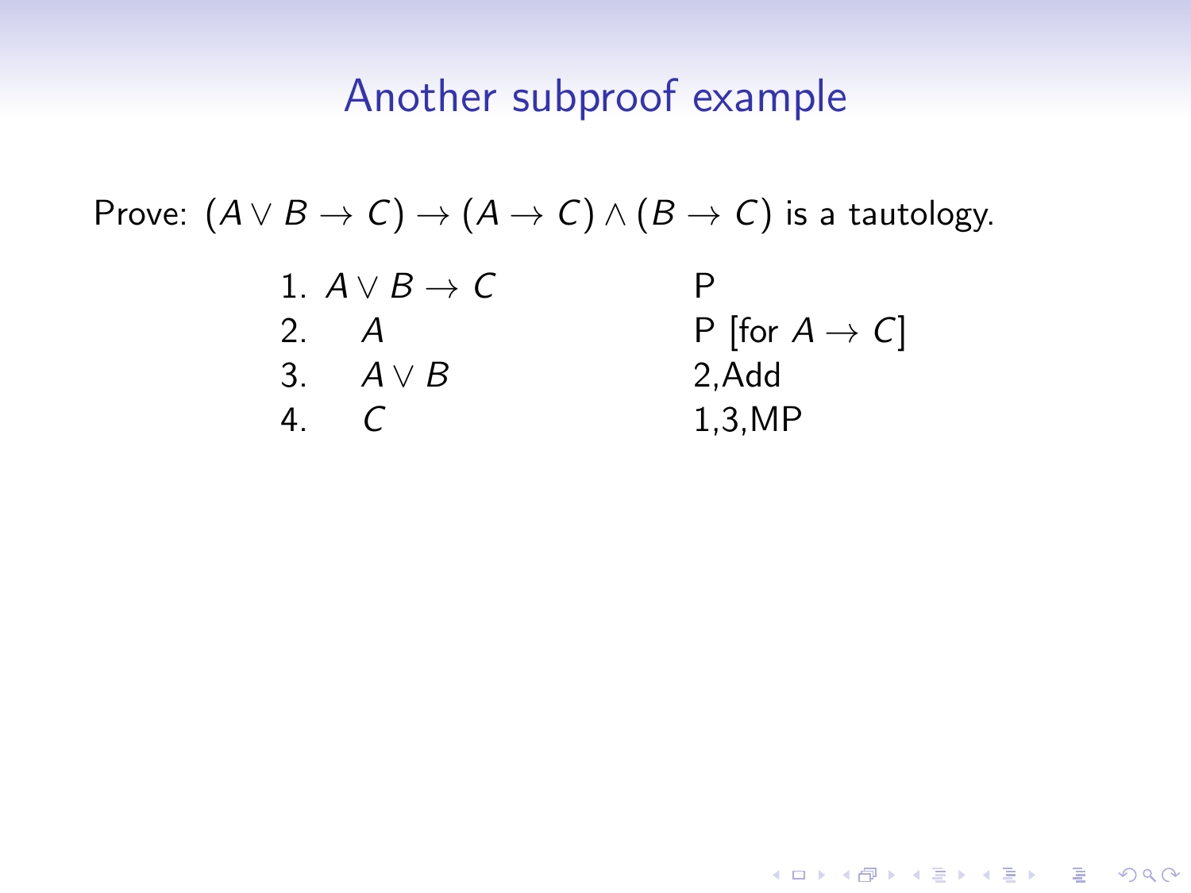# Another subproof example

Prove: $(A \vee B \to C) \to (A \to C) \wedge (B \to C)$ is a tautology.

| | | |
|---|---|---|
| 1. | $A \vee B \to C$ | P |
| 2. | $\quad A$ | P [for $A \to C$] |
| 3. | $\quad A \vee B$ | 2,Add |
| 4. | $\quad C$ | 1,3,MP |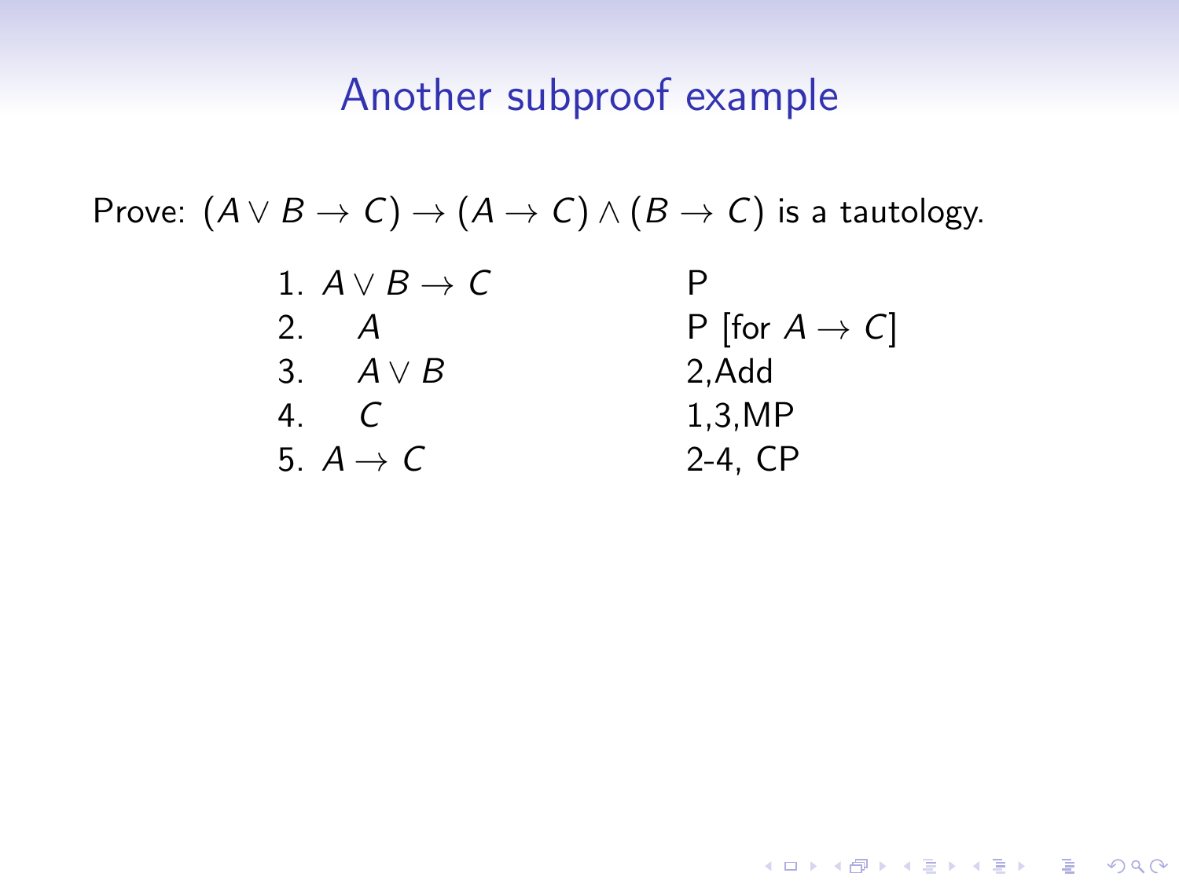# Another subproof example

Prove: $(A \vee B \to C) \to (A \to C) \wedge (B \to C)$ is a tautology.

| | | |
|---|---|---|
| 1. | $A \vee B \to C$ | P |
| 2. | $\quad A$ | P [for $A \to C$] |
| 3. | $\quad A \vee B$ | 2,Add |
| 4. | $\quad C$ | 1,3,MP |
| 5. | $A \to C$ | 2-4, CP |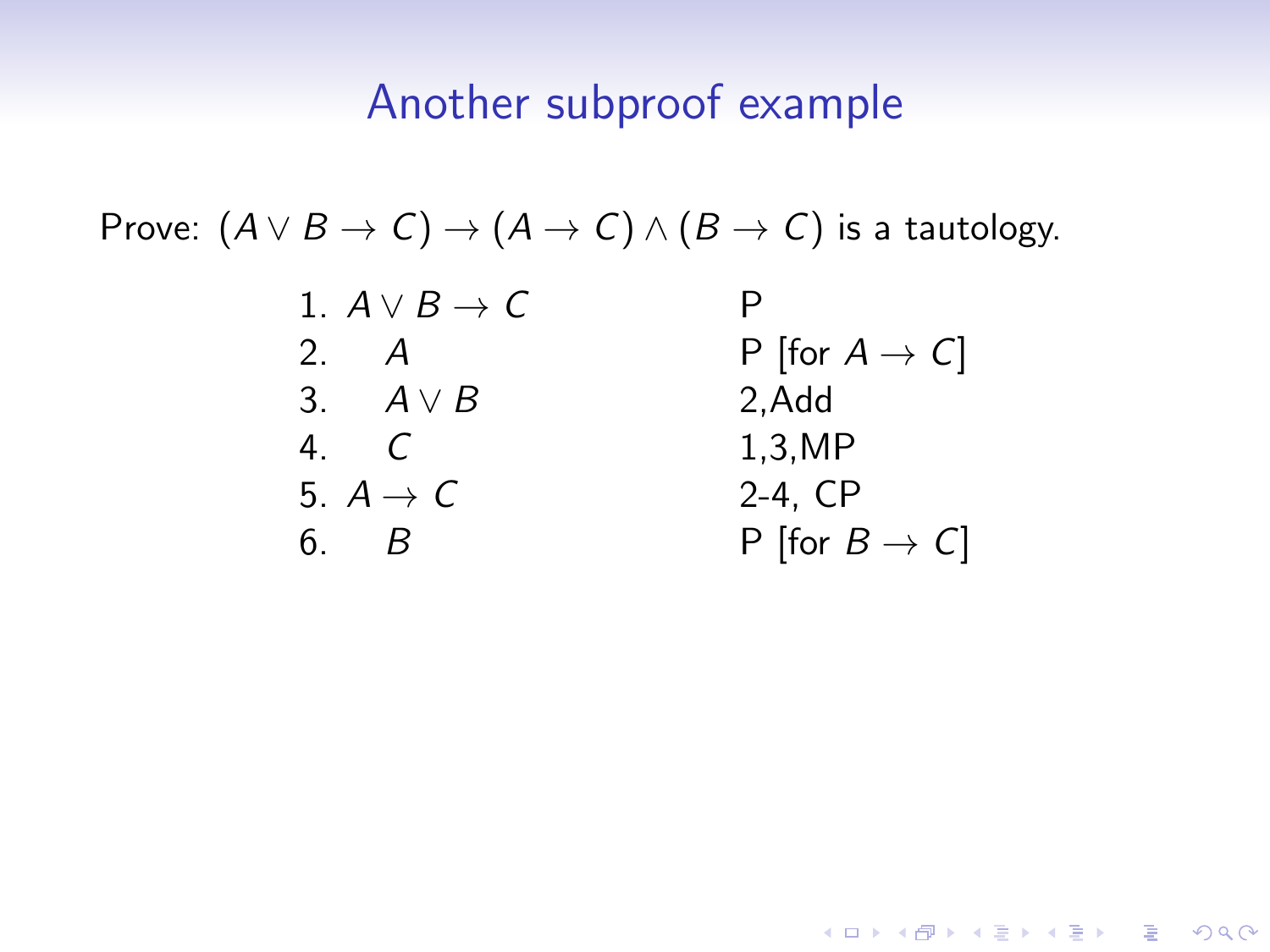## Another subproof example

Prove: $(A \vee B \rightarrow C) \rightarrow (A \rightarrow C) \wedge (B \rightarrow C)$ is a tautology.

| | | |
|---|---|---|
| 1. | $A \vee B \rightarrow C$ | P |
| 2. | $\quad A$ | P [for $A \rightarrow C$] |
| 3. | $\quad A \vee B$ | 2,Add |
| 4. | $\quad C$ | 1,3,MP |
| 5. | $A \rightarrow C$ | 2-4, CP |
| 6. | $\quad B$ | P [for $B \rightarrow C$] |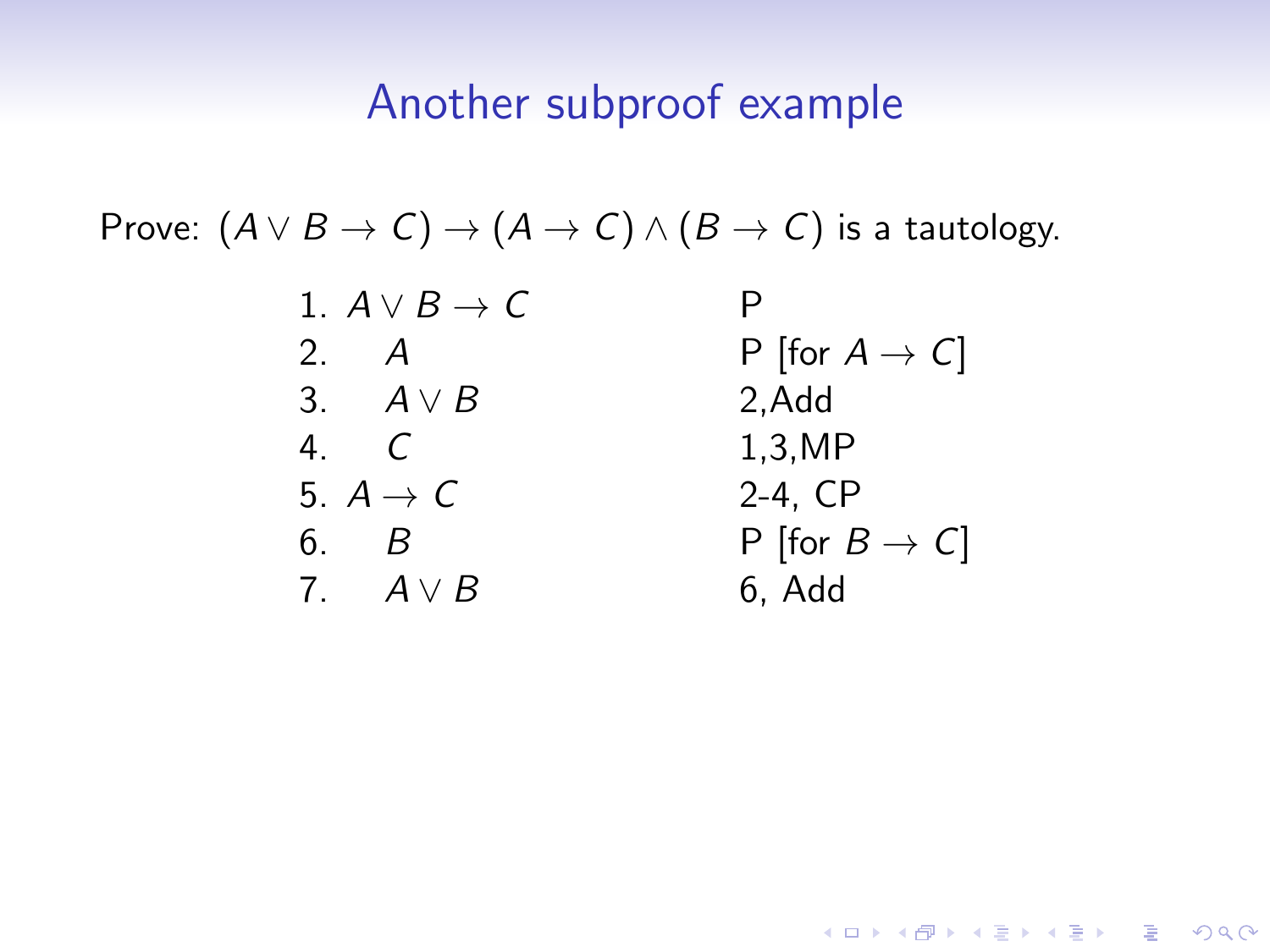# Another subproof example

Prove: $(A \vee B \to C) \to (A \to C) \wedge (B \to C)$ is a tautology.

| | | |
|---|---|---|
| 1. | $A \vee B \to C$ | P |
| 2. | $\quad A$ | P [for $A \to C$] |
| 3. | $\quad A \vee B$ | 2,Add |
| 4. | $\quad C$ | 1,3,MP |
| 5. | $A \to C$ | 2-4, CP |
| 6. | $\quad B$ | P [for $B \to C$] |
| 7. | $\quad A \vee B$ | 6, Add |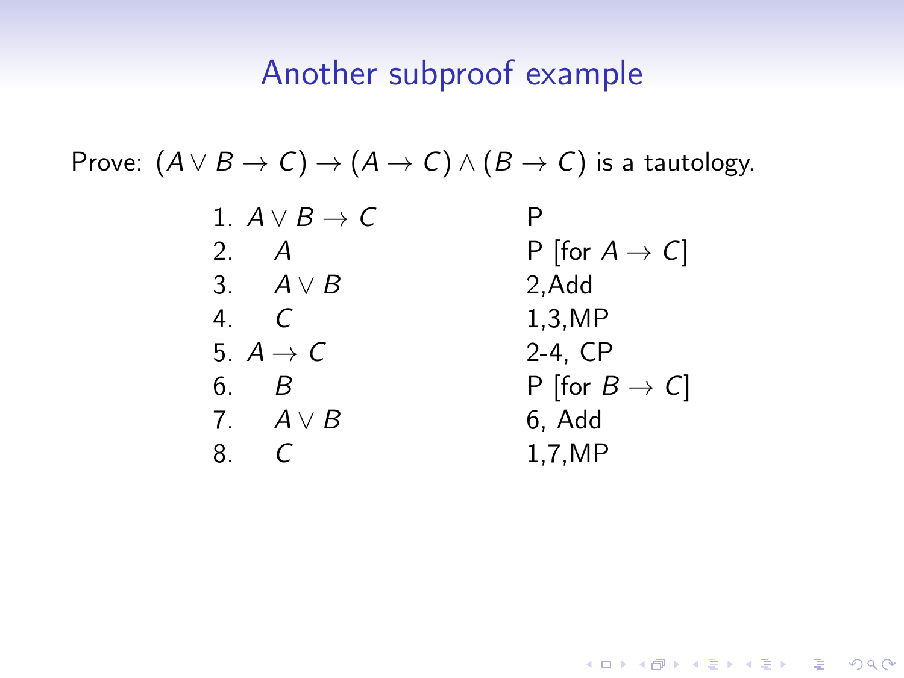# Another subproof example

Prove: $(A \vee B \to C) \to (A \to C) \wedge (B \to C)$ is a tautology.

| | | |
|---|---|---|
| 1. | $A \vee B \to C$ | P |
| 2. | $\quad A$ | P [for $A \to C$] |
| 3. | $\quad A \vee B$ | 2,Add |
| 4. | $\quad C$ | 1,3,MP |
| 5. | $A \to C$ | 2-4, CP |
| 6. | $\quad B$ | P [for $B \to C$] |
| 7. | $\quad A \vee B$ | 6, Add |
| 8. | $\quad C$ | 1,7,MP |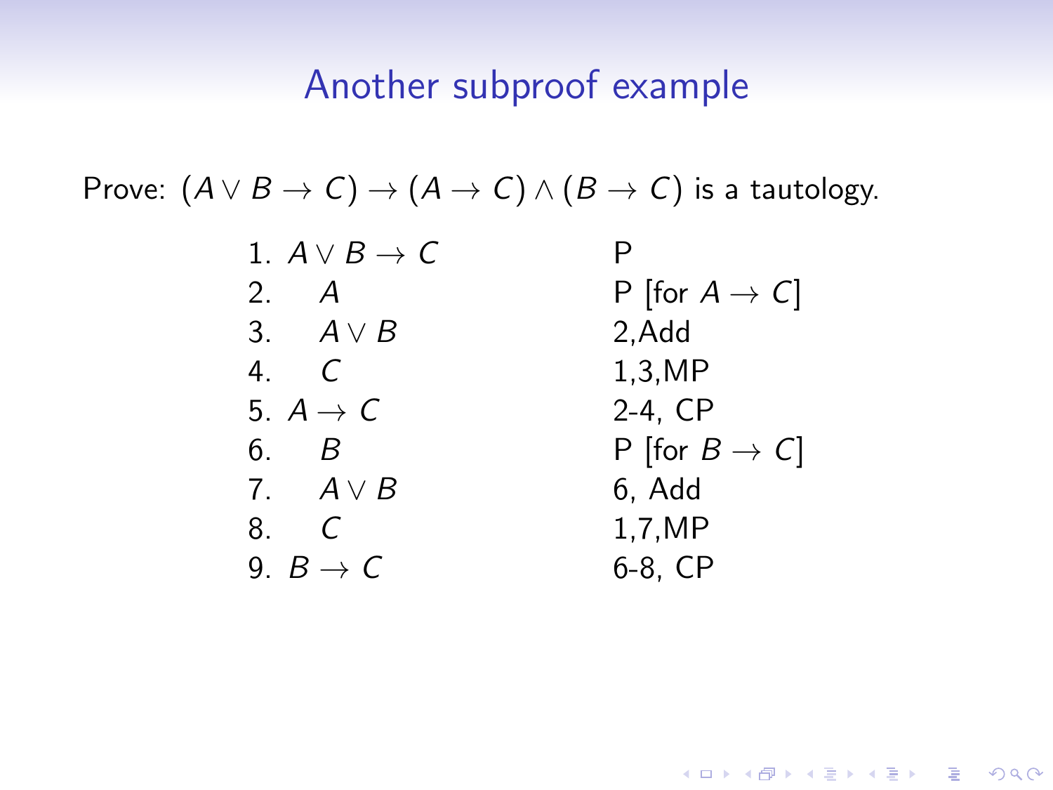## Another subproof example

Prove: $(A \vee B \to C) \to (A \to C) \wedge (B \to C)$ is a tautology.

| | | |
|---|---|---|
| 1. | $A \vee B \to C$ | P |
| 2. | $\quad A$ | P [for $A \to C$] |
| 3. | $\quad A \vee B$ | 2,Add |
| 4. | $\quad C$ | 1,3,MP |
| 5. | $A \to C$ | 2-4, CP |
| 6. | $\quad B$ | P [for $B \to C$] |
| 7. | $\quad A \vee B$ | 6, Add |
| 8. | $\quad C$ | 1,7,MP |
| 9. | $B \to C$ | 6-8, CP |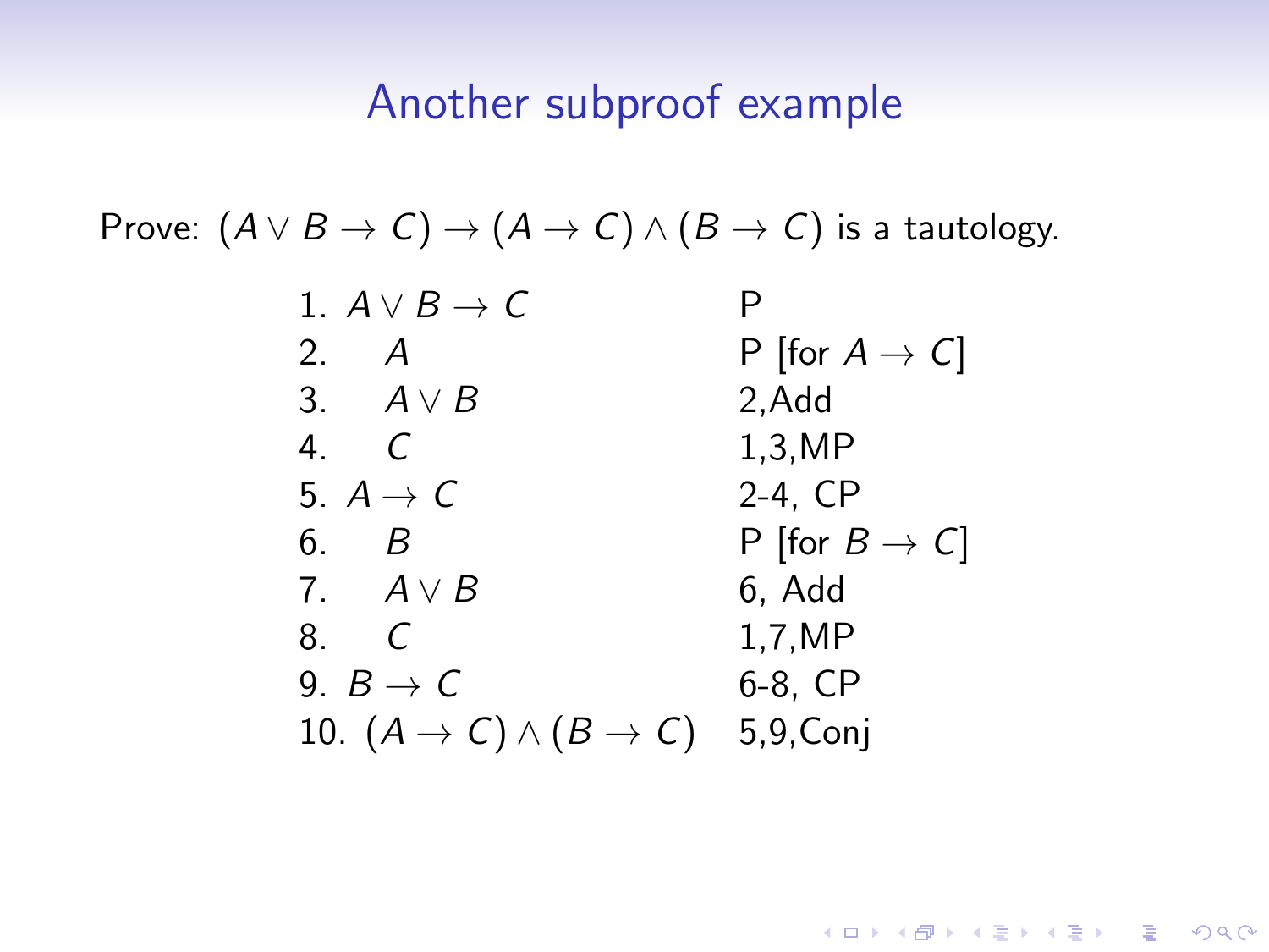# Another subproof example

Prove: $(A \vee B \rightarrow C) \rightarrow (A \rightarrow C) \wedge (B \rightarrow C)$ is a tautology.

| Line | Statement | Reason |
| --- | --- | --- |
| 1. | $A \vee B \rightarrow C$ | P |
| 2. | $\quad A$ | P [for $A \rightarrow C$] |
| 3. | $\quad A \vee B$ | 2,Add |
| 4. | $\quad C$ | 1,3,MP |
| 5. | $A \rightarrow C$ | 2-4, CP |
| 6. | $\quad B$ | P [for $B \rightarrow C$] |
| 7. | $\quad A \vee B$ | 6, Add |
| 8. | $\quad C$ | 1,7,MP |
| 9. | $B \rightarrow C$ | 6-8, CP |
| 10. | $(A \rightarrow C) \wedge (B \rightarrow C)$ | 5,9,Conj |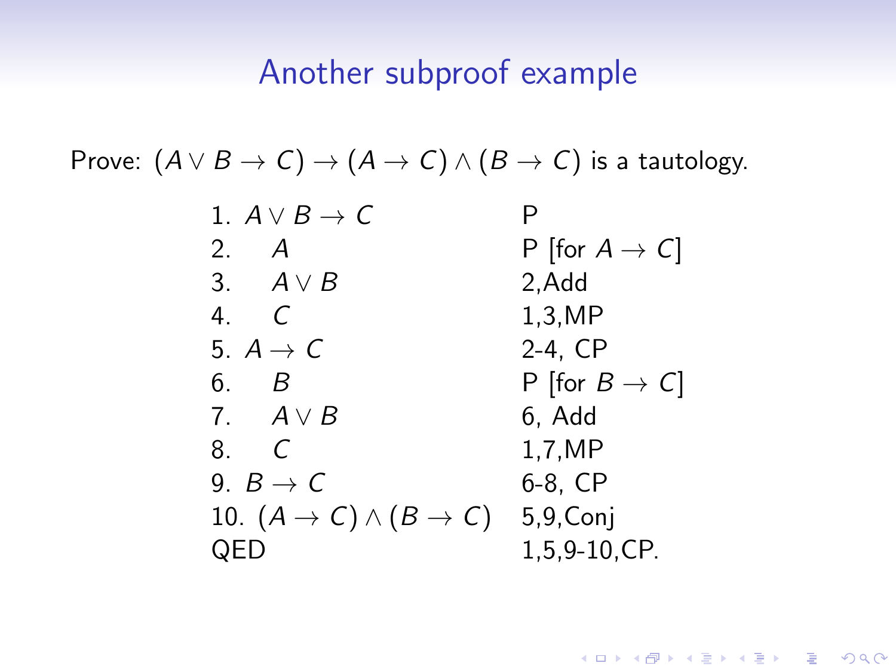## Another subproof example

Prove: $(A \vee B \to C) \to (A \to C) \wedge (B \to C)$ is a tautology.

| | | |
|---|---|---|
| 1. | $A \vee B \to C$ | P |
| 2. | $\quad A$ | P [for $A \to C$] |
| 3. | $\quad A \vee B$ | 2,Add |
| 4. | $\quad C$ | 1,3,MP |
| 5. | $A \to C$ | 2-4, CP |
| 6. | $\quad B$ | P [for $B \to C$] |
| 7. | $\quad A \vee B$ | 6, Add |
| 8. | $\quad C$ | 1,7,MP |
| 9. | $B \to C$ | 6-8, CP |
| 10. | $(A \to C) \wedge (B \to C)$ | 5,9,Conj |
| QED | | 1,5,9-10,CP. |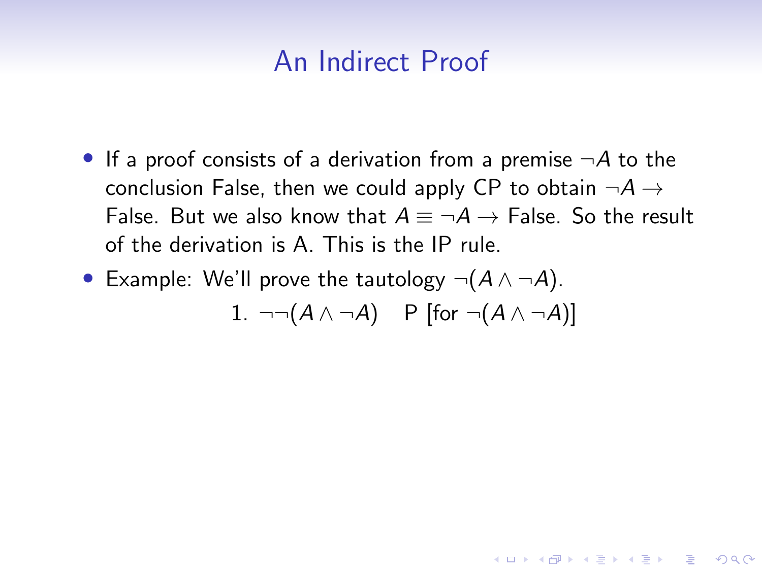# An Indirect Proof

- If a proof consists of a derivation from a premise $\neg A$ to the conclusion False, then we could apply CP to obtain $\neg A \rightarrow$ False. But we also know that $A \equiv \neg A \rightarrow$ False. So the result of the derivation is A. This is the IP rule.
- Example: We'll prove the tautology $\neg(A \wedge \neg A)$.

$$1. \ \neg\neg(A \wedge \neg A) \quad \text{P [for } \neg(A \wedge \neg A)\text{]}$$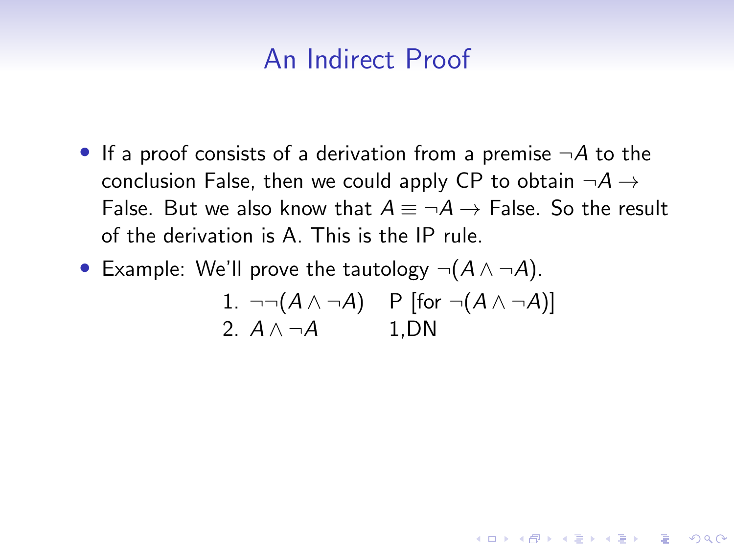# An Indirect Proof

- If a proof consists of a derivation from a premise $\neg A$ to the conclusion False, then we could apply CP to obtain $\neg A \rightarrow$ False. But we also know that $A \equiv \neg A \rightarrow$ False. So the result of the derivation is A. This is the IP rule.
- Example: We'll prove the tautology $\neg(A \wedge \neg A)$.

| | | |
|---|---|---|
| 1. | $\neg\neg(A \wedge \neg A)$ | P [for $\neg(A \wedge \neg A)$] |
| 2. | $A \wedge \neg A$ | 1,DN |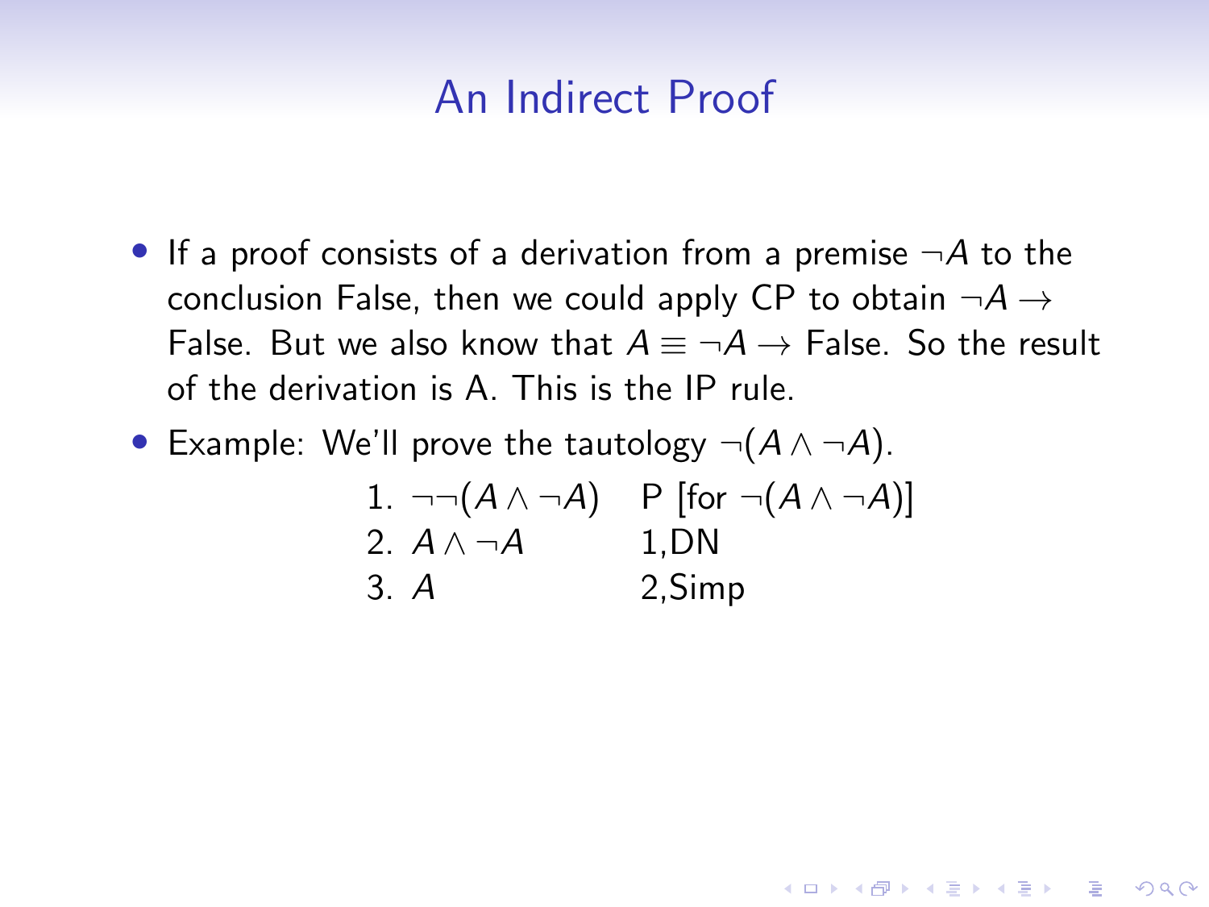# An Indirect Proof

- If a proof consists of a derivation from a premise $\neg A$ to the conclusion False, then we could apply CP to obtain $\neg A \rightarrow$ False. But we also know that $A \equiv \neg A \rightarrow$ False. So the result of the derivation is A. This is the IP rule.
- Example: We'll prove the tautology $\neg(A \wedge \neg A)$.

| | | |
|---|---|---|
| 1. | $\neg\neg(A \wedge \neg A)$ | P [for $\neg(A \wedge \neg A)$] |
| 2. | $A \wedge \neg A$ | 1,DN |
| 3. | $A$ | 2,Simp |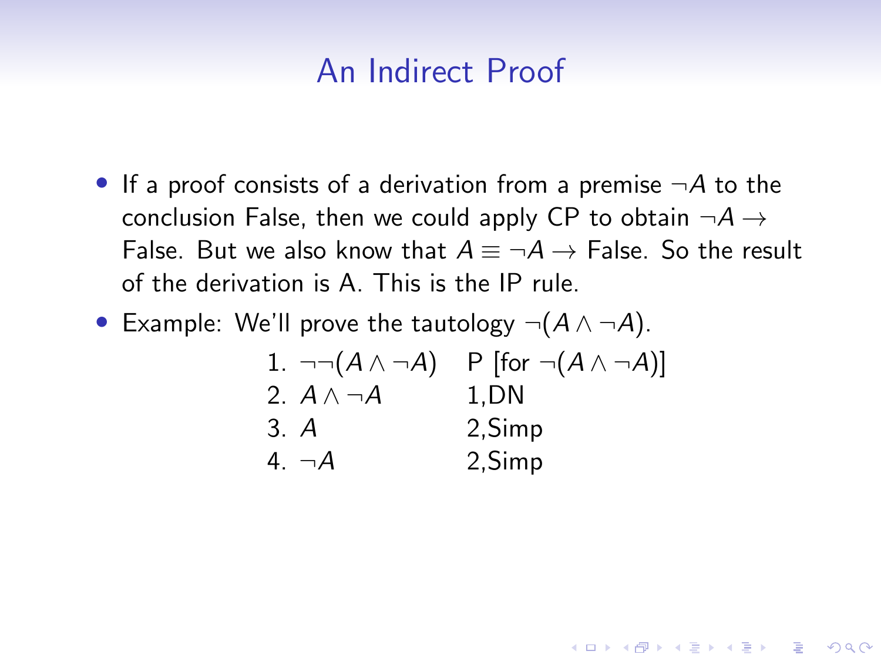# An Indirect Proof

- If a proof consists of a derivation from a premise $\neg A$ to the conclusion False, then we could apply CP to obtain $\neg A \rightarrow$ False. But we also know that $A \equiv \neg A \rightarrow$ False. So the result of the derivation is A. This is the IP rule.
- Example: We'll prove the tautology $\neg(A \wedge \neg A)$.

| | |
|---|---|
| 1. $\neg\neg(A \wedge \neg A)$ | P [for $\neg(A \wedge \neg A)$] |
| 2. $A \wedge \neg A$ | 1,DN |
| 3. $A$ | 2,Simp |
| 4. $\neg A$ | 2,Simp |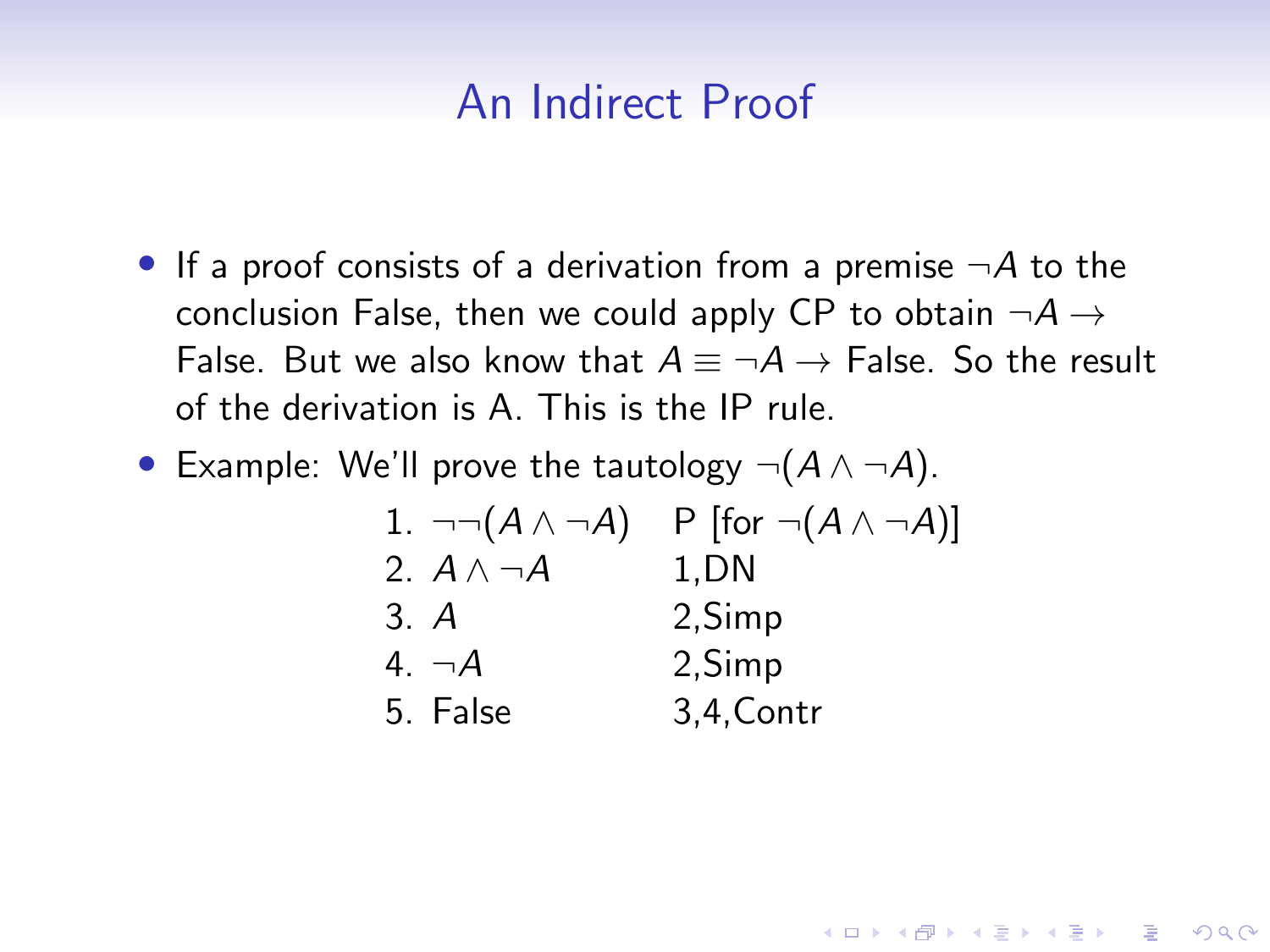# An Indirect Proof

- If a proof consists of a derivation from a premise $\neg A$ to the conclusion False, then we could apply CP to obtain $\neg A \to$ False. But we also know that $A \equiv \neg A \to$ False. So the result of the derivation is A. This is the IP rule.
- Example: We'll prove the tautology $\neg(A \wedge \neg A)$.

| | |
|---|---|
| 1. $\neg\neg(A \wedge \neg A)$ | P [for $\neg(A \wedge \neg A)$] |
| 2. $A \wedge \neg A$ | 1,DN |
| 3. $A$ | 2,Simp |
| 4. $\neg A$ | 2,Simp |
| 5. False | 3,4,Contr |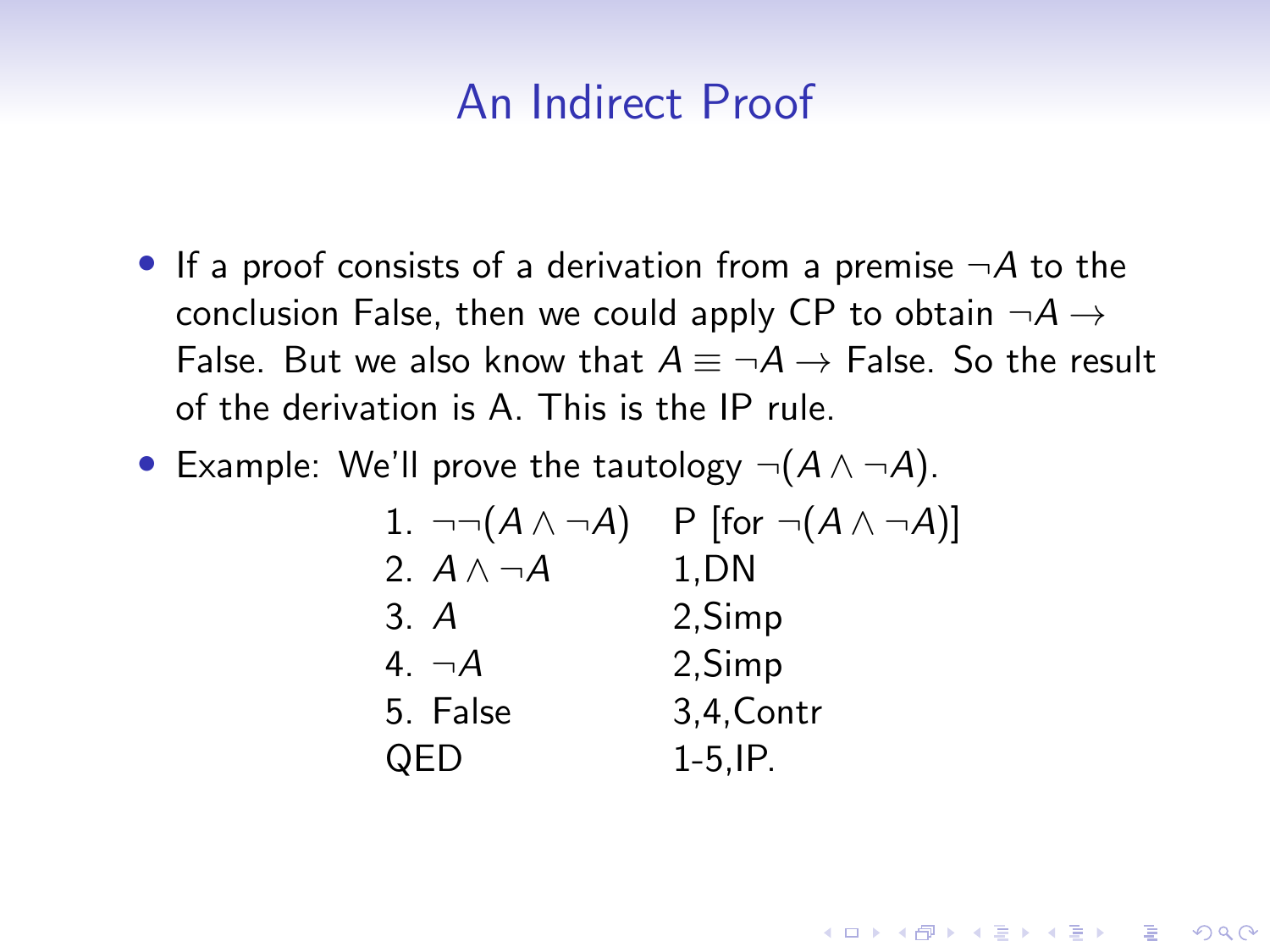# An Indirect Proof

- If a proof consists of a derivation from a premise $\neg A$ to the conclusion False, then we could apply CP to obtain $\neg A \rightarrow$ False. But we also know that $A \equiv \neg A \rightarrow$ False. So the result of the derivation is A. This is the IP rule.
- Example: We'll prove the tautology $\neg(A \wedge \neg A)$.

| | |
|---|---|
| 1. $\neg\neg(A \wedge \neg A)$ | P [for $\neg(A \wedge \neg A)$] |
| 2. $A \wedge \neg A$ | 1,DN |
| 3. $A$ | 2,Simp |
| 4. $\neg A$ | 2,Simp |
| 5. False | 3,4,Contr |
| QED | 1-5,IP. |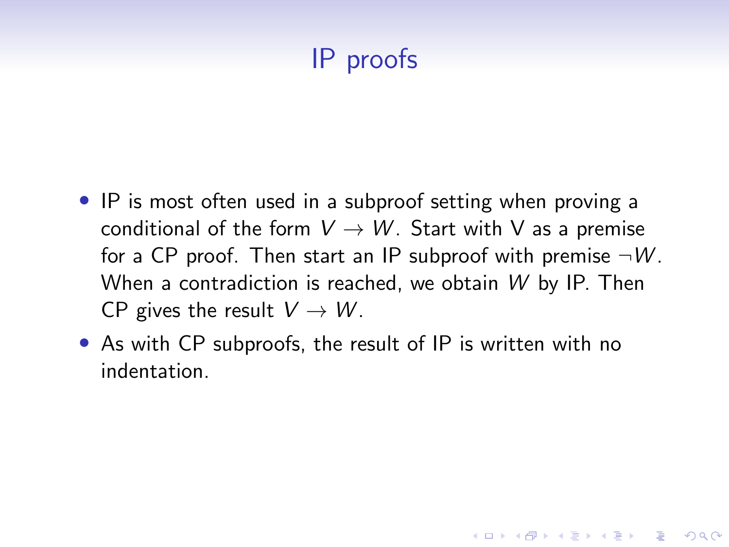# IP proofs

- IP is most often used in a subproof setting when proving a conditional of the form $V \to W$. Start with V as a premise for a CP proof. Then start an IP subproof with premise $\neg W$. When a contradiction is reached, we obtain $W$ by IP. Then CP gives the result $V \to W$.
- As with CP subproofs, the result of IP is written with no indentation.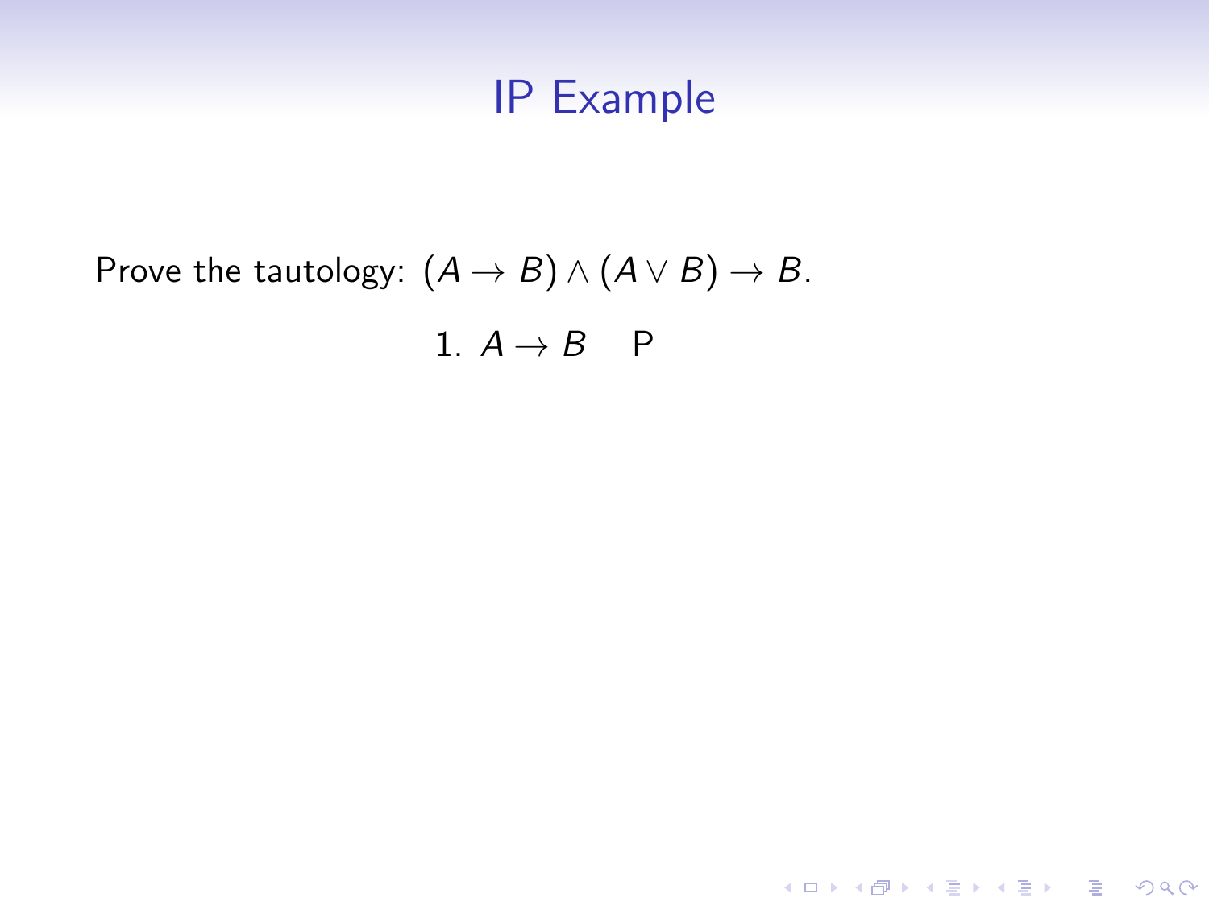# IP Example

Prove the tautology: $(A \to B) \land (A \lor B) \to B$.

1. $A \to B$ &nbsp;&nbsp;&nbsp; P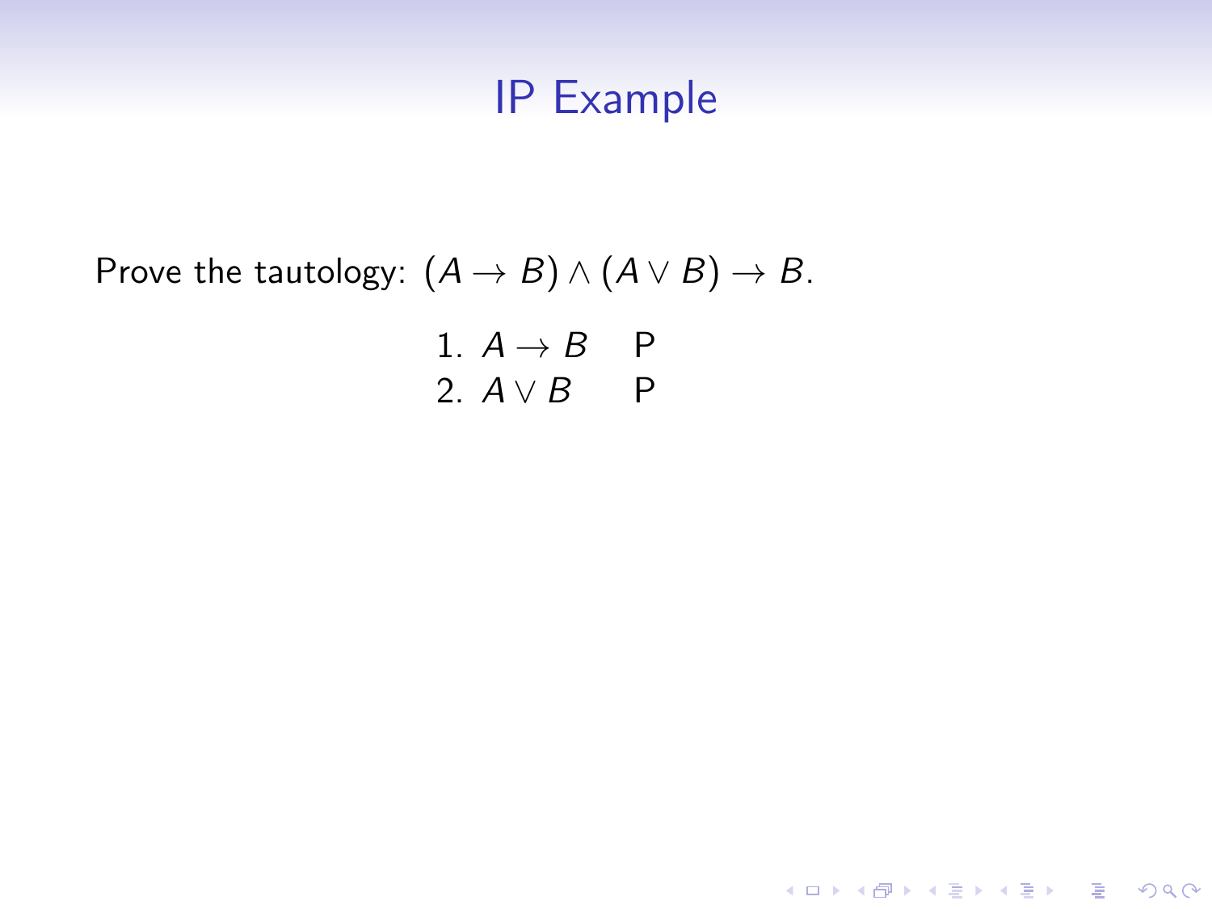# IP Example

Prove the tautology: $(A \to B) \wedge (A \vee B) \to B$.

| | | |
|---|---|---|
| 1. | $A \to B$ | P |
| 2. | $A \vee B$ | P |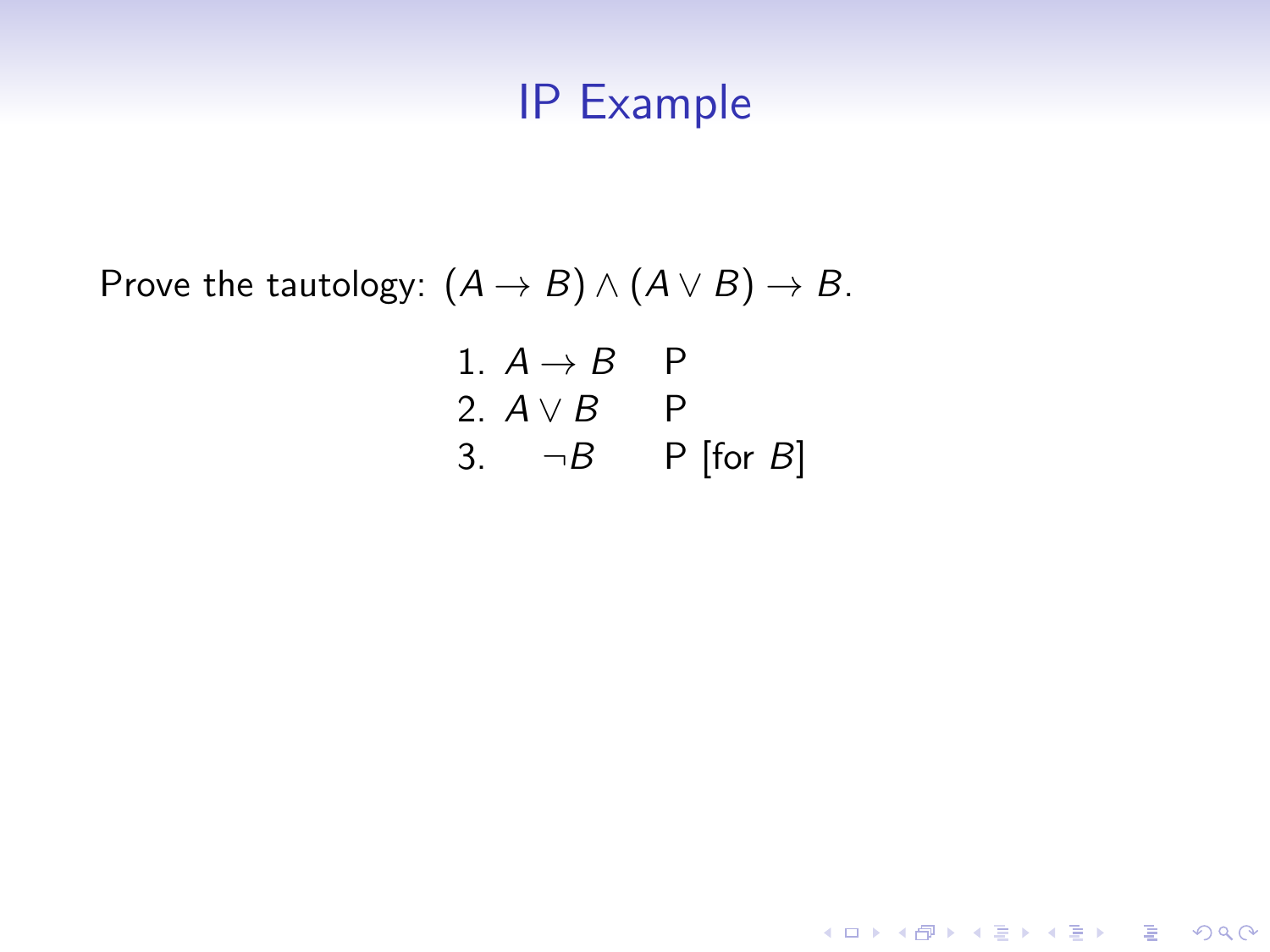# IP Example

Prove the tautology: $(A \to B) \land (A \lor B) \to B$.

| | | |
|---|---|---|
| 1. | $A \to B$ | P |
| 2. | $A \lor B$ | P |
| 3. | $\neg B$ | P [for $B$] |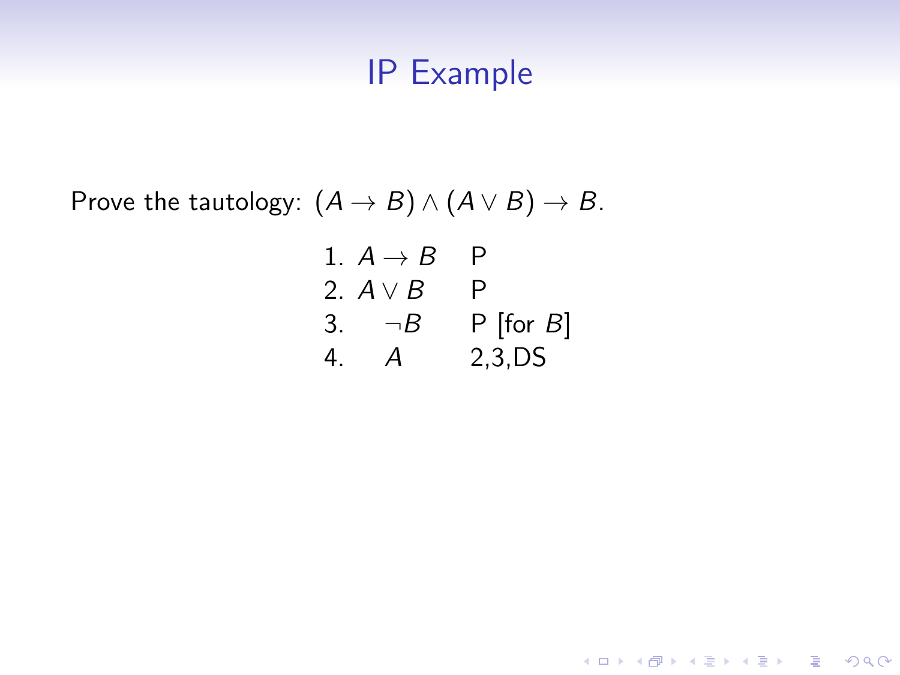# IP Example

Prove the tautology: $(A \to B) \wedge (A \vee B) \to B$.

| | | |
|---|---|---|
| 1. | $A \to B$ | P |
| 2. | $A \vee B$ | P |
| 3. | $\quad \neg B$ | P [for $B$] |
| 4. | $\quad A$ | 2,3,DS |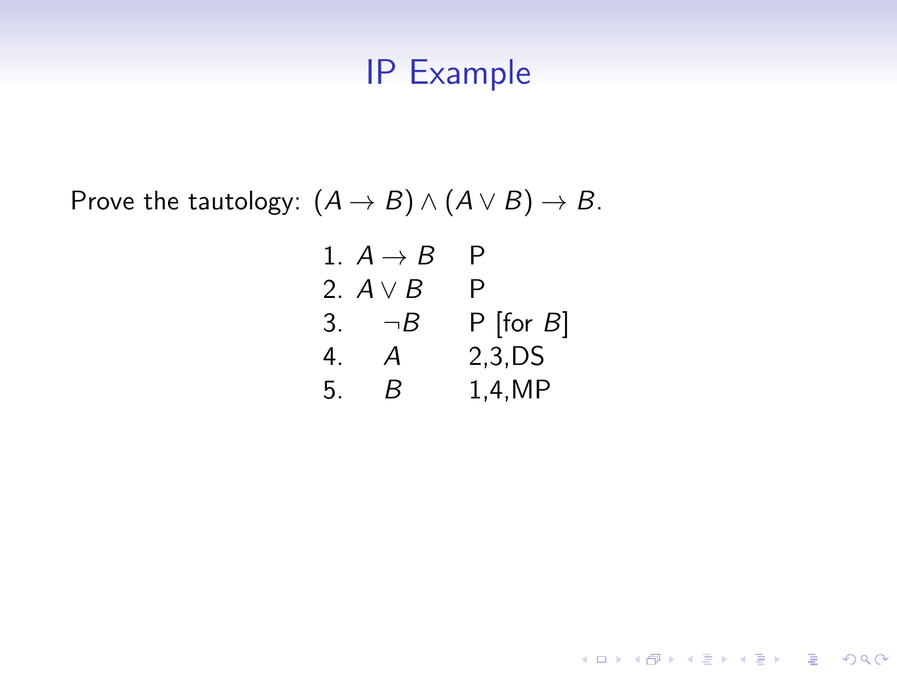# IP Example

Prove the tautology: $(A \to B) \wedge (A \vee B) \to B$.

| | | |
|---|---|---|
| 1. | $A \to B$ | P |
| 2. | $A \vee B$ | P |
| 3. | $\neg B$ | P [for $B$] |
| 4. | $A$ | 2,3,DS |
| 5. | $B$ | 1,4,MP |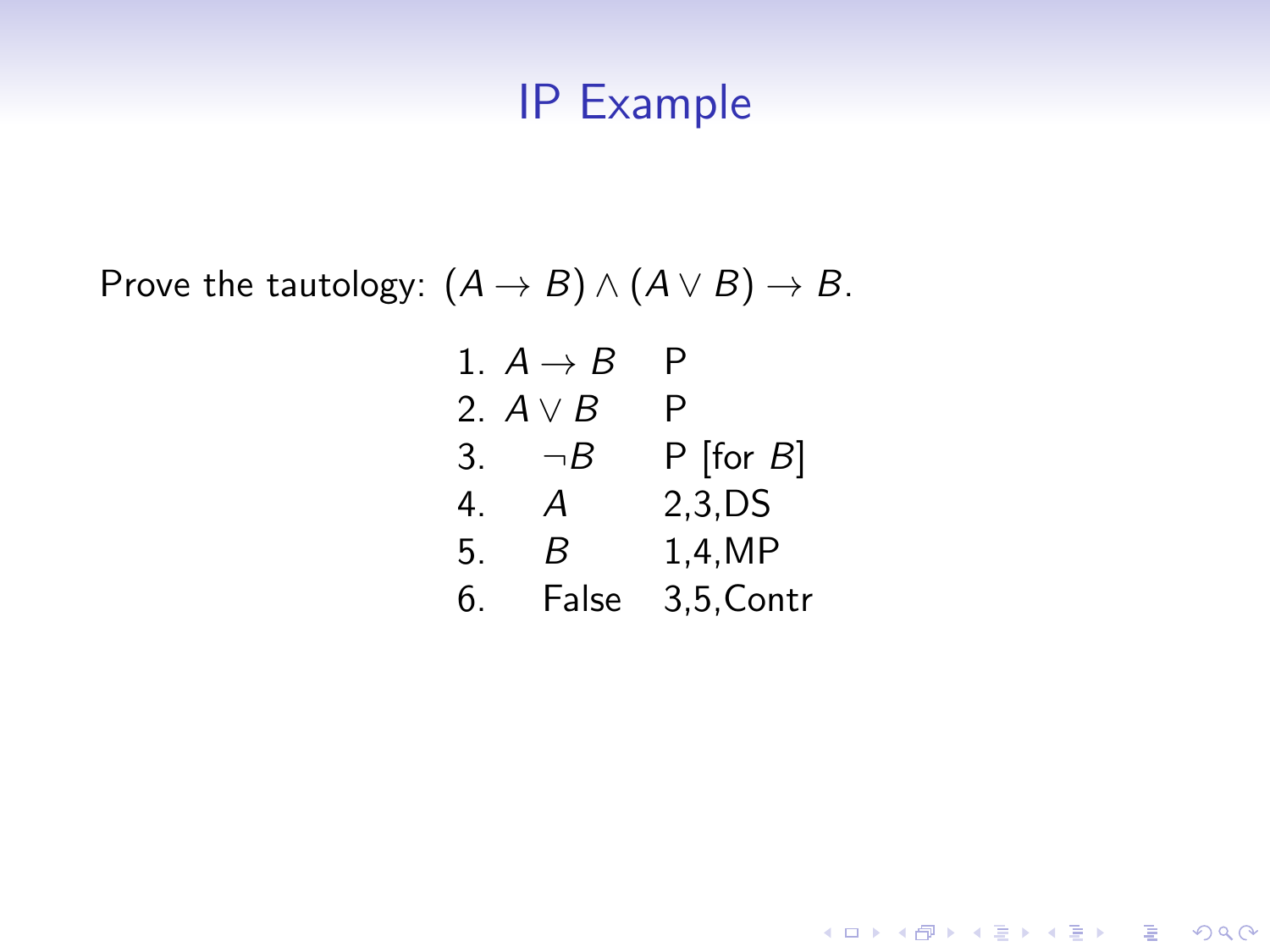# IP Example

Prove the tautology: $(A \to B) \wedge (A \vee B) \to B$.

| | | |
|---|---|---|
| 1. | $A \to B$ | P |
| 2. | $A \vee B$ | P |
| 3. | $\quad \neg B$ | P [for $B$] |
| 4. | $\quad A$ | 2,3,DS |
| 5. | $\quad B$ | 1,4,MP |
| 6. | $\quad$ False | 3,5,Contr |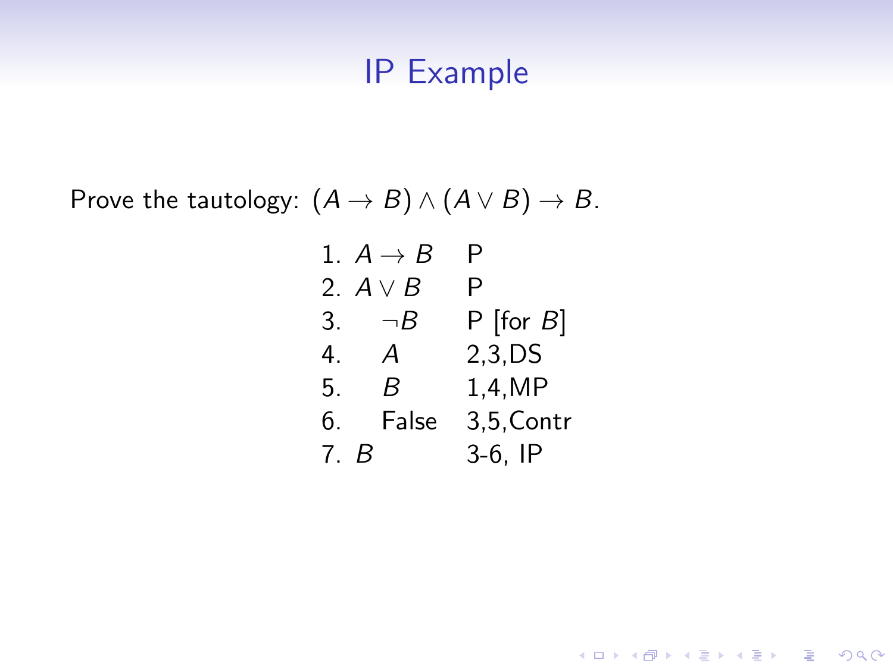# IP Example

Prove the tautology: $(A \to B) \land (A \lor B) \to B$.

| | | |
|---|---|---|
| 1. | $A \to B$ | P |
| 2. | $A \lor B$ | P |
| 3. | $\quad \neg B$ | P [for $B$] |
| 4. | $\quad A$ | 2,3,DS |
| 5. | $\quad B$ | 1,4,MP |
| 6. | $\quad$ False | 3,5,Contr |
| 7. | $B$ | 3-6, IP |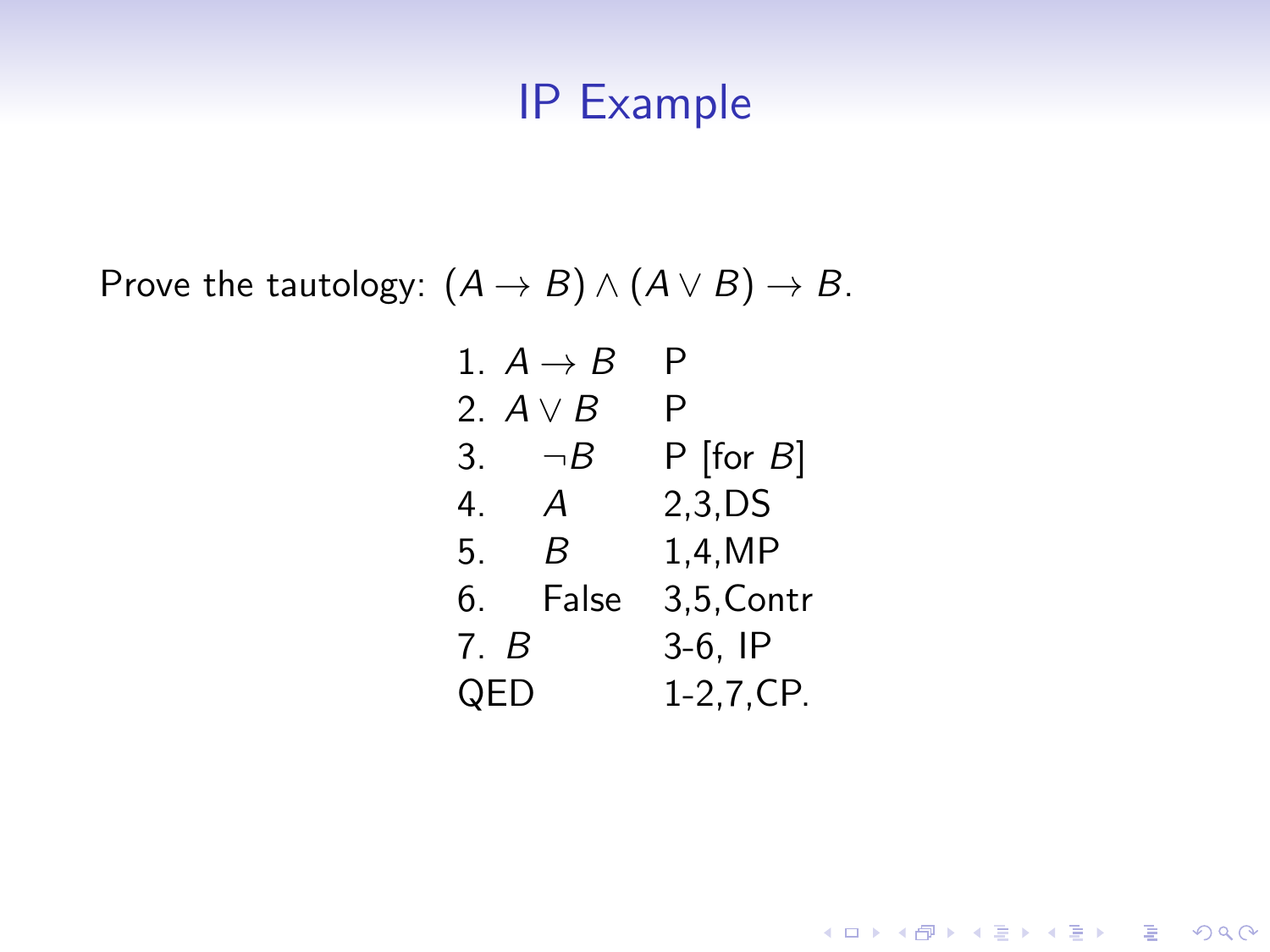# IP Example

Prove the tautology: $(A \to B) \land (A \lor B) \to B$.

| | | |
|---|---|---|
| 1. | $A \to B$ | P |
| 2. | $A \lor B$ | P |
| 3. | $\quad \neg B$ | P [for $B$] |
| 4. | $\quad A$ | 2,3,DS |
| 5. | $\quad B$ | 1,4,MP |
| 6. | $\quad$ False | 3,5,Contr |
| 7. | $B$ | 3-6, IP |
| QED | | 1-2,7,CP. |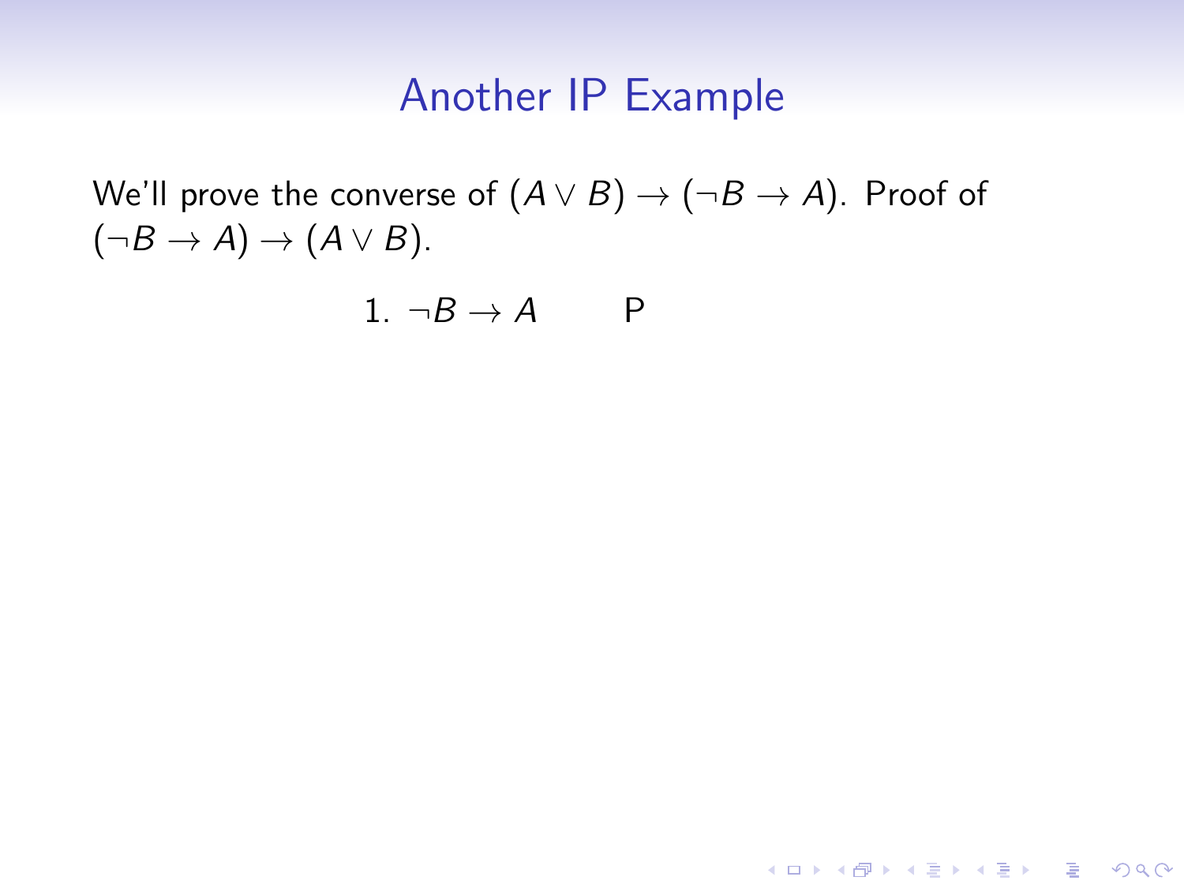# Another IP Example

We'll prove the converse of $(A \vee B) \rightarrow (\neg B \rightarrow A)$. Proof of $(\neg B \rightarrow A) \rightarrow (A \vee B)$.

1. $\neg B \rightarrow A$ &nbsp;&nbsp;&nbsp;&nbsp; P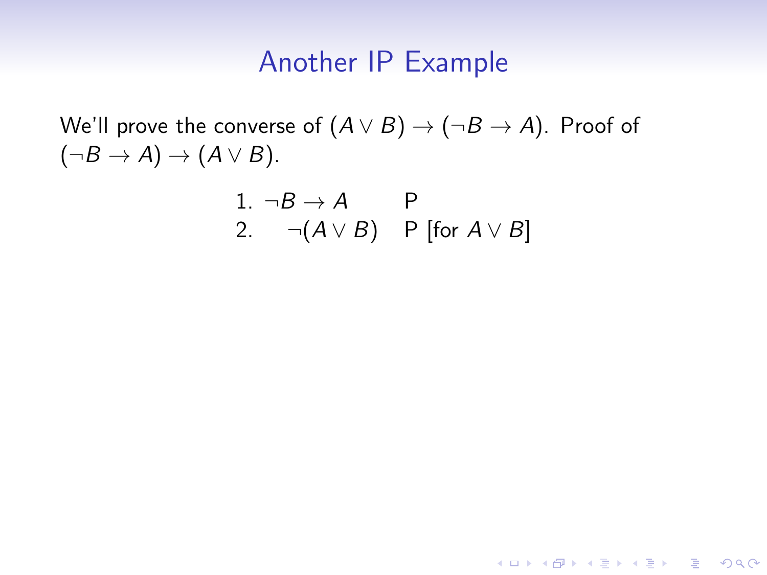# Another IP Example

We'll prove the converse of $(A \vee B) \rightarrow (\neg B \rightarrow A)$. Proof of $(\neg B \rightarrow A) \rightarrow (A \vee B)$.

| | | |
|---|---|---|
| 1. | $\neg B \rightarrow A$ | P |
| 2. | $\quad \neg(A \vee B)$ | P [for $A \vee B$] |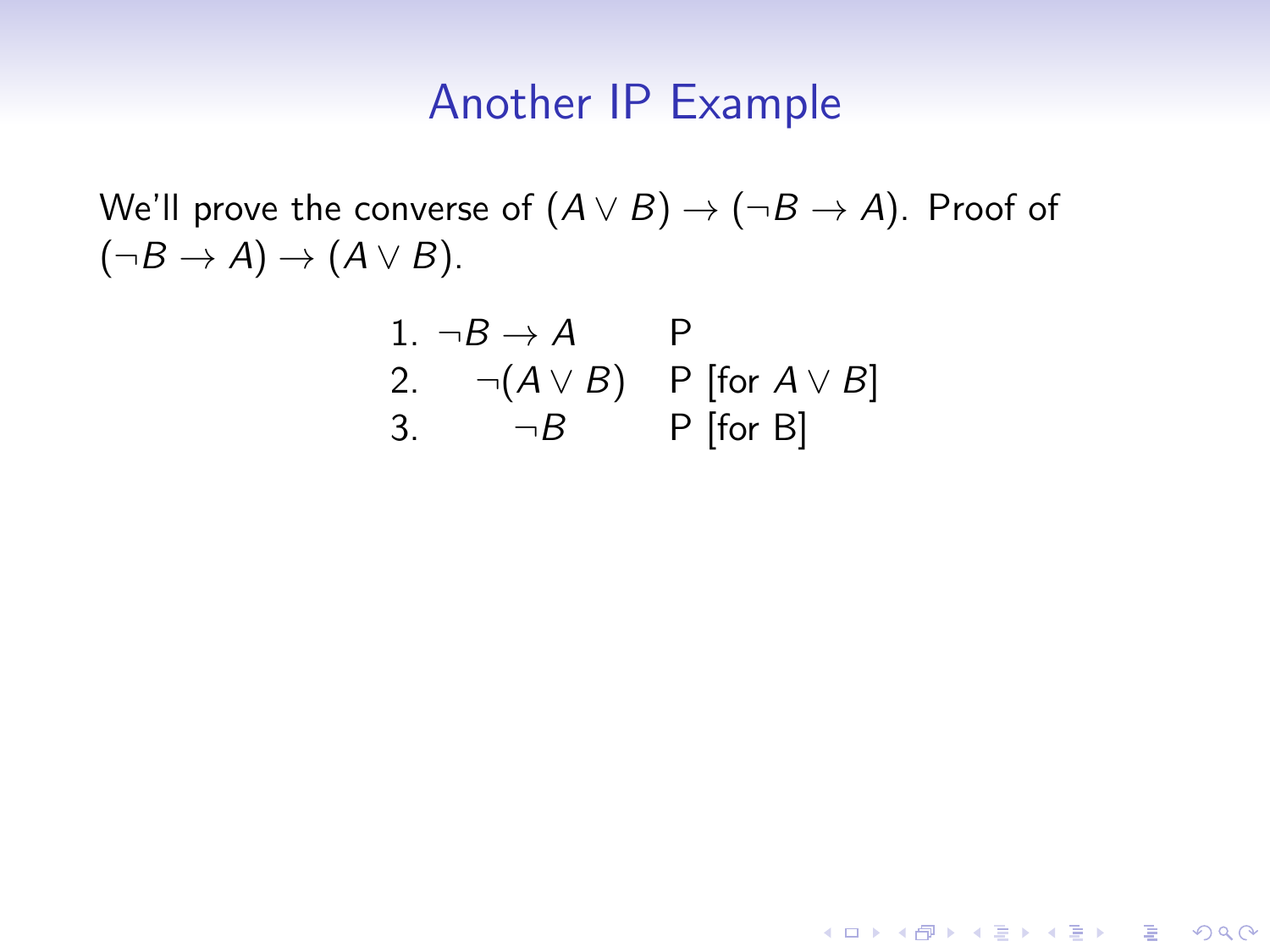# Another IP Example

We'll prove the converse of $(A \vee B) \rightarrow (\neg B \rightarrow A)$. Proof of $(\neg B \rightarrow A) \rightarrow (A \vee B)$.

| | | |
|---|---|---|
| 1. | $\neg B \rightarrow A$ | P |
| 2. | $\quad \neg(A \vee B)$ | P [for $A \vee B$] |
| 3. | $\quad\quad \neg B$ | P [for B] |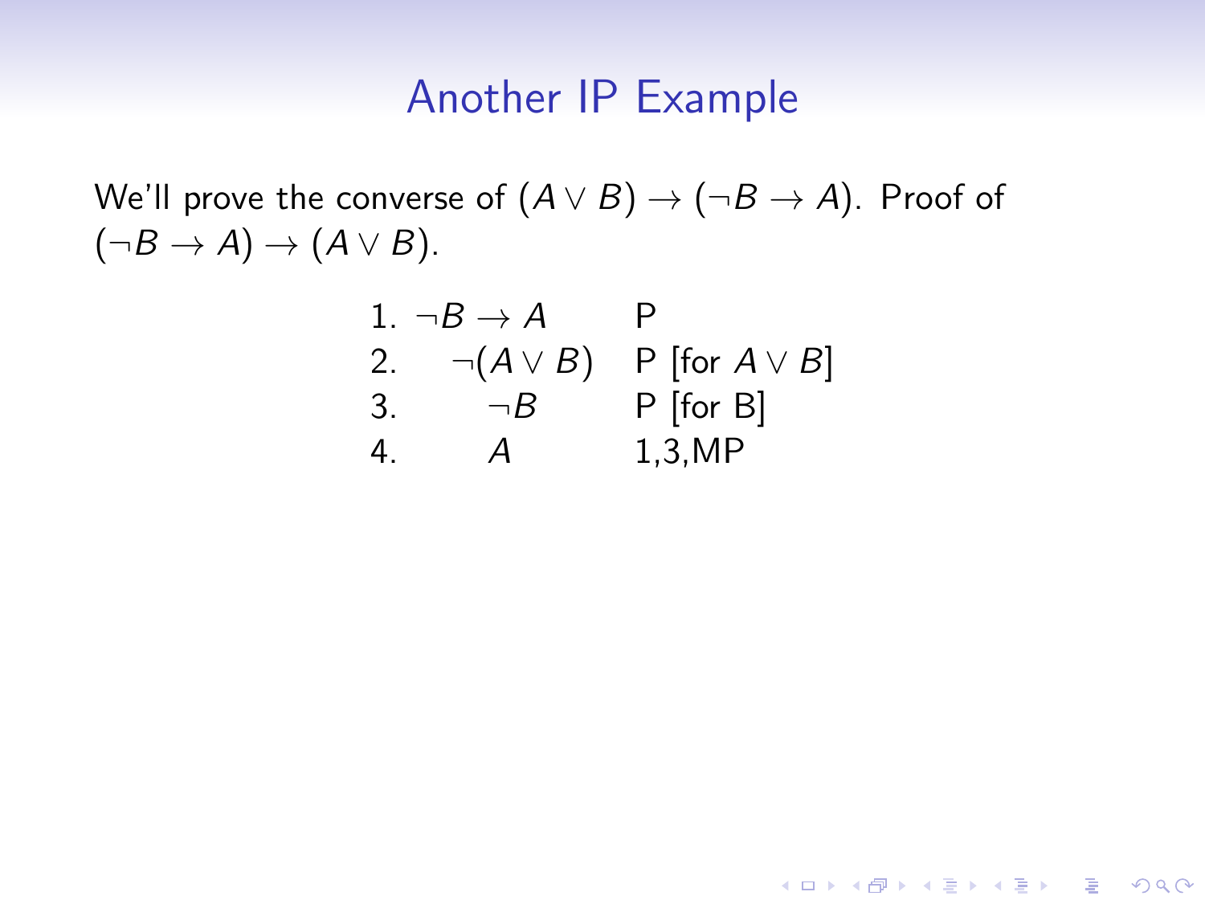## Another IP Example

We'll prove the converse of $(A \vee B) \rightarrow (\neg B \rightarrow A)$. Proof of $(\neg B \rightarrow A) \rightarrow (A \vee B)$.

| | | |
|---|---|---|
| 1. | $\neg B \rightarrow A$ | P |
| 2. | $\quad \neg(A \vee B)$ | P [for $A \vee B$] |
| 3. | $\quad\quad \neg B$ | P [for B] |
| 4. | $\quad\quad A$ | 1,3,MP |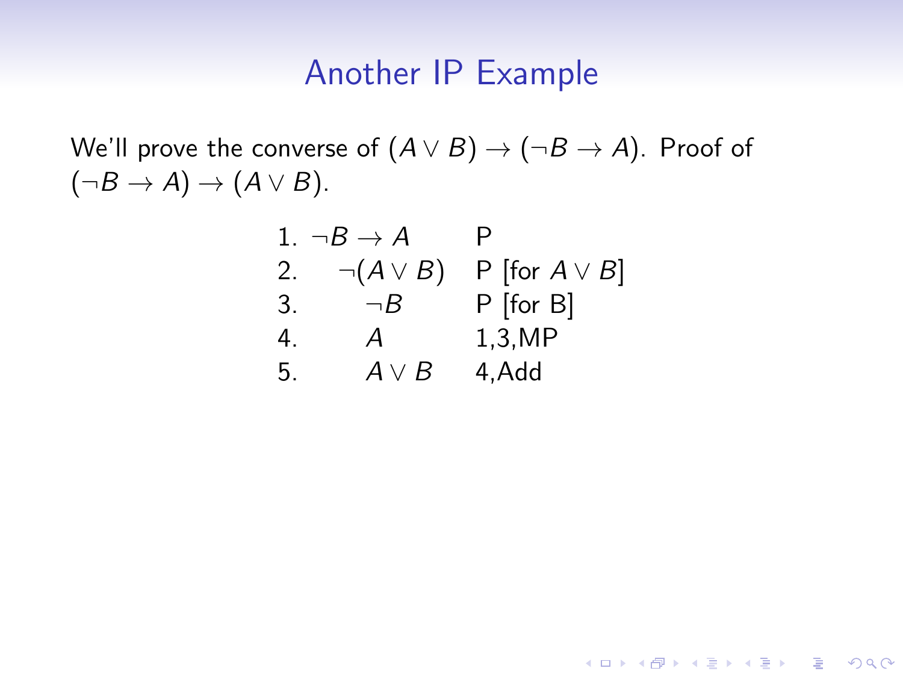# Another IP Example

We'll prove the converse of $(A \vee B) \rightarrow (\neg B \rightarrow A)$. Proof of $(\neg B \rightarrow A) \rightarrow (A \vee B)$.

| | | |
|---|---|---|
| 1. | $\neg B \rightarrow A$ | P |
| 2. | $\quad \neg(A \vee B)$ | P [for $A \vee B$] |
| 3. | $\qquad \neg B$ | P [for B] |
| 4. | $\qquad A$ | 1,3,MP |
| 5. | $\qquad A \vee B$ | 4,Add |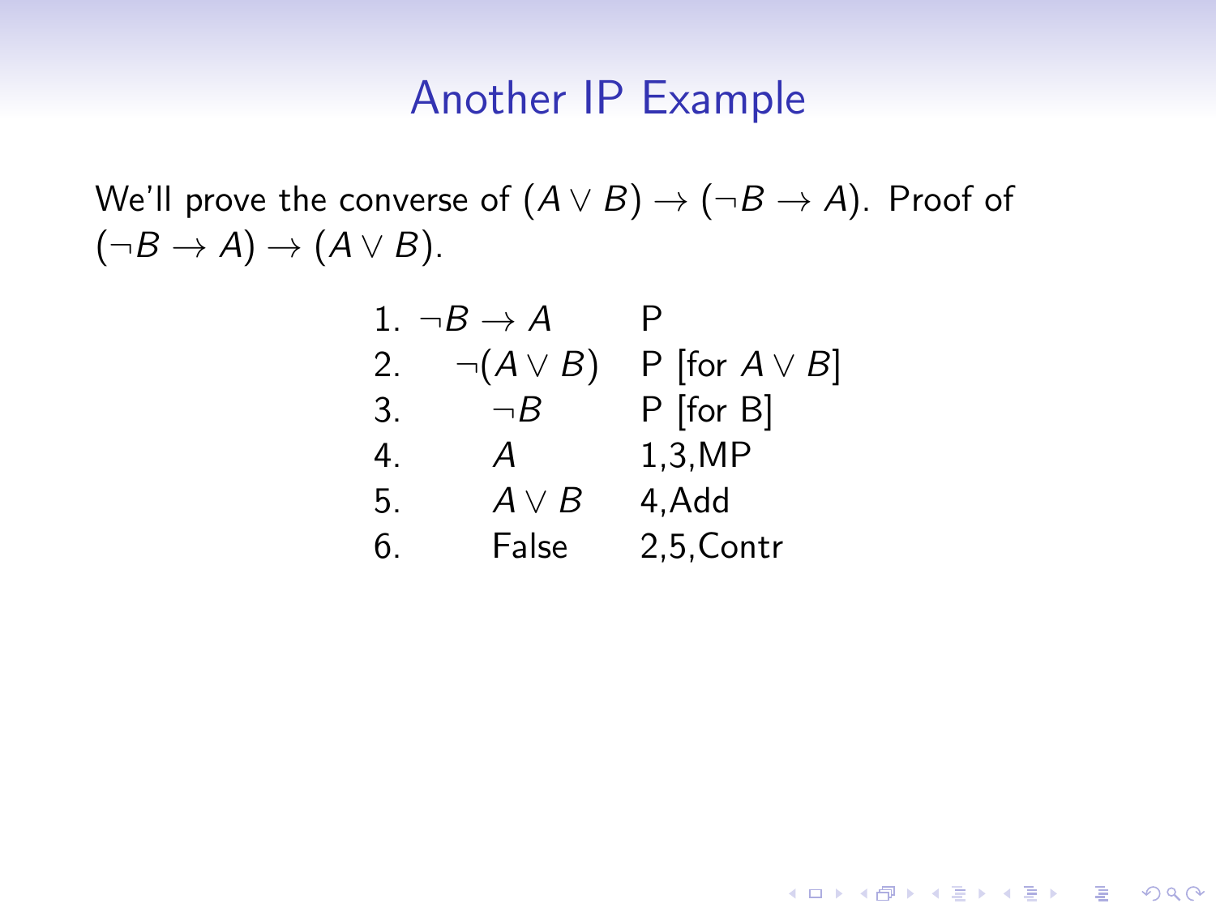# Another IP Example

We'll prove the converse of $(A \vee B) \rightarrow (\neg B \rightarrow A)$. Proof of $(\neg B \rightarrow A) \rightarrow (A \vee B)$.

| | | |
|---|---|---|
| 1. | $\neg B \rightarrow A$ | P |
| 2. | $\quad \neg(A \vee B)$ | P [for $A \vee B$] |
| 3. | $\quad\quad \neg B$ | P [for B] |
| 4. | $\quad\quad A$ | 1,3,MP |
| 5. | $\quad\quad A \vee B$ | 4,Add |
| 6. | $\quad\quad$ False | 2,5,Contr |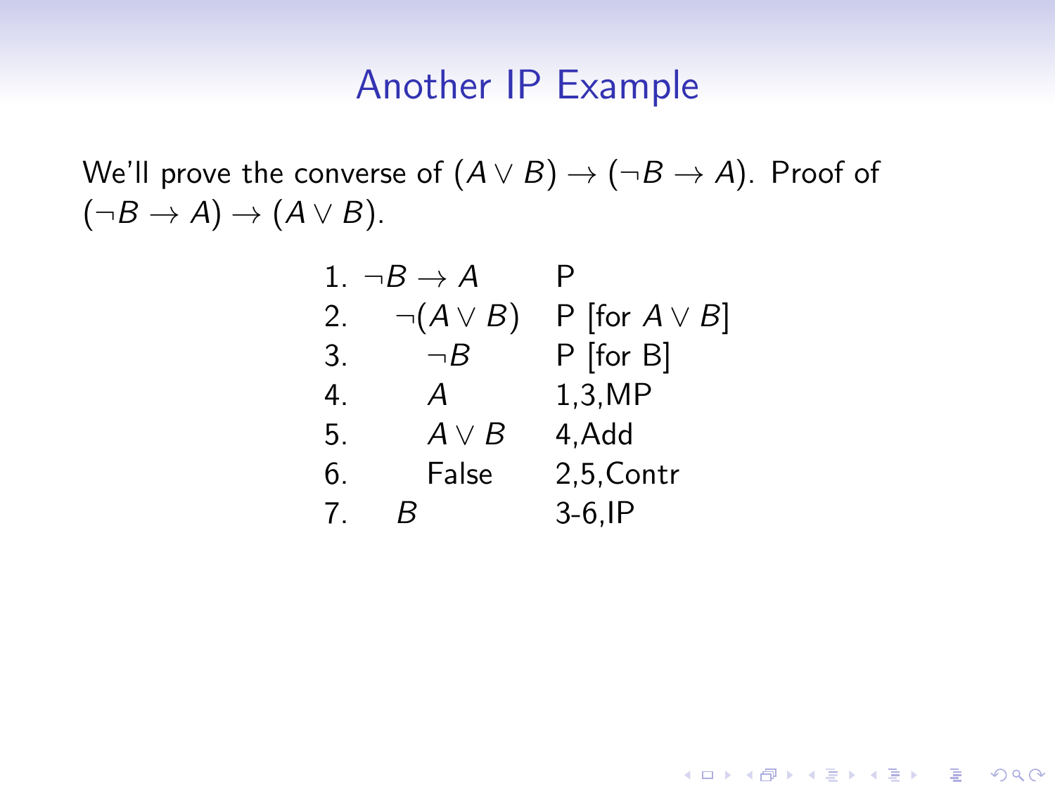## Another IP Example

We'll prove the converse of $(A \vee B) \rightarrow (\neg B \rightarrow A)$. Proof of $(\neg B \rightarrow A) \rightarrow (A \vee B)$.

| | | |
|---|---|---|
| 1. | $\neg B \rightarrow A$ | P |
| 2. | $\quad \neg(A \vee B)$ | P [for $A \vee B$] |
| 3. | $\quad\quad \neg B$ | P [for B] |
| 4. | $\quad\quad A$ | 1,3,MP |
| 5. | $\quad\quad A \vee B$ | 4,Add |
| 6. | $\quad\quad$ False | 2,5,Contr |
| 7. | $\quad B$ | 3-6,IP |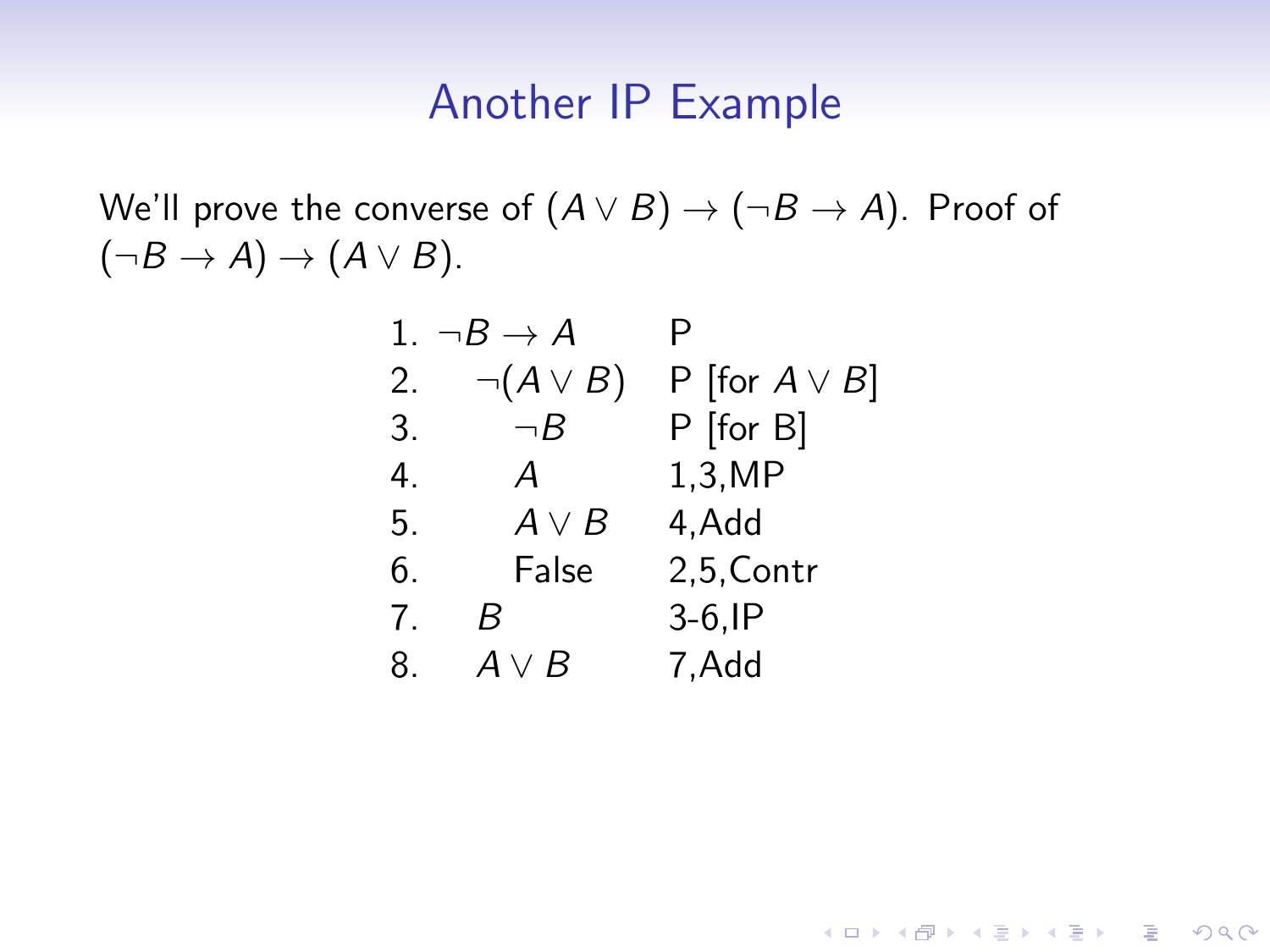## Another IP Example

We'll prove the converse of $(A \vee B) \to (\neg B \to A)$. Proof of $(\neg B \to A) \to (A \vee B)$.

| | | |
|---|---|---|
| 1. | $\neg B \to A$ | P |
| 2. | $\quad \neg(A \vee B)$ | P [for $A \vee B$] |
| 3. | $\quad\quad \neg B$ | P [for B] |
| 4. | $\quad\quad A$ | 1,3,MP |
| 5. | $\quad\quad A \vee B$ | 4,Add |
| 6. | $\quad\quad$ False | 2,5,Contr |
| 7. | $\quad B$ | 3-6,IP |
| 8. | $\quad A \vee B$ | 7,Add |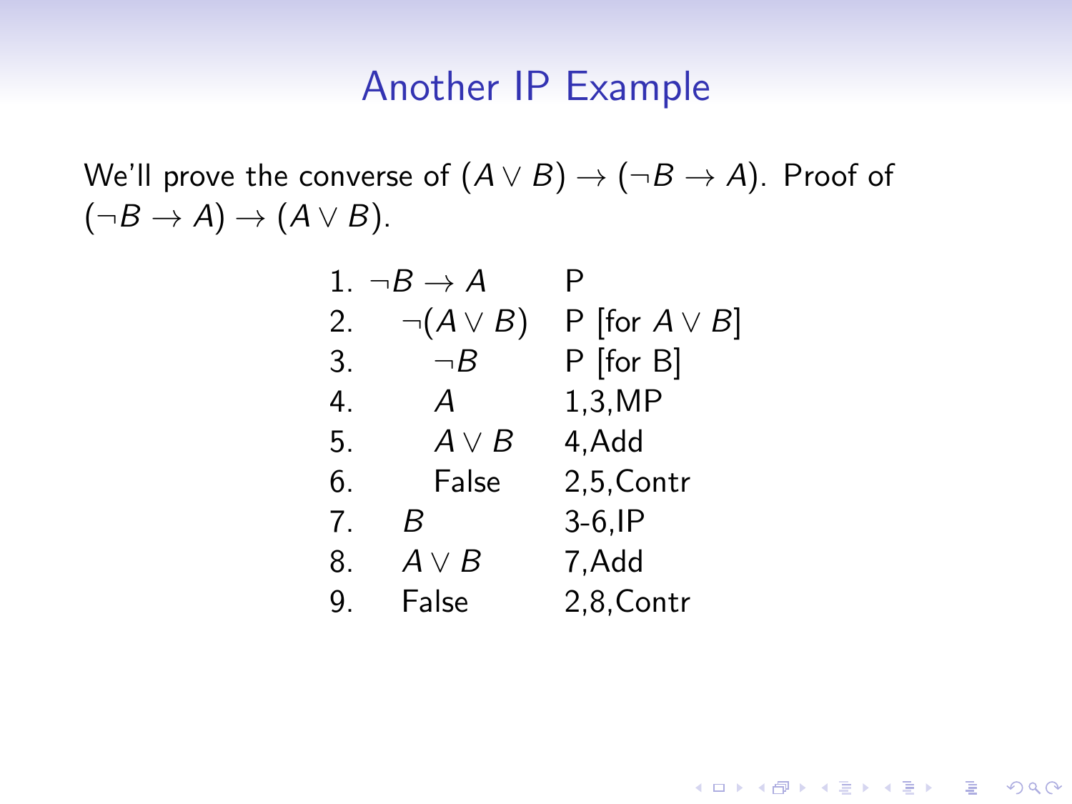## Another IP Example

We'll prove the converse of $(A \vee B) \rightarrow (\neg B \rightarrow A)$. Proof of $(\neg B \rightarrow A) \rightarrow (A \vee B)$.

| | | |
|---|---|---|
| 1. | $\neg B \rightarrow A$ | P |
| 2. | $\quad \neg(A \vee B)$ | P [for $A \vee B$] |
| 3. | $\quad\quad \neg B$ | P [for B] |
| 4. | $\quad\quad A$ | 1,3,MP |
| 5. | $\quad\quad A \vee B$ | 4,Add |
| 6. | $\quad\quad$ False | 2,5,Contr |
| 7. | $\quad B$ | 3-6,IP |
| 8. | $\quad A \vee B$ | 7,Add |
| 9. | $\quad$ False | 2,8,Contr |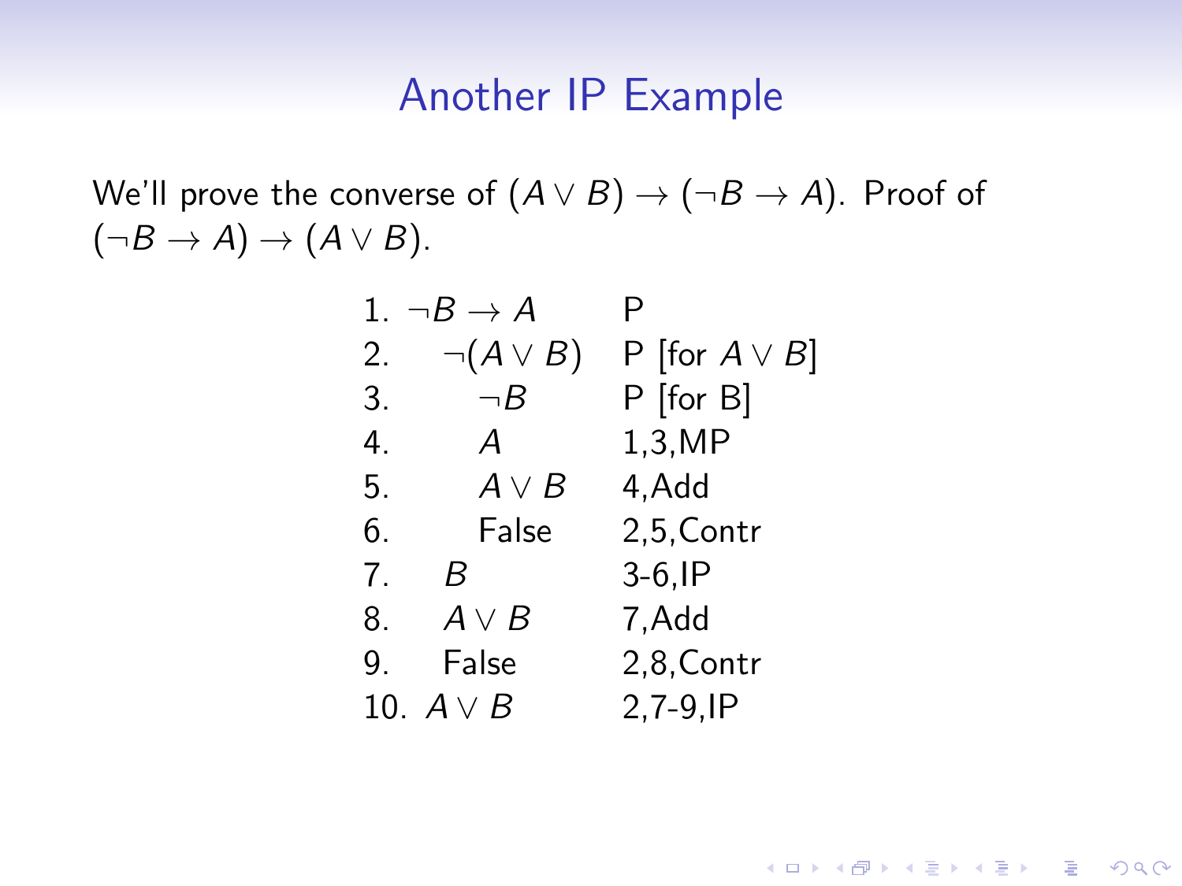## Another IP Example

We'll prove the converse of $(A \vee B) \rightarrow (\neg B \rightarrow A)$. Proof of $(\neg B \rightarrow A) \rightarrow (A \vee B)$.

| | | |
|---|---|---|
| 1. | $\neg B \rightarrow A$ | P |
| 2. | $\quad \neg(A \vee B)$ | P [for $A \vee B$] |
| 3. | $\quad\quad \neg B$ | P [for B] |
| 4. | $\quad\quad A$ | 1,3,MP |
| 5. | $\quad\quad A \vee B$ | 4,Add |
| 6. | $\quad\quad$ False | 2,5,Contr |
| 7. | $\quad B$ | 3-6,IP |
| 8. | $\quad A \vee B$ | 7,Add |
| 9. | $\quad$ False | 2,8,Contr |
| 10. | $A \vee B$ | 2,7-9,IP |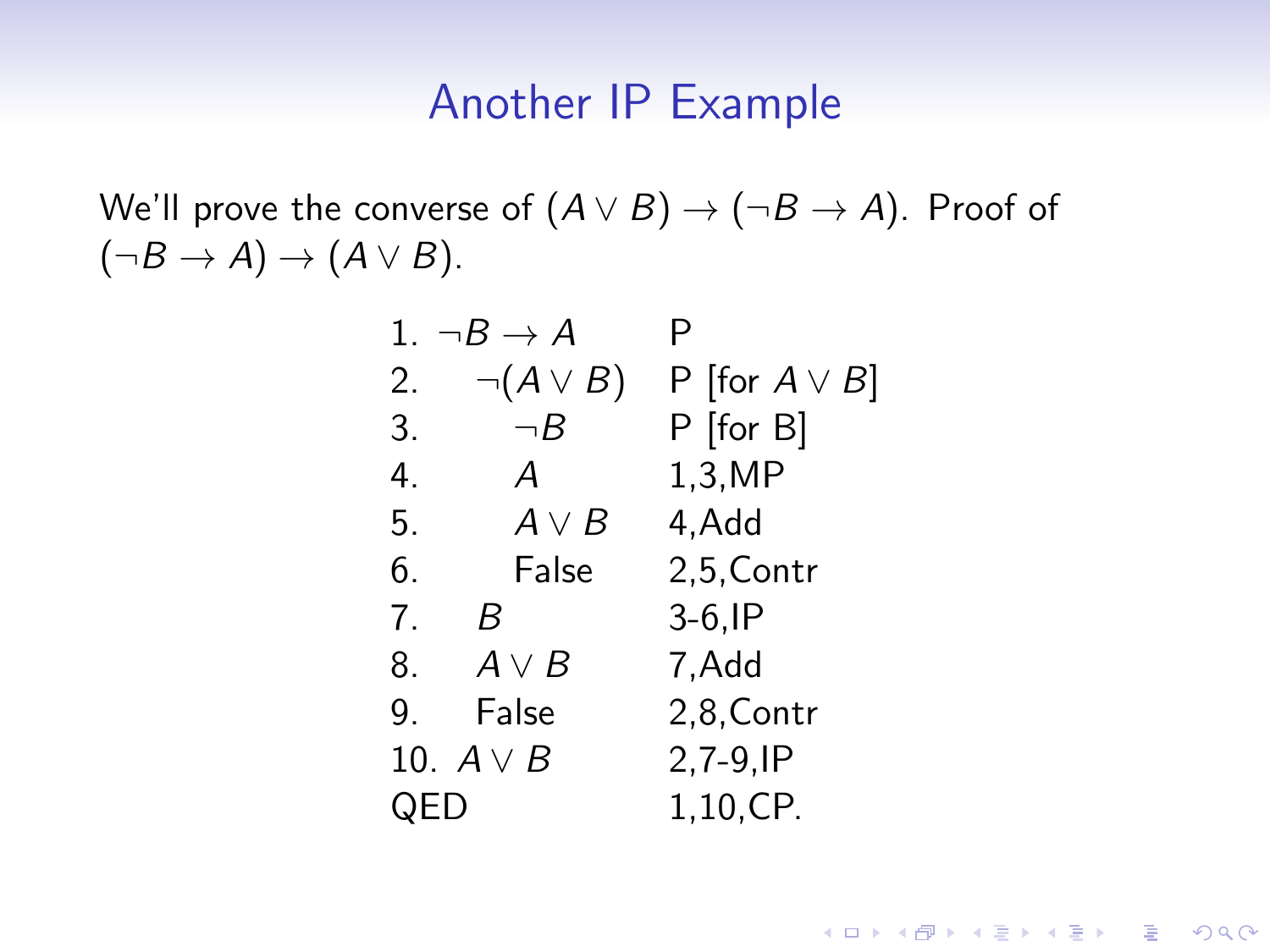## Another IP Example

We'll prove the converse of $(A \vee B) \rightarrow (\neg B \rightarrow A)$. Proof of $(\neg B \rightarrow A) \rightarrow (A \vee B)$.

| | | |
|---|---|---|
| 1. | $\neg B \rightarrow A$ | P |
| 2. | $\quad \neg(A \vee B)$ | P [for $A \vee B$] |
| 3. | $\quad\quad \neg B$ | P [for B] |
| 4. | $\quad\quad A$ | 1,3,MP |
| 5. | $\quad\quad A \vee B$ | 4,Add |
| 6. | $\quad\quad$ False | 2,5,Contr |
| 7. | $\quad B$ | 3-6,IP |
| 8. | $\quad A \vee B$ | 7,Add |
| 9. | $\quad$ False | 2,8,Contr |
| 10. | $A \vee B$ | 2,7-9,IP |
| QED | | 1,10,CP. |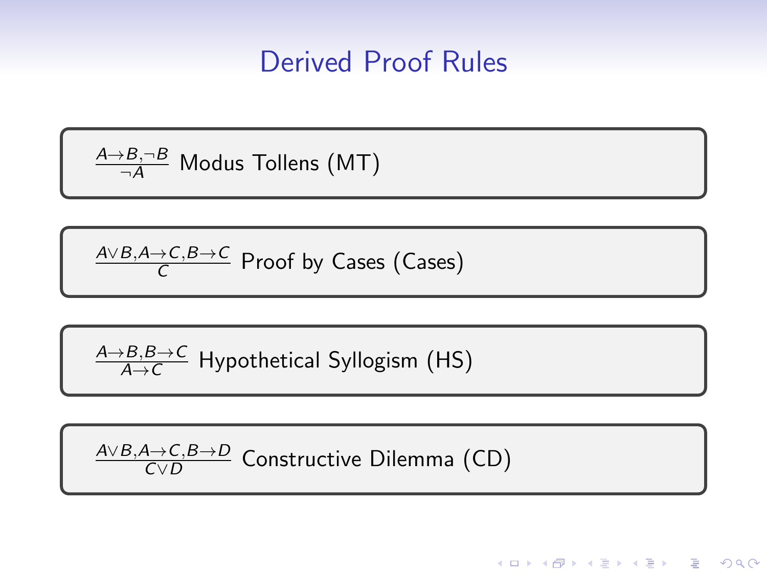# Derived Proof Rules

$\frac{A \to B, \neg B}{\neg A}$ Modus Tollens (MT)

$\frac{A \vee B, A \to C, B \to C}{C}$ Proof by Cases (Cases)

$\frac{A \to B, B \to C}{A \to C}$ Hypothetical Syllogism (HS)

$\frac{A \vee B, A \to C, B \to D}{C \vee D}$ Constructive Dilemma (CD)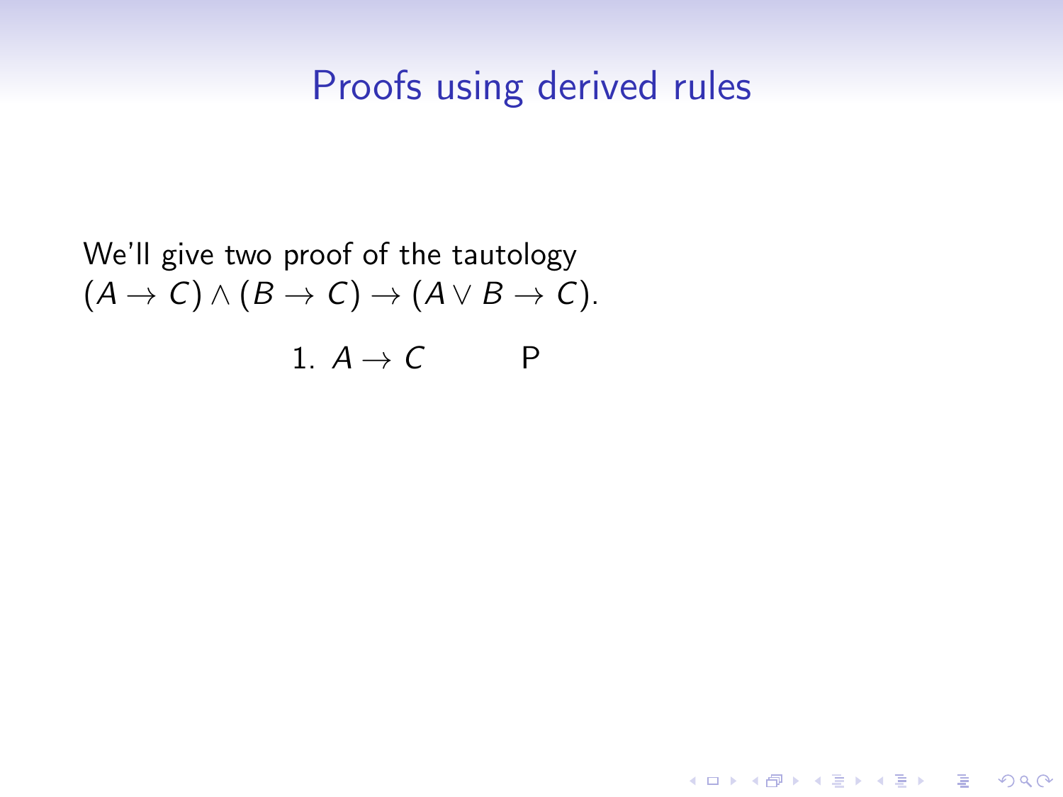# Proofs using derived rules

We'll give two proof of the tautology
$(A \to C) \land (B \to C) \to (A \lor B \to C)$.

| | | |
|---|---|---|
| 1. | $A \to C$ | P |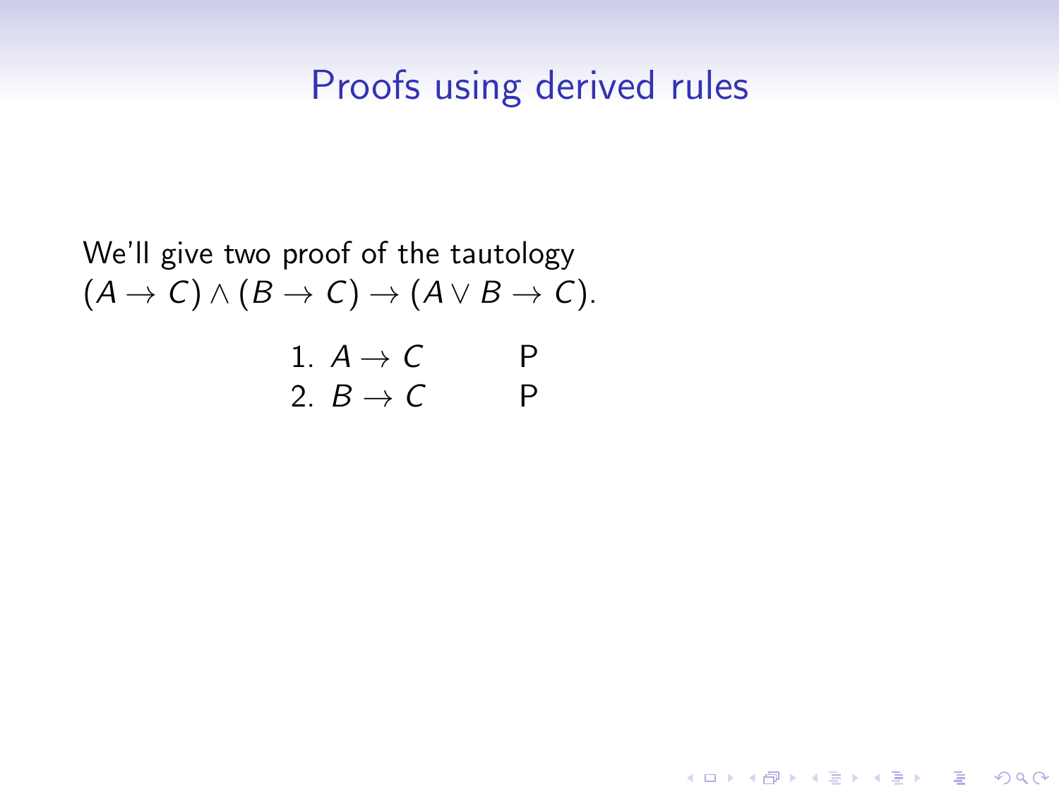# Proofs using derived rules

We'll give two proof of the tautology
$(A \to C) \land (B \to C) \to (A \lor B \to C)$.

| | | |
|---|---|---|
| 1. | $A \to C$ | P |
| 2. | $B \to C$ | P |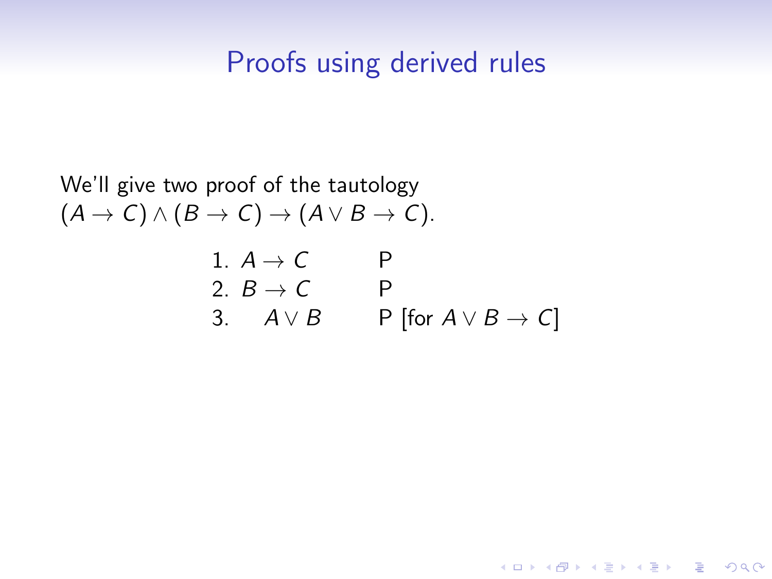# Proofs using derived rules

We'll give two proof of the tautology
$(A \to C) \land (B \to C) \to (A \lor B \to C)$.

| | | |
|---|---|---|
| 1. | $A \to C$ | P |
| 2. | $B \to C$ | P |
| 3. | $\quad A \lor B$ | P [for $A \lor B \to C$] |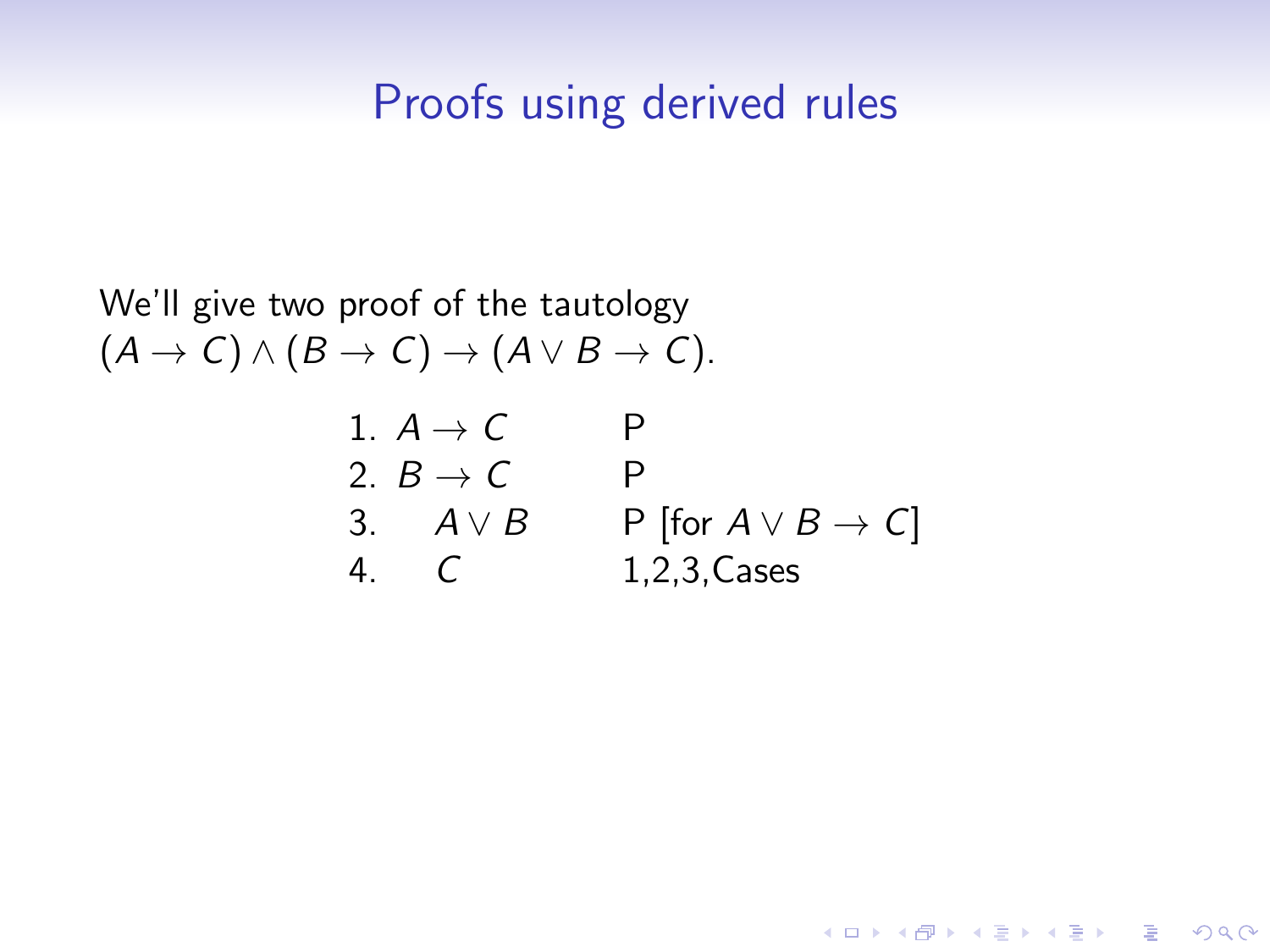# Proofs using derived rules

We'll give two proof of the tautology
$(A \to C) \land (B \to C) \to (A \lor B \to C)$.

| | | |
|---|---|---|
| 1. | $A \to C$ | P |
| 2. | $B \to C$ | P |
| 3. | $\quad A \lor B$ | P [for $A \lor B \to C$] |
| 4. | $\quad C$ | 1,2,3,Cases |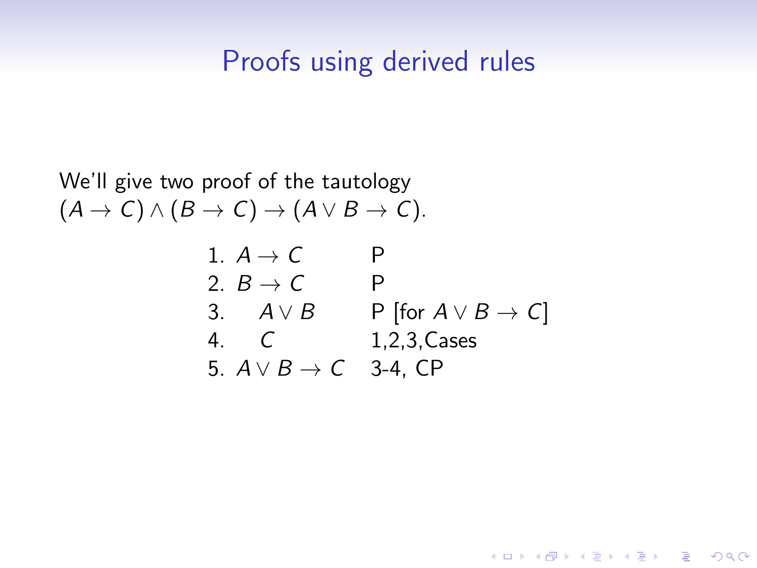# Proofs using derived rules

We'll give two proof of the tautology
$(A \to C) \wedge (B \to C) \to (A \vee B \to C)$.

| | | |
|---|---|---|
| 1. | $A \to C$ | P |
| 2. | $B \to C$ | P |
| 3. | $\quad A \vee B$ | P [for $A \vee B \to C$] |
| 4. | $\quad C$ | 1,2,3,Cases |
| 5. | $A \vee B \to C$ | 3-4, CP |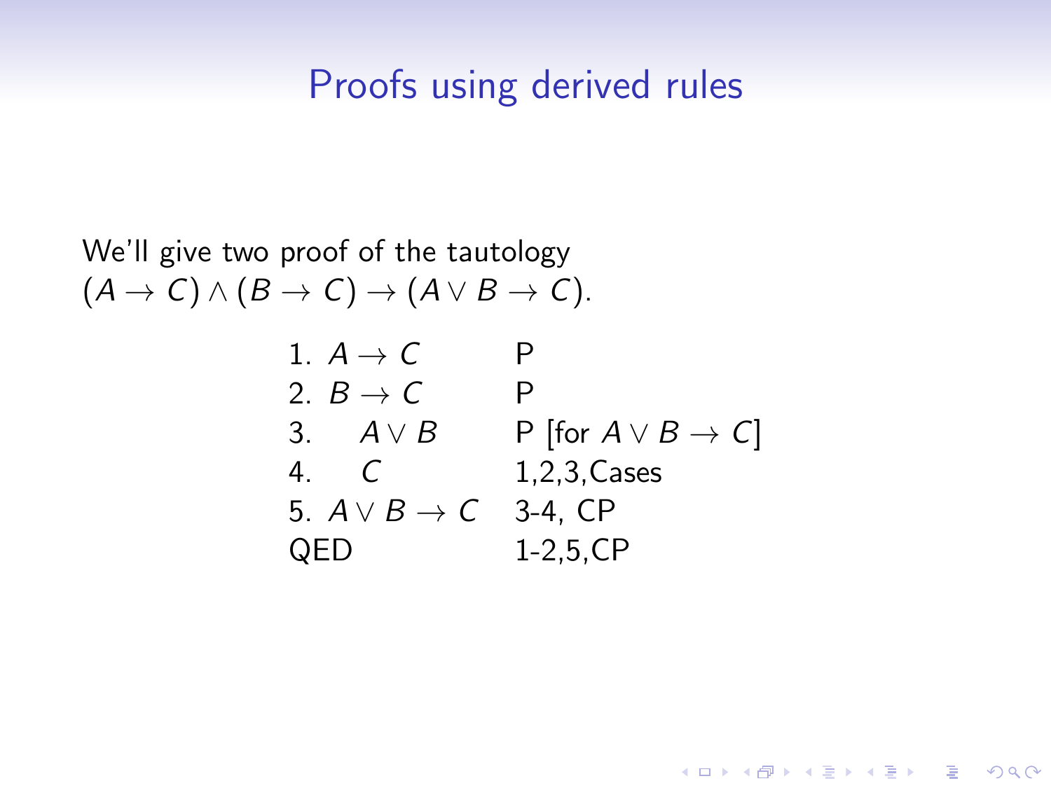## Proofs using derived rules

We'll give two proof of the tautology
$(A \to C) \wedge (B \to C) \to (A \vee B \to C)$.

| | |
|---|---|
| 1. $A \to C$ | P |
| 2. $B \to C$ | P |
| 3. $\quad A \vee B$ | P [for $A \vee B \to C$] |
| 4. $\quad C$ | 1,2,3,Cases |
| 5. $A \vee B \to C$ | 3-4, CP |
| QED | 1-2,5,CP |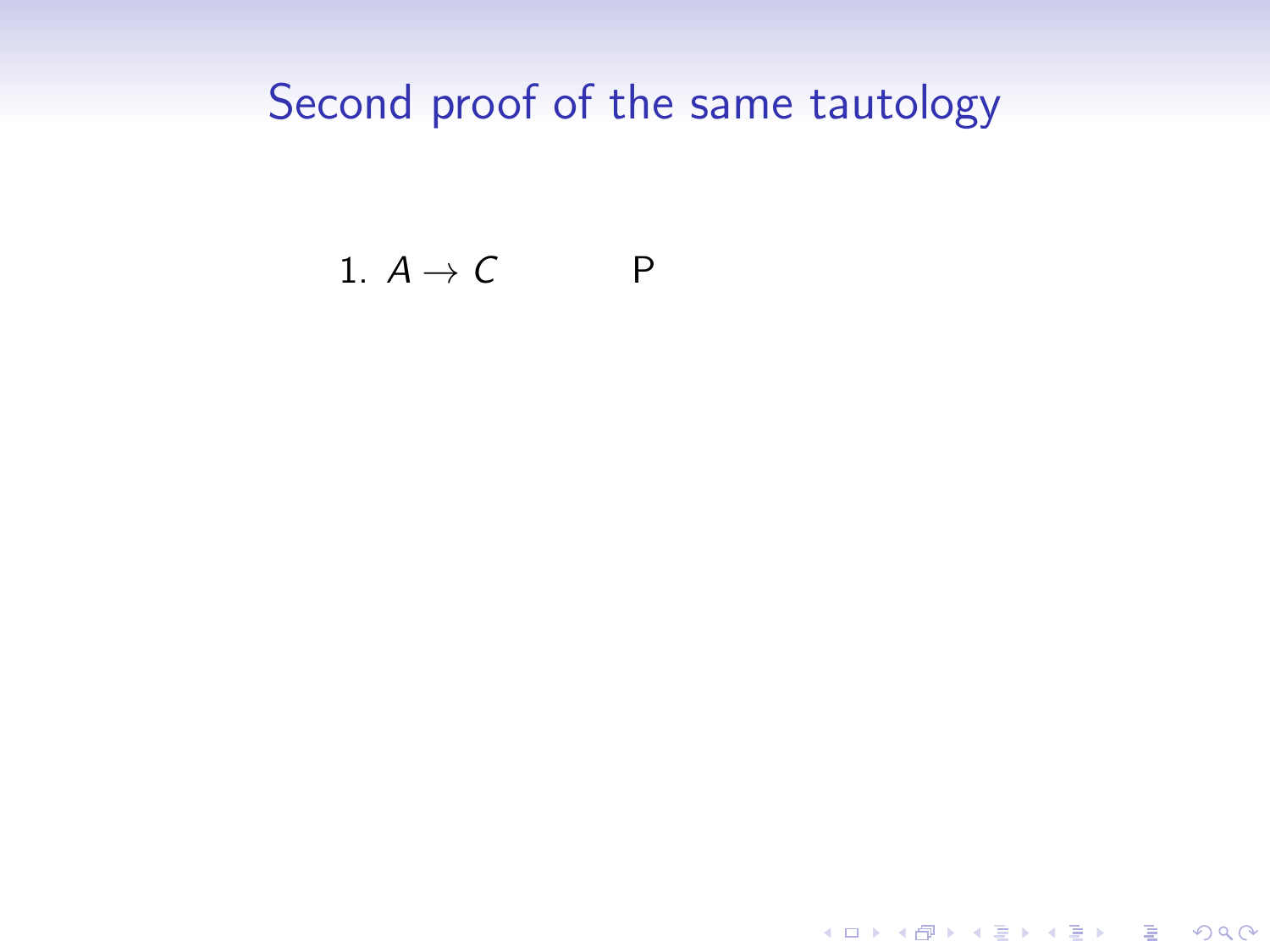# Second proof of the same tautology

1. $A \to C$ &nbsp;&nbsp;&nbsp;&nbsp;&nbsp;&nbsp;&nbsp;&nbsp;&nbsp;&nbsp; P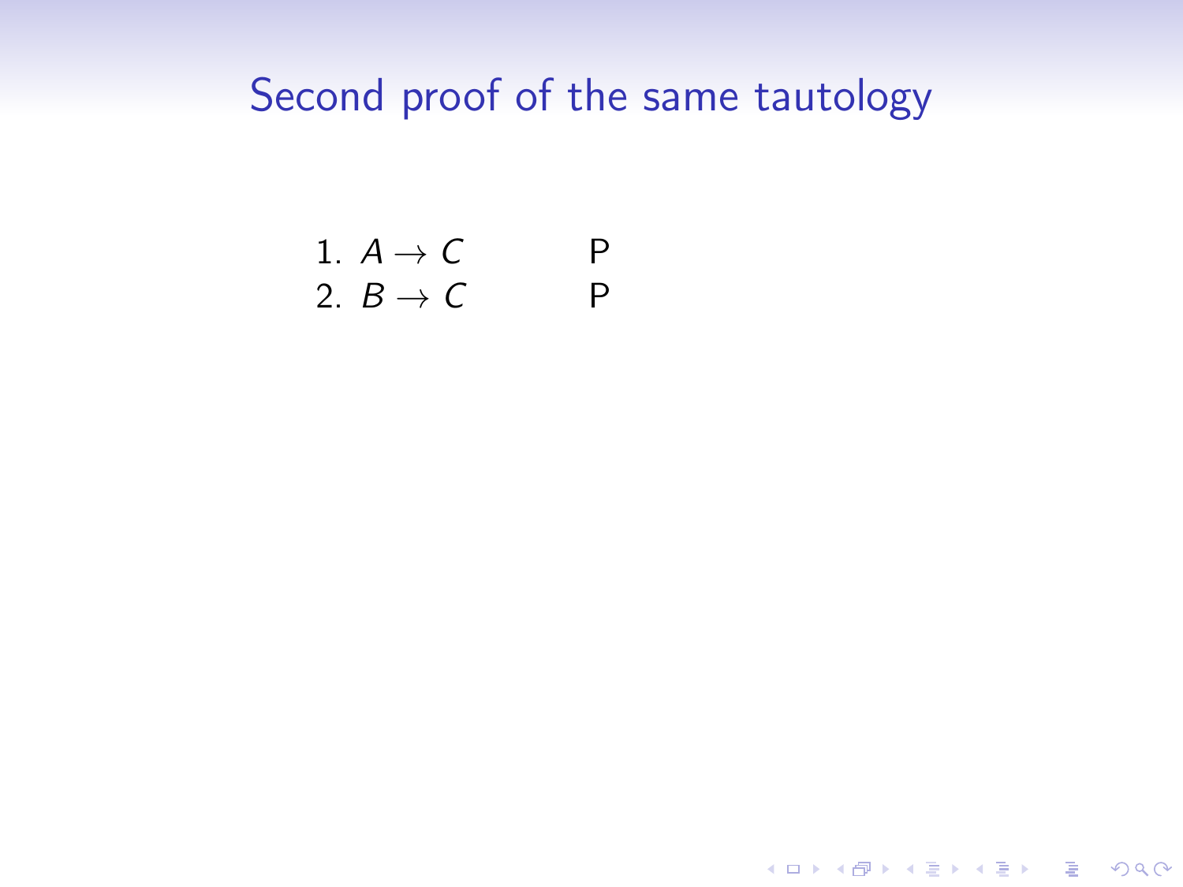# Second proof of the same tautology

1. $A \rightarrow C$ &emsp;&emsp; P
2. $B \rightarrow C$ &emsp;&emsp; P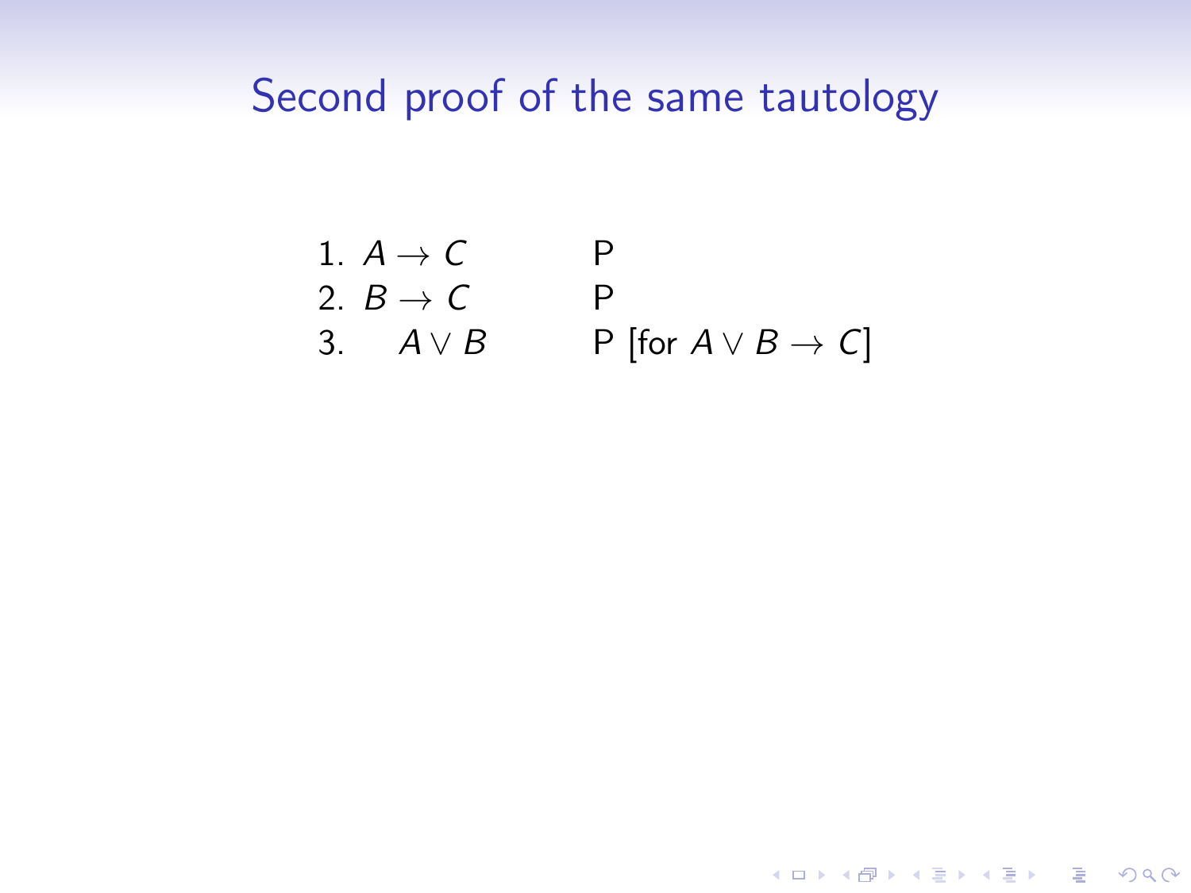## Second proof of the same tautology

| | | |
|---|---|---|
| 1. | $A \rightarrow C$ | P |
| 2. | $B \rightarrow C$ | P |
| 3. | $\quad A \vee B$ | P [for $A \vee B \rightarrow C$] |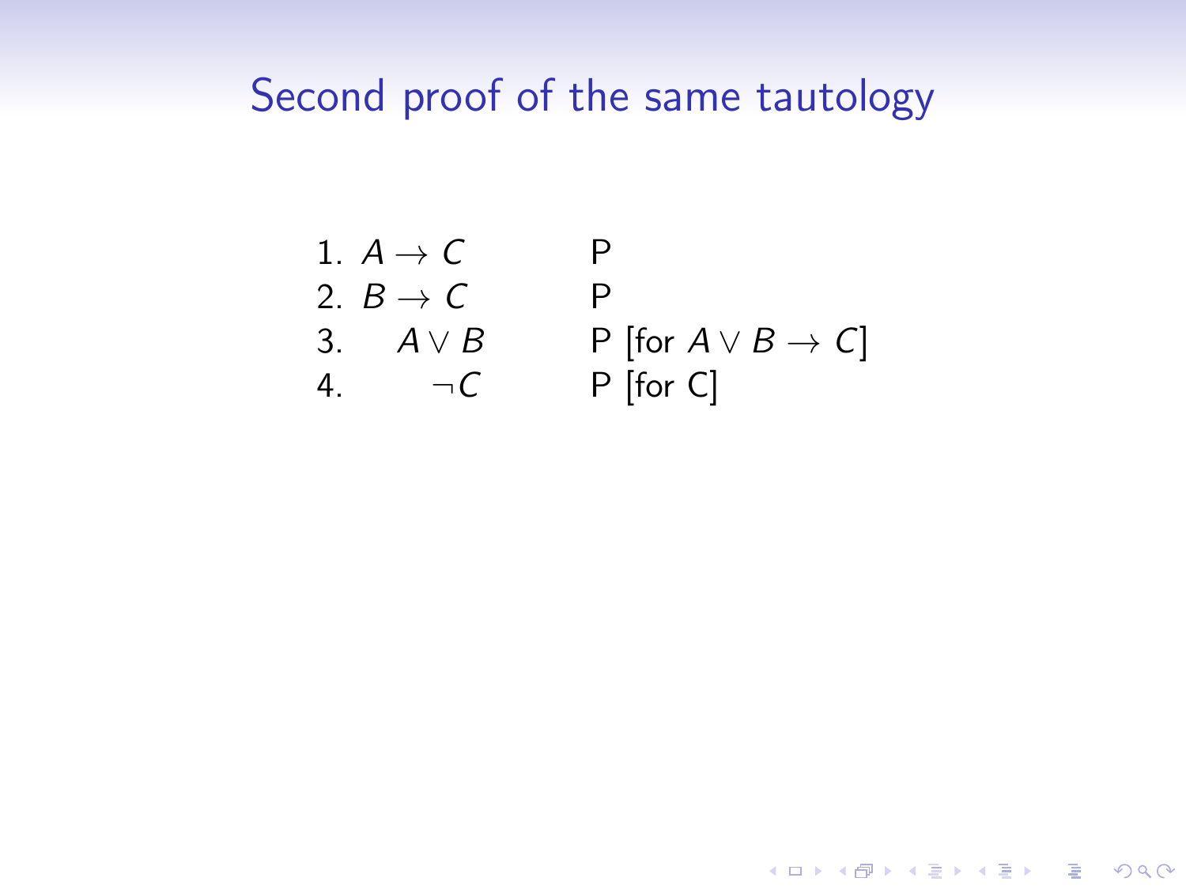## Second proof of the same tautology

| | | |
|---|---|---|
| 1. | $A \to C$ | P |
| 2. | $B \to C$ | P |
| 3. | $\quad A \vee B$ | P [for $A \vee B \to C$] |
| 4. | $\qquad \neg C$ | P [for C] |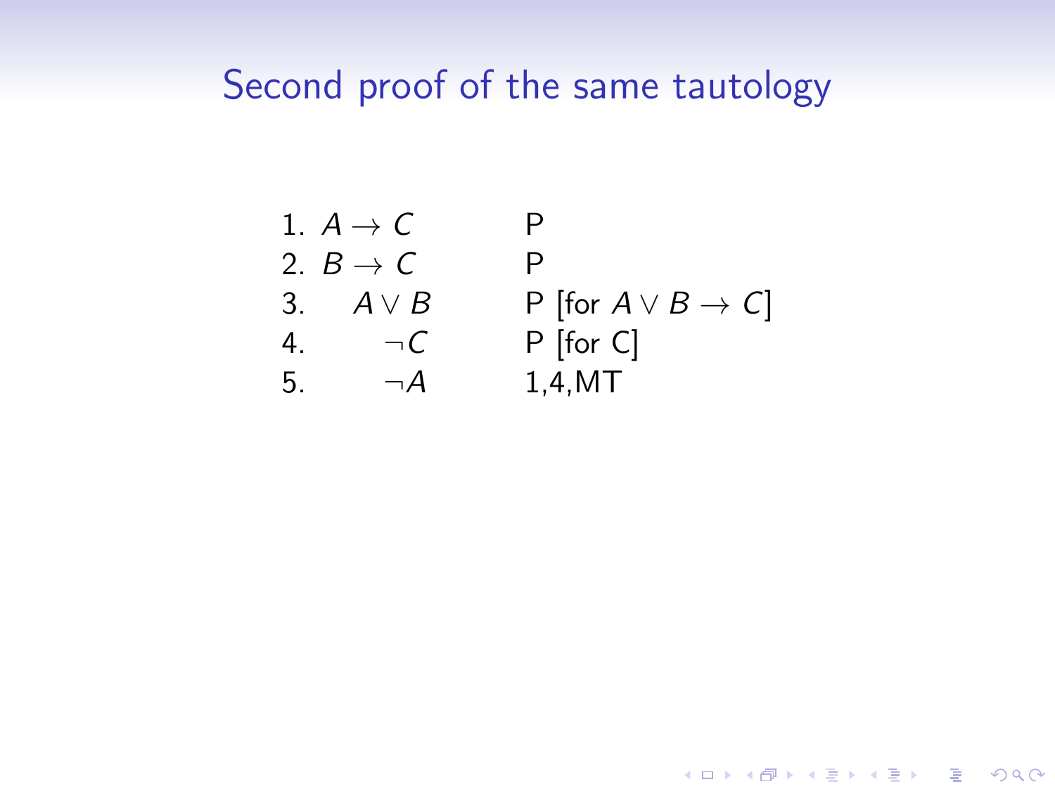## Second proof of the same tautology

| | | |
|---|---|---|
| 1. | $A \rightarrow C$ | P |
| 2. | $B \rightarrow C$ | P |
| 3. | $\quad A \vee B$ | P [for $A \vee B \rightarrow C$] |
| 4. | $\qquad \neg C$ | P [for C] |
| 5. | $\qquad \neg A$ | 1,4,MT |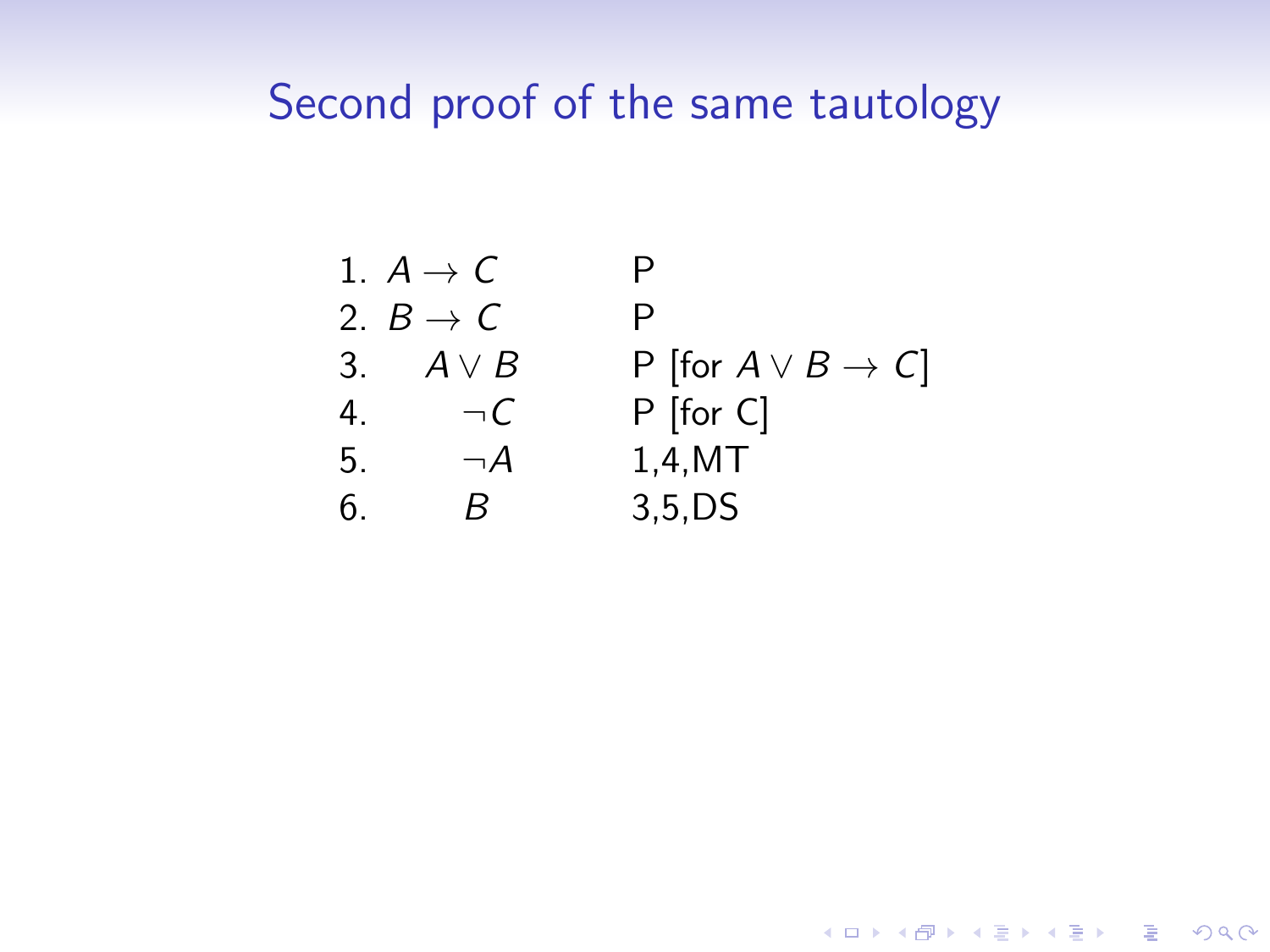# Second proof of the same tautology

| | | |
|---|---|---|
| 1. | $A \to C$ | P |
| 2. | $B \to C$ | P |
| 3. | $\quad A \vee B$ | P [for $A \vee B \to C$] |
| 4. | $\qquad \neg C$ | P [for C] |
| 5. | $\qquad \neg A$ | 1,4,MT |
| 6. | $\qquad B$ | 3,5,DS |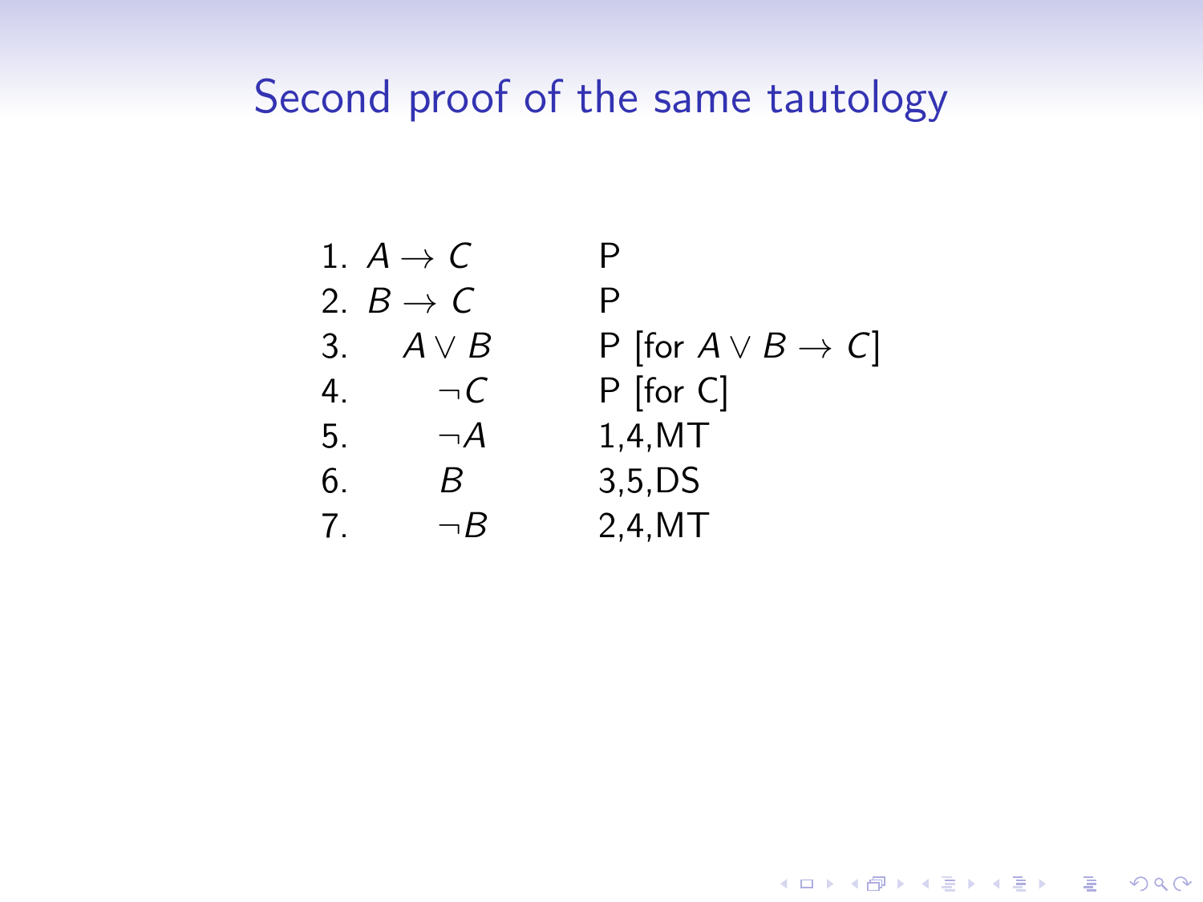## Second proof of the same tautology

| | | |
|---|---|---|
| 1. | $A \to C$ | P |
| 2. | $B \to C$ | P |
| 3. | $\quad A \vee B$ | P [for $A \vee B \to C$] |
| 4. | $\quad\quad \neg C$ | P [for C] |
| 5. | $\quad\quad \neg A$ | 1,4,MT |
| 6. | $\quad\quad B$ | 3,5,DS |
| 7. | $\quad\quad \neg B$ | 2,4,MT |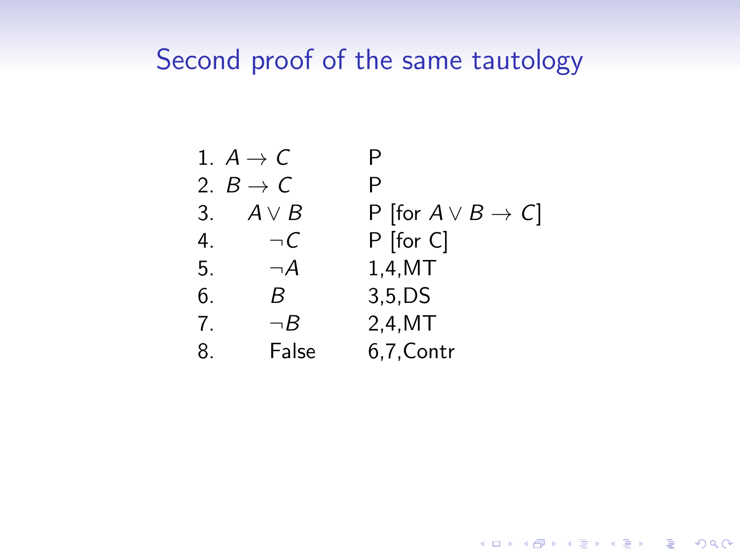# Second proof of the same tautology

| | | |
|---|---|---|
| 1. | $A \rightarrow C$ | P |
| 2. | $B \rightarrow C$ | P |
| 3. | $A \vee B$ | P [for $A \vee B \rightarrow C$] |
| 4. | $\neg C$ | P [for C] |
| 5. | $\neg A$ | 1,4,MT |
| 6. | $B$ | 3,5,DS |
| 7. | $\neg B$ | 2,4,MT |
| 8. | False | 6,7,Contr |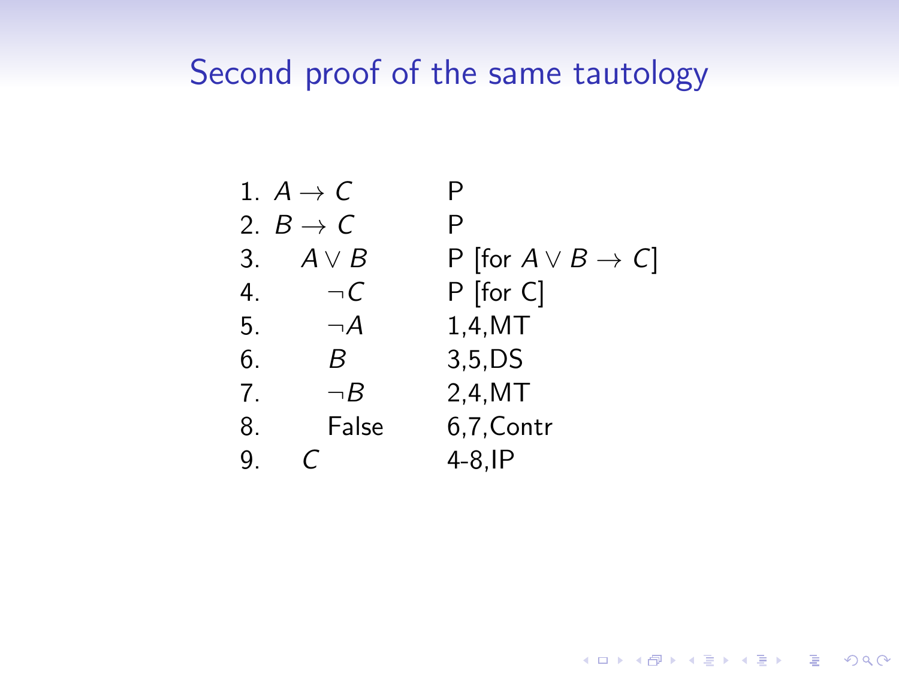# Second proof of the same tautology

| Line | Formula | Justification |
|---|---|---|
| 1. | $A \rightarrow C$ | P |
| 2. | $B \rightarrow C$ | P |
| 3. | $A \vee B$ | P [for $A \vee B \rightarrow C$] |
| 4. | $\neg C$ | P [for C] |
| 5. | $\neg A$ | 1,4,MT |
| 6. | $B$ | 3,5,DS |
| 7. | $\neg B$ | 2,4,MT |
| 8. | False | 6,7,Contr |
| 9. | $C$ | 4-8,IP |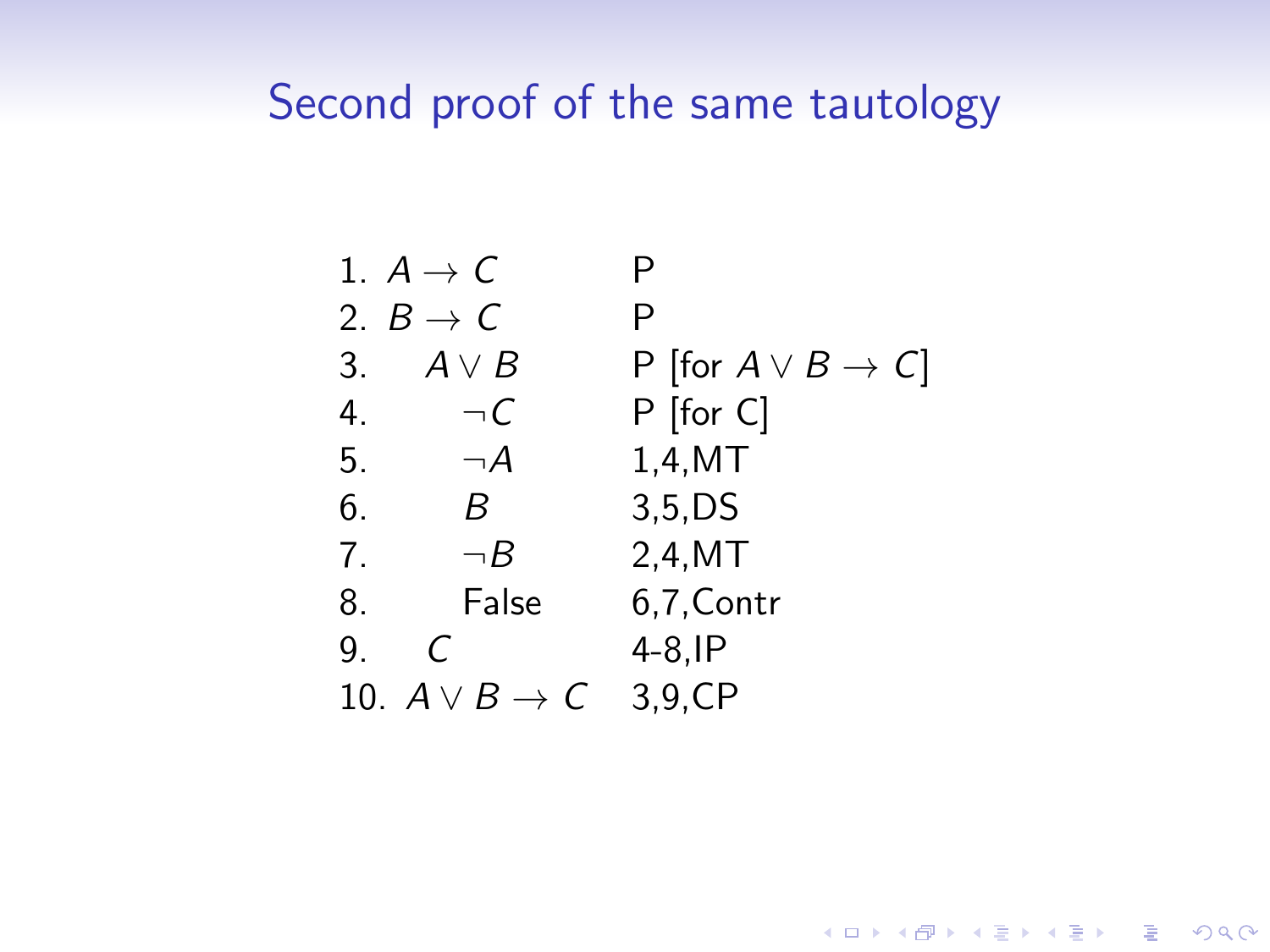## Second proof of the same tautology

| Line | Formula | Justification |
|---|---|---|
| 1. | $A \to C$ | P |
| 2. | $B \to C$ | P |
| 3. | $A \lor B$ | P [for $A \lor B \to C$] |
| 4. | $\neg C$ | P [for C] |
| 5. | $\neg A$ | 1,4,MT |
| 6. | $B$ | 3,5,DS |
| 7. | $\neg B$ | 2,4,MT |
| 8. | False | 6,7,Contr |
| 9. | $C$ | 4-8,IP |
| 10. | $A \lor B \to C$ | 3,9,CP |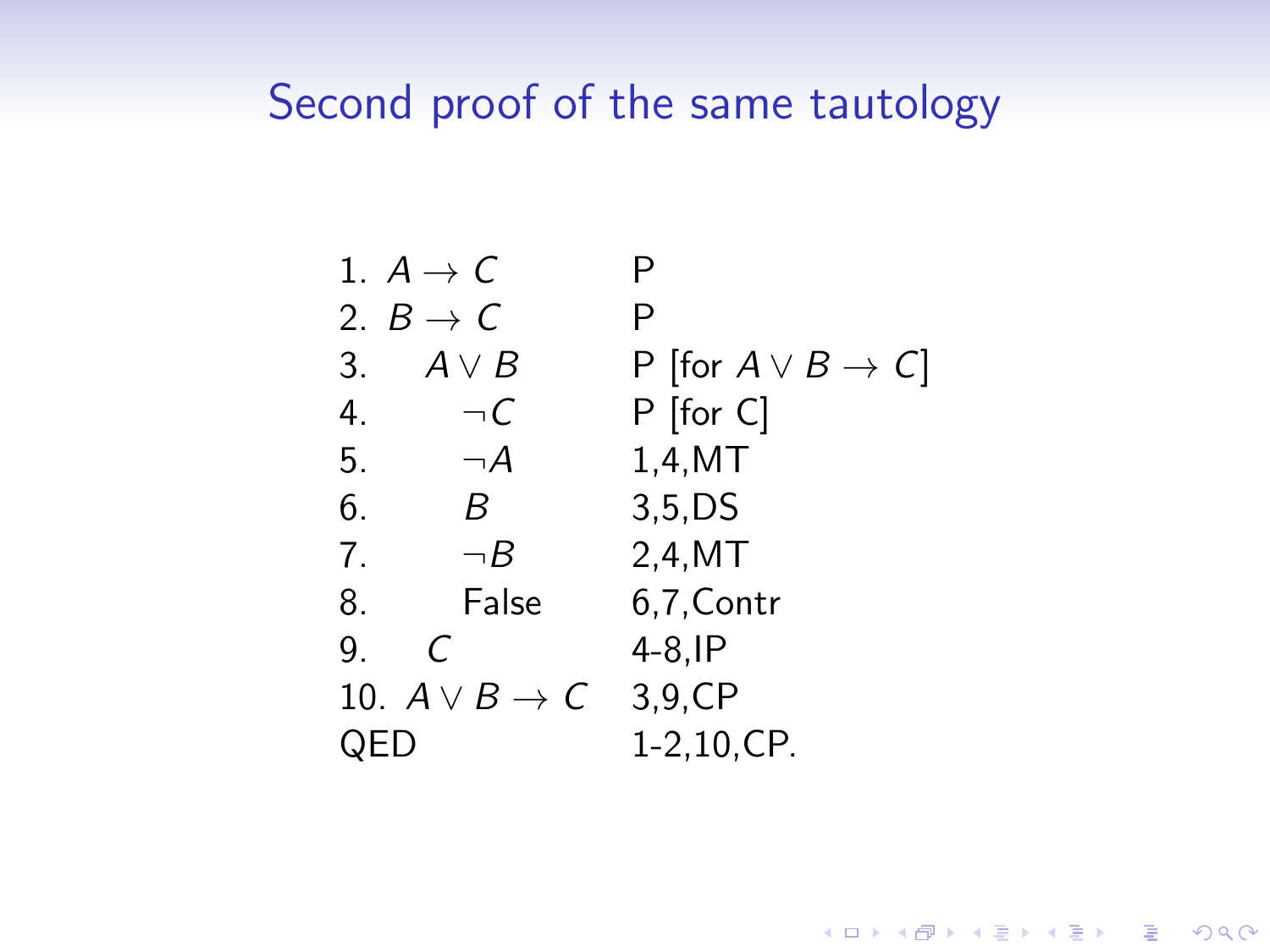# Second proof of the same tautology

| | | |
|---|---|---|
| 1. | $A \rightarrow C$ | P |
| 2. | $B \rightarrow C$ | P |
| 3. | $\quad A \vee B$ | P [for $A \vee B \rightarrow C$] |
| 4. | $\quad\quad \neg C$ | P [for C] |
| 5. | $\quad\quad \neg A$ | 1,4,MT |
| 6. | $\quad\quad B$ | 3,5,DS |
| 7. | $\quad\quad \neg B$ | 2,4,MT |
| 8. | $\quad\quad$ False | 6,7,Contr |
| 9. | $\quad C$ | 4-8,IP |
| 10. | $A \vee B \rightarrow C$ | 3,9,CP |
| QED | | 1-2,10,CP. |